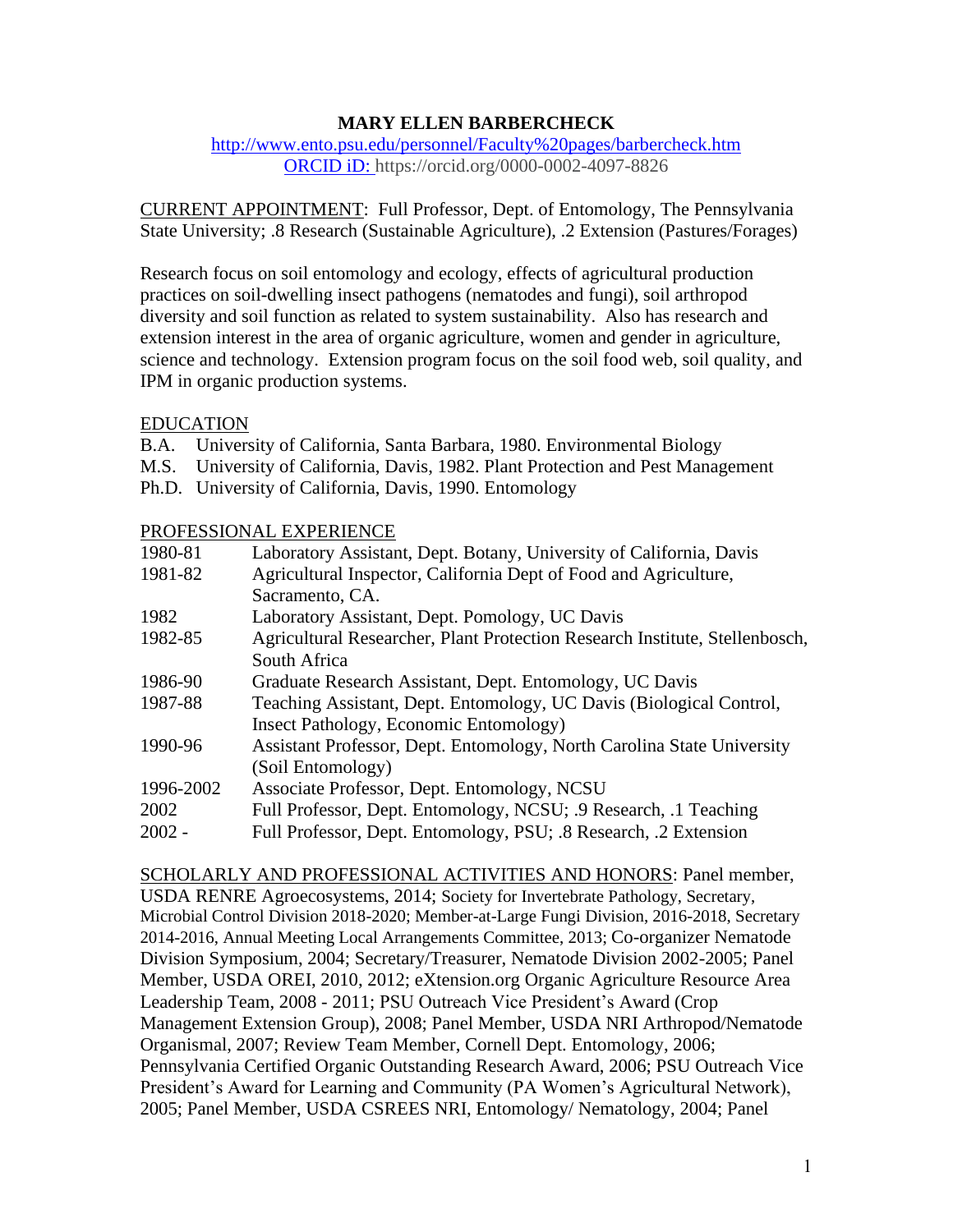# MARY ELLEN BARBERCHECK

http://www.ento.psu.edu/personnel/Faculty%20pages/barbercheck.htm
ORCID iD: https://orcid.org/0000-0002-4097-8826

CURRENT APPOINTMENT: Full Professor, Dept. of Entomology, The Pennsylvania State University; .8 Research (Sustainable Agriculture), .2 Extension (Pastures/Forages)

Research focus on soil entomology and ecology, effects of agricultural production practices on soil-dwelling insect pathogens (nematodes and fungi), soil arthropod diversity and soil function as related to system sustainability. Also has research and extension interest in the area of organic agriculture, women and gender in agriculture, science and technology. Extension program focus on the soil food web, soil quality, and IPM in organic production systems.

EDUCATION

B.A. University of California, Santa Barbara, 1980. Environmental Biology
M.S. University of California, Davis, 1982. Plant Protection and Pest Management
Ph.D. University of California, Davis, 1990. Entomology

PROFESSIONAL EXPERIENCE

| | |
|---|---|
| 1980-81 | Laboratory Assistant, Dept. Botany, University of California, Davis |
| 1981-82 | Agricultural Inspector, California Dept of Food and Agriculture, Sacramento, CA. |
| 1982 | Laboratory Assistant, Dept. Pomology, UC Davis |
| 1982-85 | Agricultural Researcher, Plant Protection Research Institute, Stellenbosch, South Africa |
| 1986-90 | Graduate Research Assistant, Dept. Entomology, UC Davis |
| 1987-88 | Teaching Assistant, Dept. Entomology, UC Davis (Biological Control, Insect Pathology, Economic Entomology) |
| 1990-96 | Assistant Professor, Dept. Entomology, North Carolina State University (Soil Entomology) |
| 1996-2002 | Associate Professor, Dept. Entomology, NCSU |
| 2002 | Full Professor, Dept. Entomology, NCSU; .9 Research, .1 Teaching |
| 2002 - | Full Professor, Dept. Entomology, PSU; .8 Research, .2 Extension |

SCHOLARLY AND PROFESSIONAL ACTIVITIES AND HONORS: Panel member, USDA RENRE Agroecosystems, 2014; Society for Invertebrate Pathology, Secretary, Microbial Control Division 2018-2020; Member-at-Large Fungi Division, 2016-2018, Secretary 2014-2016, Annual Meeting Local Arrangements Committee, 2013; Co-organizer Nematode Division Symposium, 2004; Secretary/Treasurer, Nematode Division 2002-2005; Panel Member, USDA OREI, 2010, 2012; eXtension.org Organic Agriculture Resource Area Leadership Team, 2008 - 2011; PSU Outreach Vice President's Award (Crop Management Extension Group), 2008; Panel Member, USDA NRI Arthropod/Nematode Organismal, 2007; Review Team Member, Cornell Dept. Entomology, 2006; Pennsylvania Certified Organic Outstanding Research Award, 2006; PSU Outreach Vice President's Award for Learning and Community (PA Women's Agricultural Network), 2005; Panel Member, USDA CSREES NRI, Entomology/ Nematology, 2004; Panel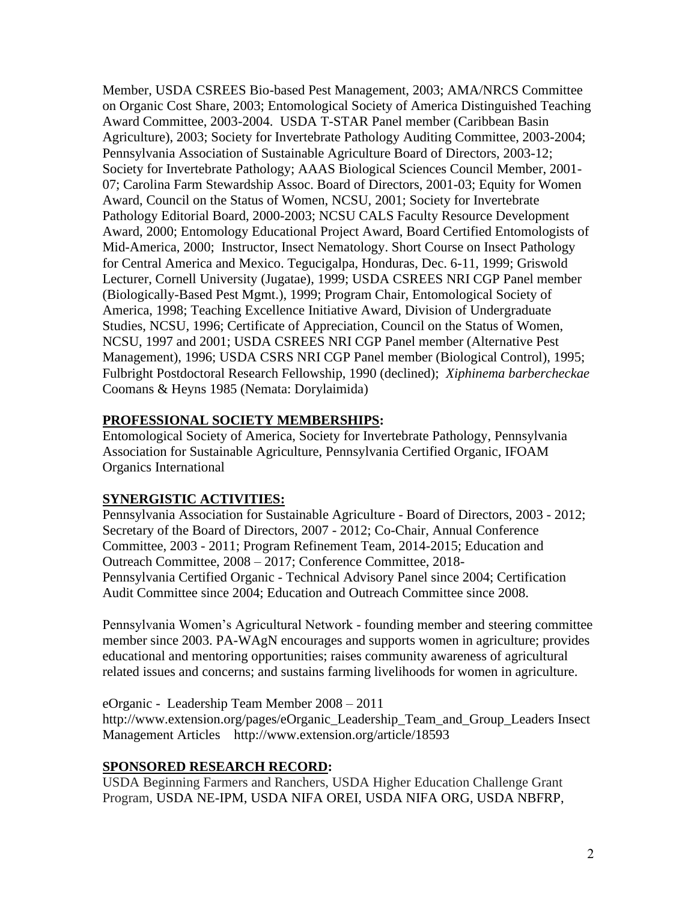Member, USDA CSREES Bio-based Pest Management, 2003; AMA/NRCS Committee on Organic Cost Share, 2003; Entomological Society of America Distinguished Teaching Award Committee, 2003-2004. USDA T-STAR Panel member (Caribbean Basin Agriculture), 2003; Society for Invertebrate Pathology Auditing Committee, 2003-2004; Pennsylvania Association of Sustainable Agriculture Board of Directors, 2003-12; Society for Invertebrate Pathology; AAAS Biological Sciences Council Member, 2001-07; Carolina Farm Stewardship Assoc. Board of Directors, 2001-03; Equity for Women Award, Council on the Status of Women, NCSU, 2001; Society for Invertebrate Pathology Editorial Board, 2000-2003; NCSU CALS Faculty Resource Development Award, 2000; Entomology Educational Project Award, Board Certified Entomologists of Mid-America, 2000; Instructor, Insect Nematology. Short Course on Insect Pathology for Central America and Mexico. Tegucigalpa, Honduras, Dec. 6-11, 1999; Griswold Lecturer, Cornell University (Jugatae), 1999; USDA CSREES NRI CGP Panel member (Biologically-Based Pest Mgmt.), 1999; Program Chair, Entomological Society of America, 1998; Teaching Excellence Initiative Award, Division of Undergraduate Studies, NCSU, 1996; Certificate of Appreciation, Council on the Status of Women, NCSU, 1997 and 2001; USDA CSREES NRI CGP Panel member (Alternative Pest Management), 1996; USDA CSRS NRI CGP Panel member (Biological Control), 1995; Fulbright Postdoctoral Research Fellowship, 1990 (declined); *Xiphinema barbercheckae* Coomans & Heyns 1985 (Nemata: Dorylaimida)

## PROFESSIONAL SOCIETY MEMBERSHIPS:

Entomological Society of America, Society for Invertebrate Pathology, Pennsylvania Association for Sustainable Agriculture, Pennsylvania Certified Organic, IFOAM Organics International

## SYNERGISTIC ACTIVITIES:

Pennsylvania Association for Sustainable Agriculture - Board of Directors, 2003 - 2012; Secretary of the Board of Directors, 2007 - 2012; Co-Chair, Annual Conference Committee, 2003 - 2011; Program Refinement Team, 2014-2015; Education and Outreach Committee, 2008 – 2017; Conference Committee, 2018-
Pennsylvania Certified Organic - Technical Advisory Panel since 2004; Certification Audit Committee since 2004; Education and Outreach Committee since 2008.

Pennsylvania Women's Agricultural Network - founding member and steering committee member since 2003. PA-WAgN encourages and supports women in agriculture; provides educational and mentoring opportunities; raises community awareness of agricultural related issues and concerns; and sustains farming livelihoods for women in agriculture.

eOrganic - Leadership Team Member 2008 – 2011
http://www.extension.org/pages/eOrganic_Leadership_Team_and_Group_Leaders Insect Management Articles http://www.extension.org/article/18593

## SPONSORED RESEARCH RECORD:

USDA Beginning Farmers and Ranchers, USDA Higher Education Challenge Grant Program, USDA NE-IPM, USDA NIFA OREI, USDA NIFA ORG, USDA NBFRP,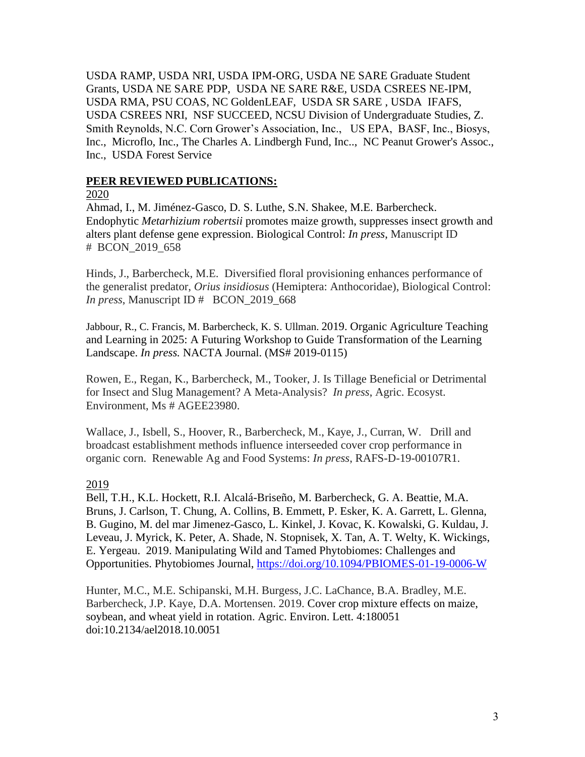USDA RAMP, USDA NRI, USDA IPM-ORG, USDA NE SARE Graduate Student Grants, USDA NE SARE PDP, USDA NE SARE R&E, USDA CSREES NE-IPM, USDA RMA, PSU COAS, NC GoldenLEAF, USDA SR SARE , USDA IFAFS, USDA CSREES NRI, NSF SUCCEED, NCSU Division of Undergraduate Studies, Z. Smith Reynolds, N.C. Corn Grower's Association, Inc., US EPA, BASF, Inc., Biosys, Inc., Microflo, Inc., The Charles A. Lindbergh Fund, Inc.., NC Peanut Grower's Assoc., Inc., USDA Forest Service

**PEER REVIEWED PUBLICATIONS:**

2020

Ahmad, I., M. Jiménez-Gasco, D. S. Luthe, S.N. Shakee, M.E. Barbercheck. Endophytic *Metarhizium robertsii* promotes maize growth, suppresses insect growth and alters plant defense gene expression. Biological Control: *In press*, Manuscript ID # BCON_2019_658

Hinds, J., Barbercheck, M.E. Diversified floral provisioning enhances performance of the generalist predator, *Orius insidiosus* (Hemiptera: Anthocoridae), Biological Control: *In press*, Manuscript ID # BCON_2019_668

Jabbour, R., C. Francis, M. Barbercheck, K. S. Ullman. 2019. Organic Agriculture Teaching and Learning in 2025: A Futuring Workshop to Guide Transformation of the Learning Landscape. *In press.* NACTA Journal. (MS# 2019-0115)

Rowen, E., Regan, K., Barbercheck, M., Tooker, J. Is Tillage Beneficial or Detrimental for Insect and Slug Management? A Meta-Analysis? *In press*, Agric. Ecosyst. Environment, Ms # AGEE23980.

Wallace, J., Isbell, S., Hoover, R., Barbercheck, M., Kaye, J., Curran, W. Drill and broadcast establishment methods influence interseeded cover crop performance in organic corn. Renewable Ag and Food Systems: *In press*, RAFS-D-19-00107R1.

2019

Bell, T.H., K.L. Hockett, R.I. Alcalá-Briseño, M. Barbercheck, G. A. Beattie, M.A. Bruns, J. Carlson, T. Chung, A. Collins, B. Emmett, P. Esker, K. A. Garrett, L. Glenna, B. Gugino, M. del mar Jimenez-Gasco, L. Kinkel, J. Kovac, K. Kowalski, G. Kuldau, J. Leveau, J. Myrick, K. Peter, A. Shade, N. Stopnisek, X. Tan, A. T. Welty, K. Wickings, E. Yergeau. 2019. Manipulating Wild and Tamed Phytobiomes: Challenges and Opportunities. Phytobiomes Journal, https://doi.org/10.1094/PBIOMES-01-19-0006-W

Hunter, M.C., M.E. Schipanski, M.H. Burgess, J.C. LaChance, B.A. Bradley, M.E. Barbercheck, J.P. Kaye, D.A. Mortensen. 2019. Cover crop mixture effects on maize, soybean, and wheat yield in rotation. Agric. Environ. Lett. 4:180051 doi:10.2134/ael2018.10.0051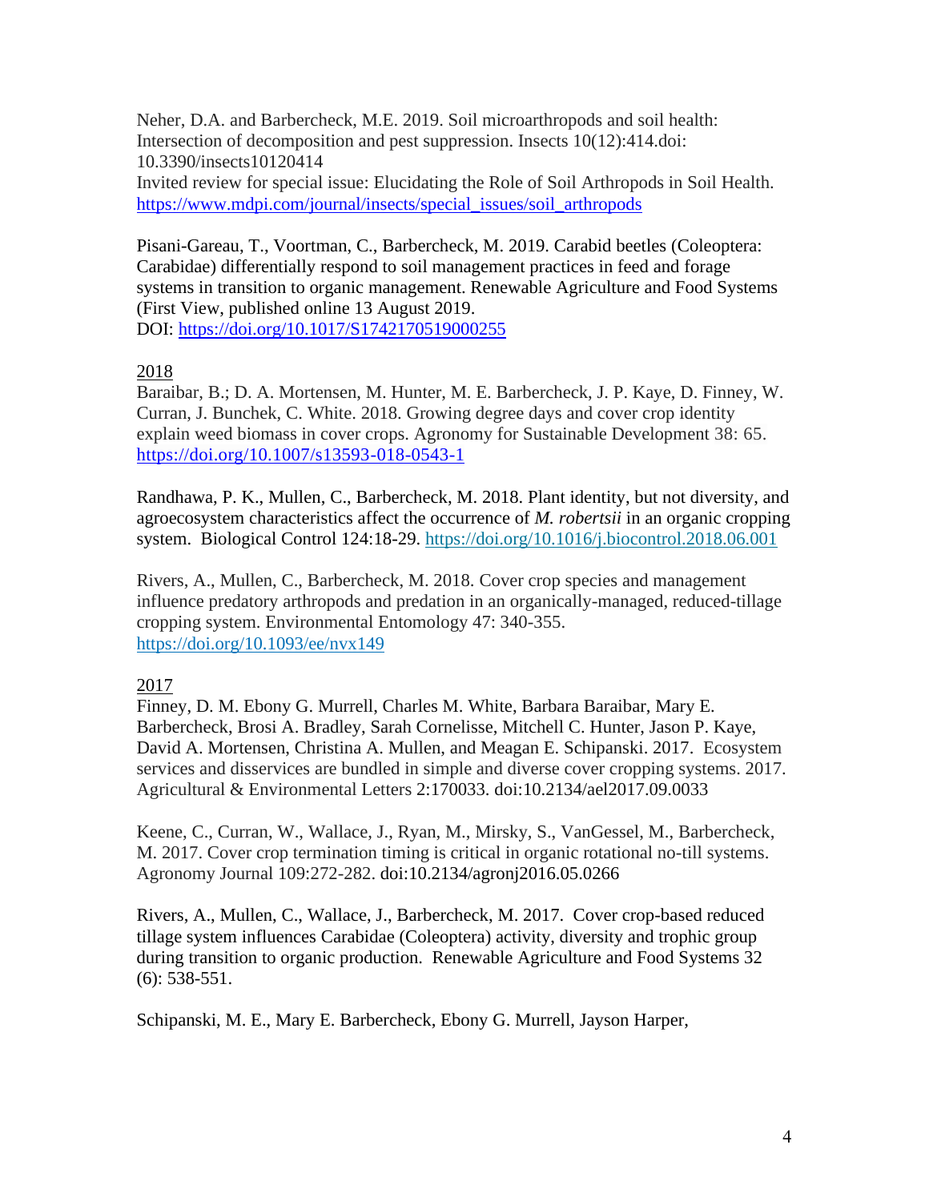Neher, D.A. and Barbercheck, M.E. 2019. Soil microarthropods and soil health: Intersection of decomposition and pest suppression. Insects 10(12):414.doi: 10.3390/insects10120414
Invited review for special issue: Elucidating the Role of Soil Arthropods in Soil Health. https://www.mdpi.com/journal/insects/special_issues/soil_arthropods

Pisani-Gareau, T., Voortman, C., Barbercheck, M. 2019. Carabid beetles (Coleoptera: Carabidae) differentially respond to soil management practices in feed and forage systems in transition to organic management. Renewable Agriculture and Food Systems (First View, published online 13 August 2019.
DOI: https://doi.org/10.1017/S1742170519000255

2018

Baraibar, B.; D. A. Mortensen, M. Hunter, M. E. Barbercheck, J. P. Kaye, D. Finney, W. Curran, J. Bunchek, C. White. 2018. Growing degree days and cover crop identity explain weed biomass in cover crops. Agronomy for Sustainable Development 38: 65. https://doi.org/10.1007/s13593-018-0543-1

Randhawa, P. K., Mullen, C., Barbercheck, M. 2018. Plant identity, but not diversity, and agroecosystem characteristics affect the occurrence of *M. robertsii* in an organic cropping system. Biological Control 124:18-29. https://doi.org/10.1016/j.biocontrol.2018.06.001

Rivers, A., Mullen, C., Barbercheck, M. 2018. Cover crop species and management influence predatory arthropods and predation in an organically-managed, reduced-tillage cropping system. Environmental Entomology 47: 340-355. https://doi.org/10.1093/ee/nvx149

2017

Finney, D. M. Ebony G. Murrell, Charles M. White, Barbara Baraibar, Mary E. Barbercheck, Brosi A. Bradley, Sarah Cornelisse, Mitchell C. Hunter, Jason P. Kaye, David A. Mortensen, Christina A. Mullen, and Meagan E. Schipanski. 2017. Ecosystem services and disservices are bundled in simple and diverse cover cropping systems. 2017. Agricultural & Environmental Letters 2:170033. doi:10.2134/ael2017.09.0033

Keene, C., Curran, W., Wallace, J., Ryan, M., Mirsky, S., VanGessel, M., Barbercheck, M. 2017. Cover crop termination timing is critical in organic rotational no-till systems. Agronomy Journal 109:272-282. doi:10.2134/agronj2016.05.0266

Rivers, A., Mullen, C., Wallace, J., Barbercheck, M. 2017. Cover crop-based reduced tillage system influences Carabidae (Coleoptera) activity, diversity and trophic group during transition to organic production. Renewable Agriculture and Food Systems 32 (6): 538-551.

Schipanski, M. E., Mary E. Barbercheck, Ebony G. Murrell, Jayson Harper,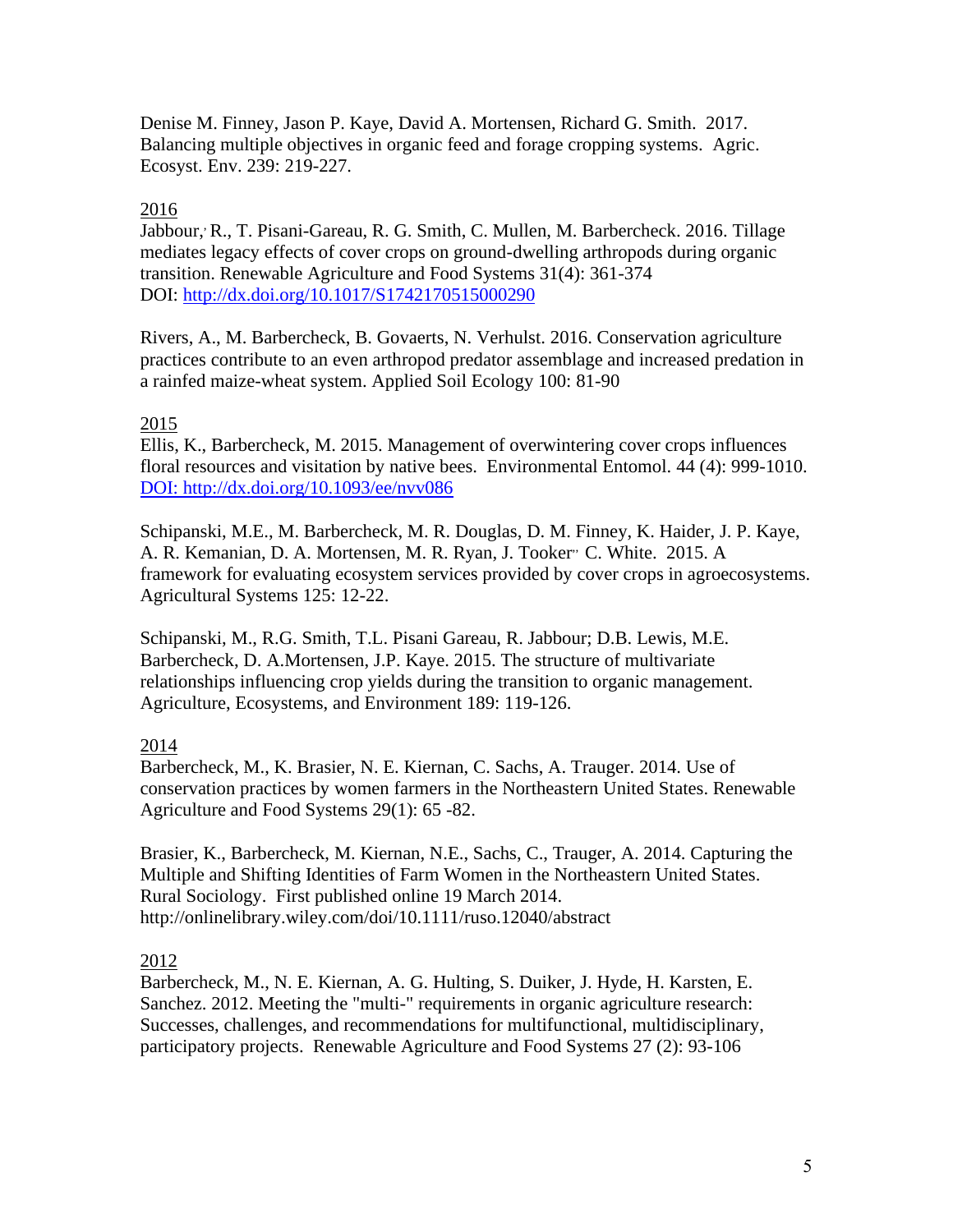Denise M. Finney, Jason P. Kaye, David A. Mortensen, Richard G. Smith. 2017. Balancing multiple objectives in organic feed and forage cropping systems. Agric. Ecosyst. Env. 239: 219-227.

<u>2016</u>

Jabbour, R., T. Pisani-Gareau, R. G. Smith, C. Mullen, M. Barbercheck. 2016. Tillage mediates legacy effects of cover crops on ground-dwelling arthropods during organic transition. Renewable Agriculture and Food Systems 31(4): 361-374
DOI: http://dx.doi.org/10.1017/S1742170515000290

Rivers, A., M. Barbercheck, B. Govaerts, N. Verhulst. 2016. Conservation agriculture practices contribute to an even arthropod predator assemblage and increased predation in a rainfed maize-wheat system. Applied Soil Ecology 100: 81-90

<u>2015</u>

Ellis, K., Barbercheck, M. 2015. Management of overwintering cover crops influences floral resources and visitation by native bees. Environmental Entomol. 44 (4): 999-1010.
DOI: http://dx.doi.org/10.1093/ee/nvv086

Schipanski, M.E., M. Barbercheck, M. R. Douglas, D. M. Finney, K. Haider, J. P. Kaye, A. R. Kemanian, D. A. Mortensen, M. R. Ryan, J. Tooker, C. White. 2015. A framework for evaluating ecosystem services provided by cover crops in agroecosystems. Agricultural Systems 125: 12-22.

Schipanski, M., R.G. Smith, T.L. Pisani Gareau, R. Jabbour; D.B. Lewis, M.E. Barbercheck, D. A.Mortensen, J.P. Kaye. 2015. The structure of multivariate relationships influencing crop yields during the transition to organic management. Agriculture, Ecosystems, and Environment 189: 119-126.

<u>2014</u>

Barbercheck, M., K. Brasier, N. E. Kiernan, C. Sachs, A. Trauger. 2014. Use of conservation practices by women farmers in the Northeastern United States. Renewable Agriculture and Food Systems 29(1): 65 -82.

Brasier, K., Barbercheck, M. Kiernan, N.E., Sachs, C., Trauger, A. 2014. Capturing the Multiple and Shifting Identities of Farm Women in the Northeastern United States. Rural Sociology. First published online 19 March 2014.
http://onlinelibrary.wiley.com/doi/10.1111/ruso.12040/abstract

<u>2012</u>

Barbercheck, M., N. E. Kiernan, A. G. Hulting, S. Duiker, J. Hyde, H. Karsten, E. Sanchez. 2012. Meeting the "multi-" requirements in organic agriculture research: Successes, challenges, and recommendations for multifunctional, multidisciplinary, participatory projects. Renewable Agriculture and Food Systems 27 (2): 93-106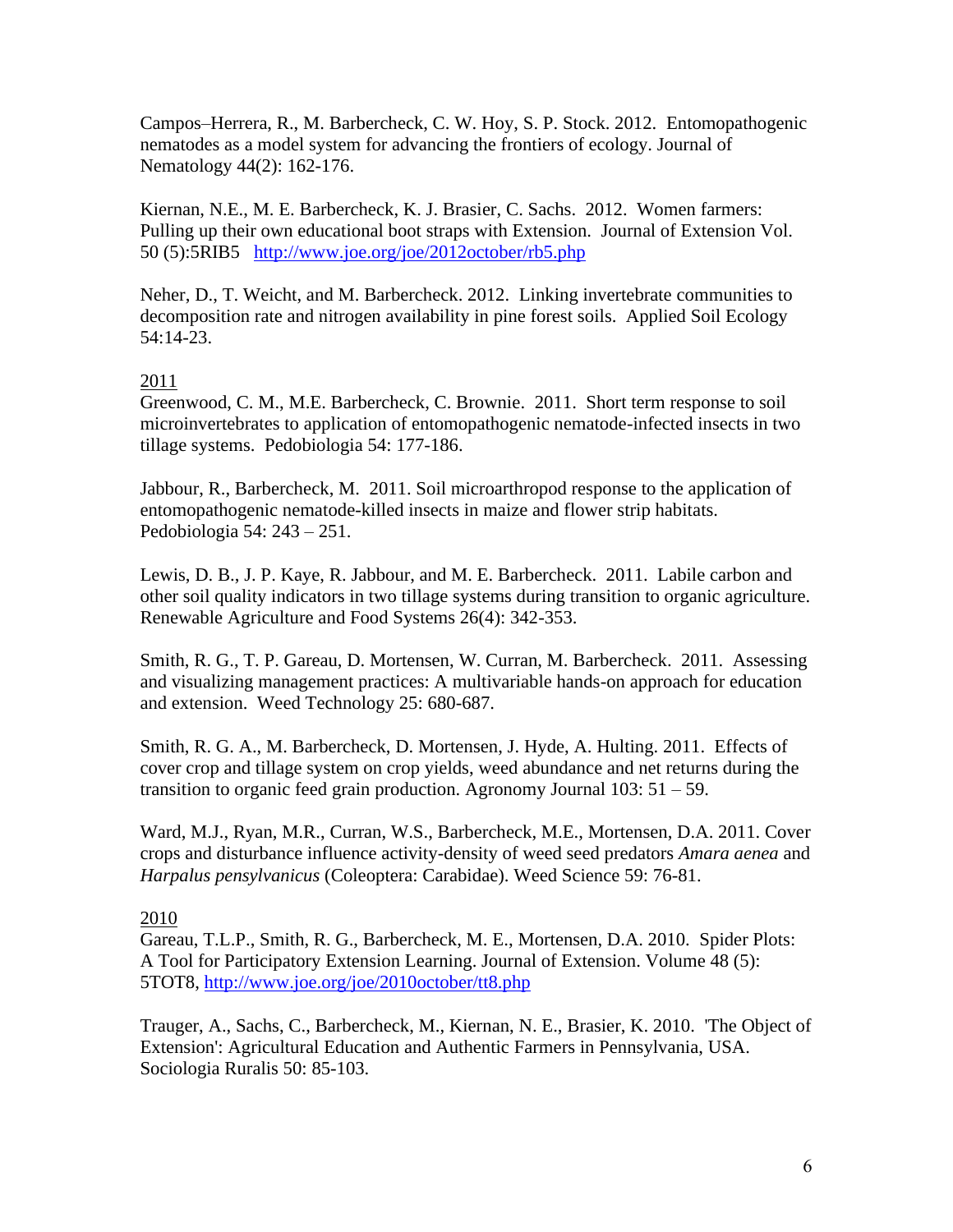Campos–Herrera, R., M. Barbercheck, C. W. Hoy, S. P. Stock. 2012. Entomopathogenic nematodes as a model system for advancing the frontiers of ecology. Journal of Nematology 44(2): 162-176.

Kiernan, N.E., M. E. Barbercheck, K. J. Brasier, C. Sachs. 2012. Women farmers: Pulling up their own educational boot straps with Extension. Journal of Extension Vol. 50 (5):5RIB5 http://www.joe.org/joe/2012october/rb5.php

Neher, D., T. Weicht, and M. Barbercheck. 2012. Linking invertebrate communities to decomposition rate and nitrogen availability in pine forest soils. Applied Soil Ecology 54:14-23.

2011

Greenwood, C. M., M.E. Barbercheck, C. Brownie. 2011. Short term response to soil microinvertebrates to application of entomopathogenic nematode-infected insects in two tillage systems. Pedobiologia 54: 177-186.

Jabbour, R., Barbercheck, M. 2011. Soil microarthropod response to the application of entomopathogenic nematode-killed insects in maize and flower strip habitats. Pedobiologia 54: 243 – 251.

Lewis, D. B., J. P. Kaye, R. Jabbour, and M. E. Barbercheck. 2011. Labile carbon and other soil quality indicators in two tillage systems during transition to organic agriculture. Renewable Agriculture and Food Systems 26(4): 342-353.

Smith, R. G., T. P. Gareau, D. Mortensen, W. Curran, M. Barbercheck. 2011. Assessing and visualizing management practices: A multivariable hands-on approach for education and extension. Weed Technology 25: 680-687.

Smith, R. G. A., M. Barbercheck, D. Mortensen, J. Hyde, A. Hulting. 2011. Effects of cover crop and tillage system on crop yields, weed abundance and net returns during the transition to organic feed grain production. Agronomy Journal 103: 51 – 59.

Ward, M.J., Ryan, M.R., Curran, W.S., Barbercheck, M.E., Mortensen, D.A. 2011. Cover crops and disturbance influence activity-density of weed seed predators *Amara aenea* and *Harpalus pensylvanicus* (Coleoptera: Carabidae). Weed Science 59: 76-81.

2010

Gareau, T.L.P., Smith, R. G., Barbercheck, M. E., Mortensen, D.A. 2010. Spider Plots: A Tool for Participatory Extension Learning. Journal of Extension. Volume 48 (5): 5TOT8, http://www.joe.org/joe/2010october/tt8.php

Trauger, A., Sachs, C., Barbercheck, M., Kiernan, N. E., Brasier, K. 2010. 'The Object of Extension': Agricultural Education and Authentic Farmers in Pennsylvania, USA. Sociologia Ruralis 50: 85-103.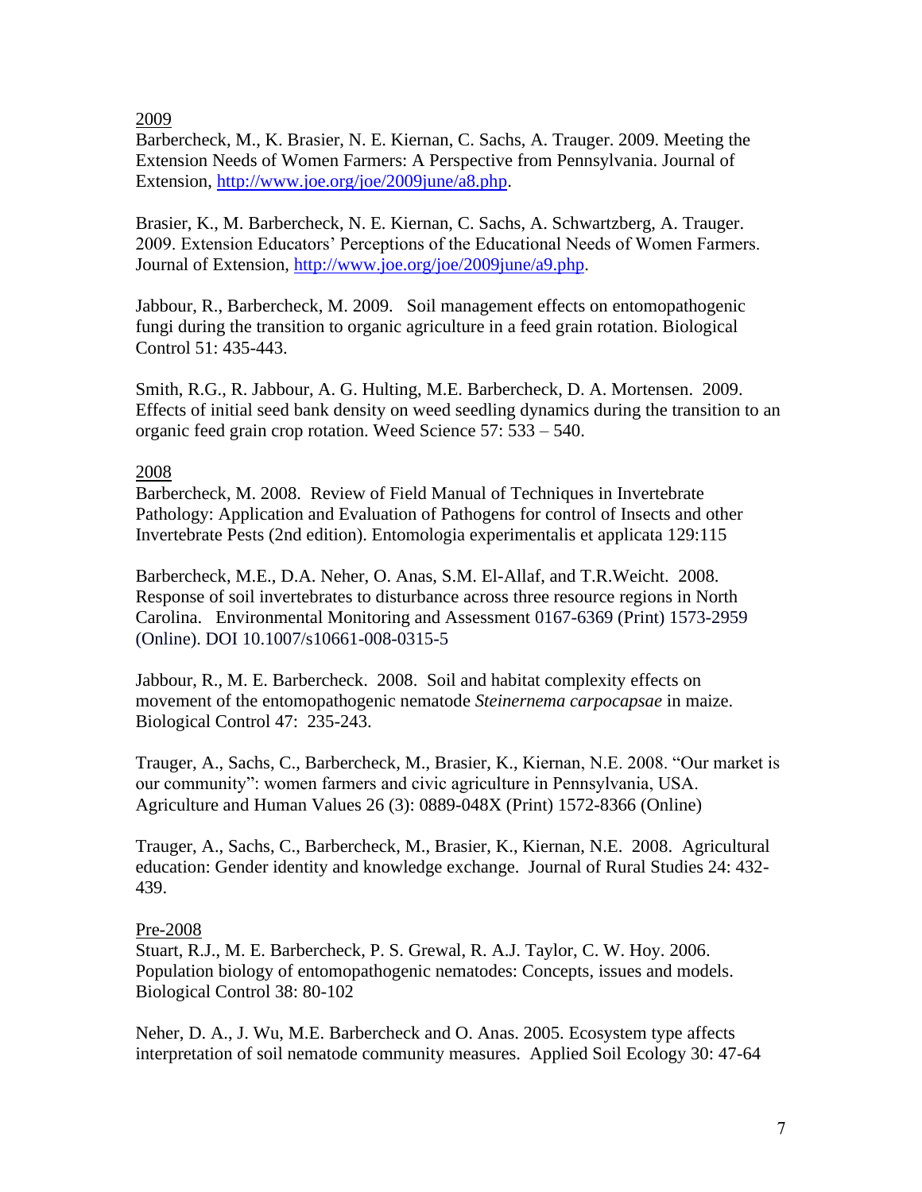2009

Barbercheck, M., K. Brasier, N. E. Kiernan, C. Sachs, A. Trauger. 2009. Meeting the Extension Needs of Women Farmers: A Perspective from Pennsylvania. Journal of Extension, http://www.joe.org/joe/2009june/a8.php.

Brasier, K., M. Barbercheck, N. E. Kiernan, C. Sachs, A. Schwartzberg, A. Trauger. 2009. Extension Educators' Perceptions of the Educational Needs of Women Farmers. Journal of Extension, http://www.joe.org/joe/2009june/a9.php.

Jabbour, R., Barbercheck, M. 2009. Soil management effects on entomopathogenic fungi during the transition to organic agriculture in a feed grain rotation. Biological Control 51: 435-443.

Smith, R.G., R. Jabbour, A. G. Hulting, M.E. Barbercheck, D. A. Mortensen. 2009. Effects of initial seed bank density on weed seedling dynamics during the transition to an organic feed grain crop rotation. Weed Science 57: 533 – 540.

2008

Barbercheck, M. 2008. Review of Field Manual of Techniques in Invertebrate Pathology: Application and Evaluation of Pathogens for control of Insects and other Invertebrate Pests (2nd edition). Entomologia experimentalis et applicata 129:115

Barbercheck, M.E., D.A. Neher, O. Anas, S.M. El-Allaf, and T.R.Weicht. 2008. Response of soil invertebrates to disturbance across three resource regions in North Carolina. Environmental Monitoring and Assessment 0167-6369 (Print) 1573-2959 (Online). DOI 10.1007/s10661-008-0315-5

Jabbour, R., M. E. Barbercheck. 2008. Soil and habitat complexity effects on movement of the entomopathogenic nematode *Steinernema carpocapsae* in maize. Biological Control 47: 235-243.

Trauger, A., Sachs, C., Barbercheck, M., Brasier, K., Kiernan, N.E. 2008. "Our market is our community": women farmers and civic agriculture in Pennsylvania, USA. Agriculture and Human Values 26 (3): 0889-048X (Print) 1572-8366 (Online)

Trauger, A., Sachs, C., Barbercheck, M., Brasier, K., Kiernan, N.E. 2008. Agricultural education: Gender identity and knowledge exchange. Journal of Rural Studies 24: 432-439.

Pre-2008

Stuart, R.J., M. E. Barbercheck, P. S. Grewal, R. A.J. Taylor, C. W. Hoy. 2006. Population biology of entomopathogenic nematodes: Concepts, issues and models. Biological Control 38: 80-102

Neher, D. A., J. Wu, M.E. Barbercheck and O. Anas. 2005. Ecosystem type affects interpretation of soil nematode community measures. Applied Soil Ecology 30: 47-64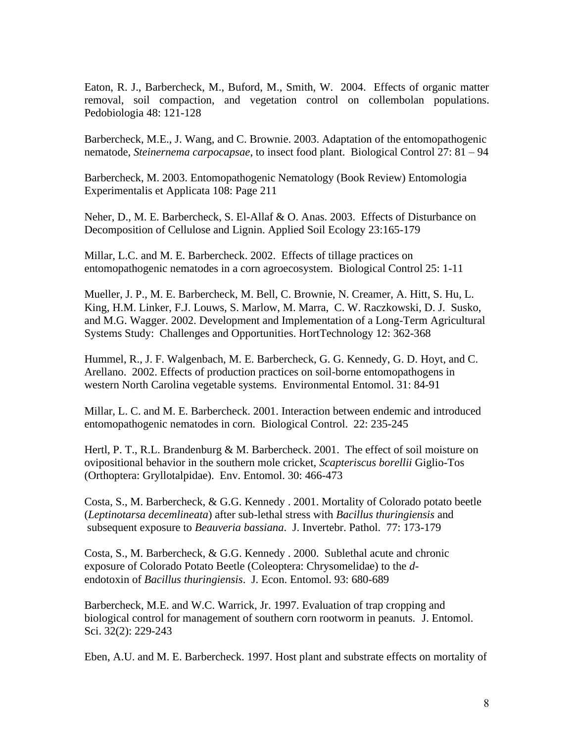Eaton, R. J., Barbercheck, M., Buford, M., Smith, W. 2004. Effects of organic matter removal, soil compaction, and vegetation control on collembolan populations. Pedobiologia 48: 121-128

Barbercheck, M.E., J. Wang, and C. Brownie. 2003. Adaptation of the entomopathogenic nematode, *Steinernema carpocapsae*, to insect food plant. Biological Control 27: 81 – 94

Barbercheck, M. 2003. Entomopathogenic Nematology (Book Review) Entomologia Experimentalis et Applicata 108: Page 211

Neher, D., M. E. Barbercheck, S. El-Allaf & O. Anas. 2003. Effects of Disturbance on Decomposition of Cellulose and Lignin. Applied Soil Ecology 23:165-179

Millar, L.C. and M. E. Barbercheck. 2002. Effects of tillage practices on entomopathogenic nematodes in a corn agroecosystem. Biological Control 25: 1-11

Mueller, J. P., M. E. Barbercheck, M. Bell, C. Brownie, N. Creamer, A. Hitt, S. Hu, L. King, H.M. Linker, F.J. Louws, S. Marlow, M. Marra, C. W. Raczkowski, D. J. Susko, and M.G. Wagger. 2002. Development and Implementation of a Long-Term Agricultural Systems Study: Challenges and Opportunities. HortTechnology 12: 362-368

Hummel, R., J. F. Walgenbach, M. E. Barbercheck, G. G. Kennedy, G. D. Hoyt, and C. Arellano. 2002. Effects of production practices on soil-borne entomopathogens in western North Carolina vegetable systems. Environmental Entomol. 31: 84-91

Millar, L. C. and M. E. Barbercheck. 2001. Interaction between endemic and introduced entomopathogenic nematodes in corn. Biological Control. 22: 235-245

Hertl, P. T., R.L. Brandenburg & M. Barbercheck. 2001. The effect of soil moisture on ovipositional behavior in the southern mole cricket, *Scapteriscus borellii* Giglio-Tos (Orthoptera: Gryllotalpidae). Env. Entomol. 30: 466-473

Costa, S., M. Barbercheck, & G.G. Kennedy . 2001. Mortality of Colorado potato beetle (*Leptinotarsa decemlineata*) after sub-lethal stress with *Bacillus thuringiensis* and subsequent exposure to *Beauveria bassiana*. J. Invertebr. Pathol. 77: 173-179

Costa, S., M. Barbercheck, & G.G. Kennedy . 2000. Sublethal acute and chronic exposure of Colorado Potato Beetle (Coleoptera: Chrysomelidae) to the *d*-endotoxin of *Bacillus thuringiensis*. J. Econ. Entomol. 93: 680-689

Barbercheck, M.E. and W.C. Warrick, Jr. 1997. Evaluation of trap cropping and biological control for management of southern corn rootworm in peanuts. J. Entomol. Sci. 32(2): 229-243

Eben, A.U. and M. E. Barbercheck. 1997. Host plant and substrate effects on mortality of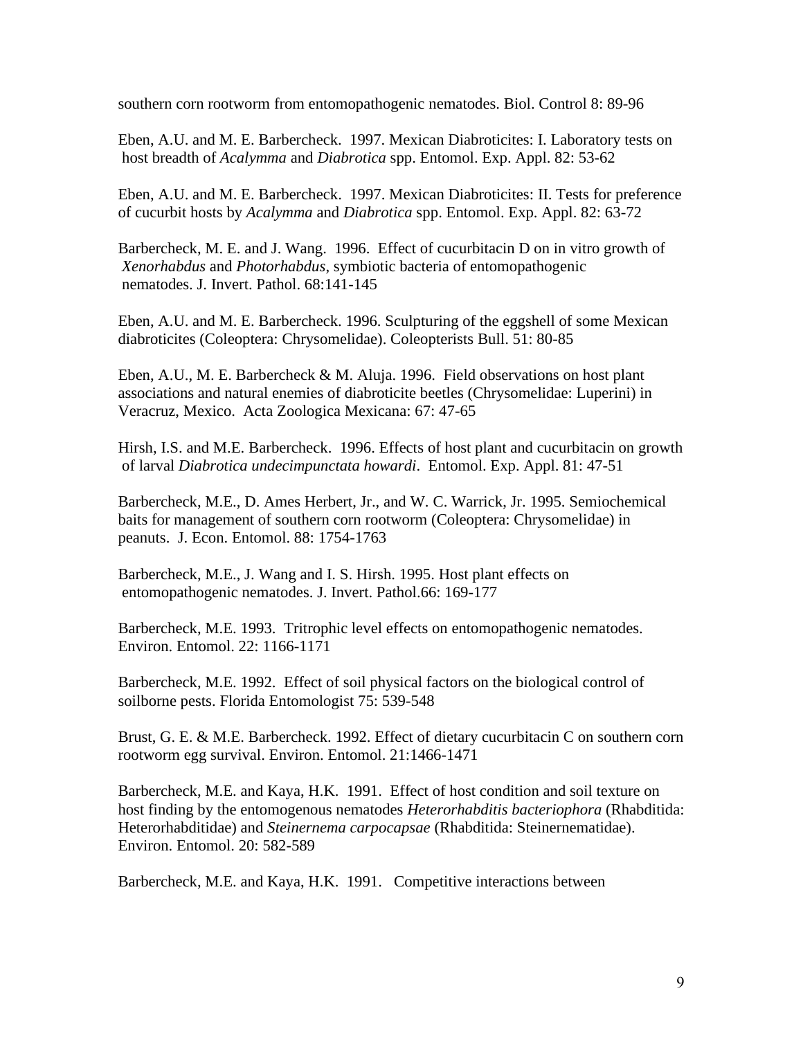southern corn rootworm from entomopathogenic nematodes. Biol. Control 8: 89-96

Eben, A.U. and M. E. Barbercheck. 1997. Mexican Diabroticites: I. Laboratory tests on host breadth of *Acalymma* and *Diabrotica* spp. Entomol. Exp. Appl. 82: 53-62

Eben, A.U. and M. E. Barbercheck. 1997. Mexican Diabroticites: II. Tests for preference of cucurbit hosts by *Acalymma* and *Diabrotica* spp. Entomol. Exp. Appl. 82: 63-72

Barbercheck, M. E. and J. Wang. 1996. Effect of cucurbitacin D on in vitro growth of *Xenorhabdus* and *Photorhabdus*, symbiotic bacteria of entomopathogenic nematodes. J. Invert. Pathol. 68:141-145

Eben, A.U. and M. E. Barbercheck. 1996. Sculpturing of the eggshell of some Mexican diabroticites (Coleoptera: Chrysomelidae). Coleopterists Bull. 51: 80-85

Eben, A.U., M. E. Barbercheck & M. Aluja. 1996. Field observations on host plant associations and natural enemies of diabroticite beetles (Chrysomelidae: Luperini) in Veracruz, Mexico. Acta Zoologica Mexicana: 67: 47-65

Hirsh, I.S. and M.E. Barbercheck. 1996. Effects of host plant and cucurbitacin on growth of larval *Diabrotica undecimpunctata howardi*. Entomol. Exp. Appl. 81: 47-51

Barbercheck, M.E., D. Ames Herbert, Jr., and W. C. Warrick, Jr. 1995. Semiochemical baits for management of southern corn rootworm (Coleoptera: Chrysomelidae) in peanuts. J. Econ. Entomol. 88: 1754-1763

Barbercheck, M.E., J. Wang and I. S. Hirsh. 1995. Host plant effects on entomopathogenic nematodes. J. Invert. Pathol.66: 169-177

Barbercheck, M.E. 1993. Tritrophic level effects on entomopathogenic nematodes. Environ. Entomol. 22: 1166-1171

Barbercheck, M.E. 1992. Effect of soil physical factors on the biological control of soilborne pests. Florida Entomologist 75: 539-548

Brust, G. E. & M.E. Barbercheck. 1992. Effect of dietary cucurbitacin C on southern corn rootworm egg survival. Environ. Entomol. 21:1466-1471

Barbercheck, M.E. and Kaya, H.K. 1991. Effect of host condition and soil texture on host finding by the entomogenous nematodes *Heterorhabditis bacteriophora* (Rhabditida: Heterorhabditidae) and *Steinernema carpocapsae* (Rhabditida: Steinernematidae). Environ. Entomol. 20: 582-589

Barbercheck, M.E. and Kaya, H.K. 1991. Competitive interactions between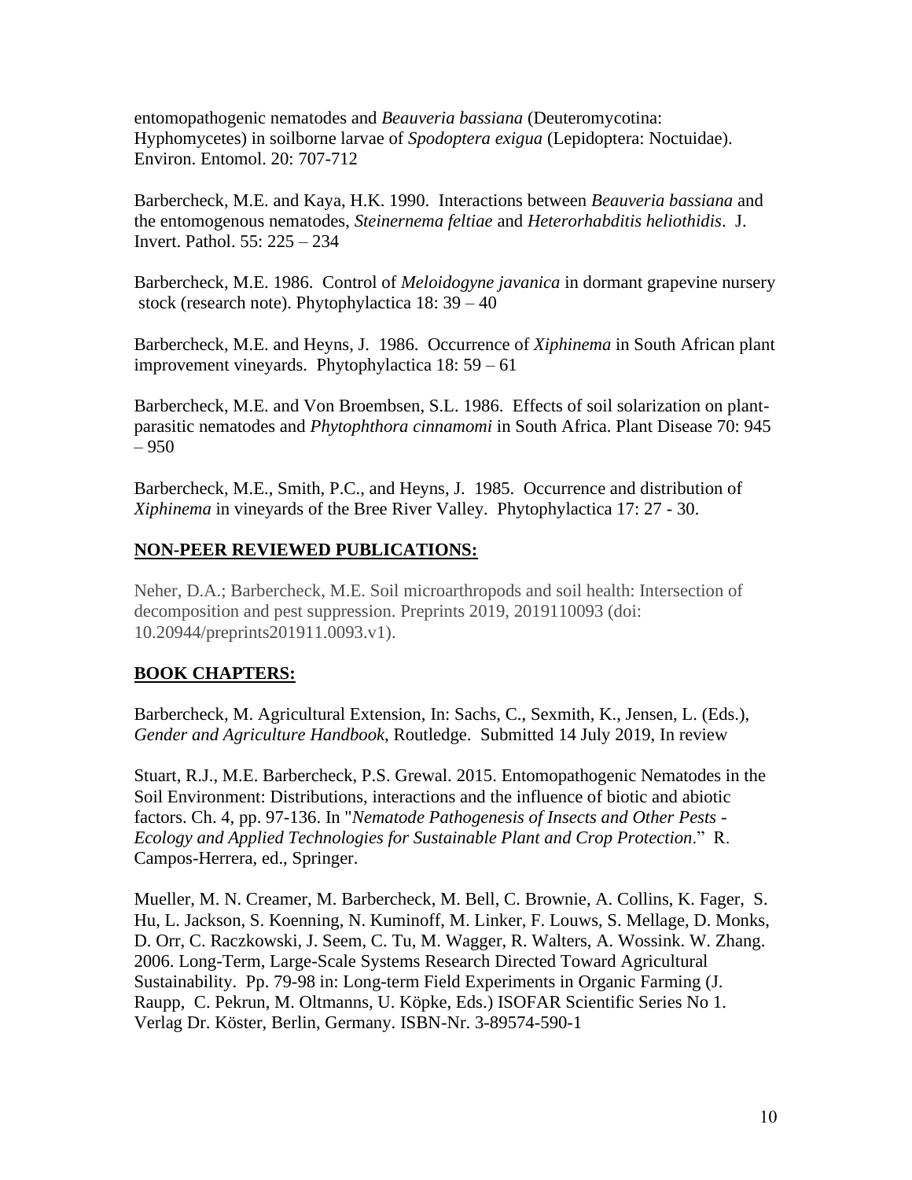entomopathogenic nematodes and *Beauveria bassiana* (Deuteromycotina: Hyphomycetes) in soilborne larvae of *Spodoptera exigua* (Lepidoptera: Noctuidae). Environ. Entomol. 20: 707-712

Barbercheck, M.E. and Kaya, H.K. 1990. Interactions between *Beauveria bassiana* and the entomogenous nematodes, *Steinernema feltiae* and *Heterorhabditis heliothidis*. J. Invert. Pathol. 55: 225 – 234

Barbercheck, M.E. 1986. Control of *Meloidogyne javanica* in dormant grapevine nursery stock (research note). Phytophylactica 18: 39 – 40

Barbercheck, M.E. and Heyns, J. 1986. Occurrence of *Xiphinema* in South African plant improvement vineyards. Phytophylactica 18: 59 – 61

Barbercheck, M.E. and Von Broembsen, S.L. 1986. Effects of soil solarization on plant-parasitic nematodes and *Phytophthora cinnamomi* in South Africa. Plant Disease 70: 945 – 950

Barbercheck, M.E., Smith, P.C., and Heyns, J. 1985. Occurrence and distribution of *Xiphinema* in vineyards of the Bree River Valley. Phytophylactica 17: 27 - 30.

## NON-PEER REVIEWED PUBLICATIONS:

Neher, D.A.; Barbercheck, M.E. Soil microarthropods and soil health: Intersection of decomposition and pest suppression. Preprints 2019, 2019110093 (doi: 10.20944/preprints201911.0093.v1).

## BOOK CHAPTERS:

Barbercheck, M. Agricultural Extension, In: Sachs, C., Sexmith, K., Jensen, L. (Eds.), *Gender and Agriculture Handbook*, Routledge. Submitted 14 July 2019, In review

Stuart, R.J., M.E. Barbercheck, P.S. Grewal. 2015. Entomopathogenic Nematodes in the Soil Environment: Distributions, interactions and the influence of biotic and abiotic factors. Ch. 4, pp. 97-136. In "*Nematode Pathogenesis of Insects and Other Pests - Ecology and Applied Technologies for Sustainable Plant and Crop Protection*." R. Campos-Herrera, ed., Springer.

Mueller, M. N. Creamer, M. Barbercheck, M. Bell, C. Brownie, A. Collins, K. Fager, S. Hu, L. Jackson, S. Koenning, N. Kuminoff, M. Linker, F. Louws, S. Mellage, D. Monks, D. Orr, C. Raczkowski, J. Seem, C. Tu, M. Wagger, R. Walters, A. Wossink. W. Zhang. 2006. Long-Term, Large-Scale Systems Research Directed Toward Agricultural Sustainability. Pp. 79-98 in: Long-term Field Experiments in Organic Farming (J. Raupp, C. Pekrun, M. Oltmanns, U. Köpke, Eds.) ISOFAR Scientific Series No 1. Verlag Dr. Köster, Berlin, Germany. ISBN-Nr. 3-89574-590-1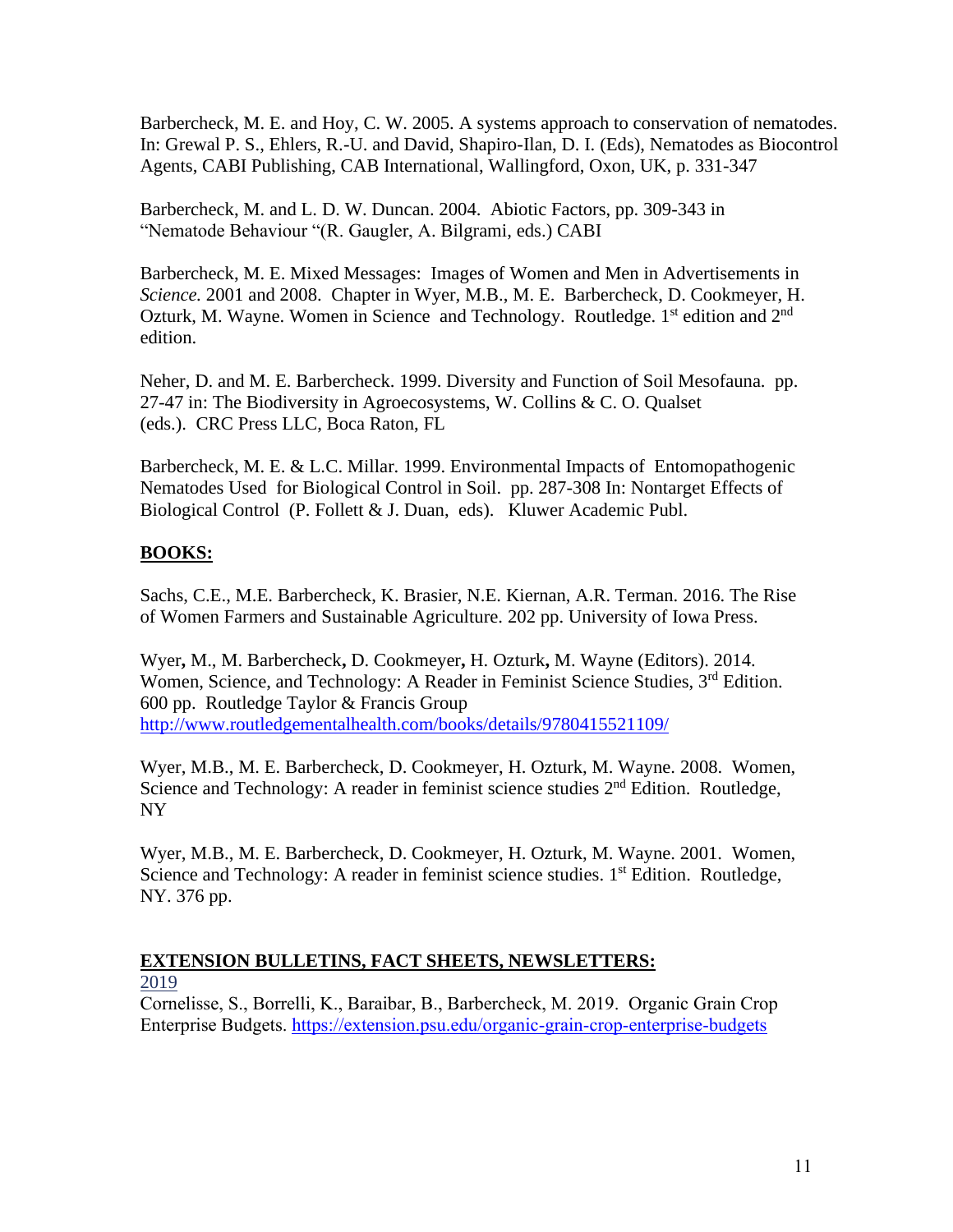Barbercheck, M. E. and Hoy, C. W. 2005. A systems approach to conservation of nematodes. In: Grewal P. S., Ehlers, R.-U. and David, Shapiro-Ilan, D. I. (Eds), Nematodes as Biocontrol Agents, CABI Publishing, CAB International, Wallingford, Oxon, UK, p. 331-347

Barbercheck, M. and L. D. W. Duncan. 2004. Abiotic Factors, pp. 309-343 in "Nematode Behaviour "(R. Gaugler, A. Bilgrami, eds.) CABI

Barbercheck, M. E. Mixed Messages: Images of Women and Men in Advertisements in *Science.* 2001 and 2008. Chapter in Wyer, M.B., M. E. Barbercheck, D. Cookmeyer, H. Ozturk, M. Wayne. Women in Science and Technology. Routledge. 1st edition and 2nd edition.

Neher, D. and M. E. Barbercheck. 1999. Diversity and Function of Soil Mesofauna. pp. 27-47 in: The Biodiversity in Agroecosystems, W. Collins & C. O. Qualset (eds.). CRC Press LLC, Boca Raton, FL

Barbercheck, M. E. & L.C. Millar. 1999. Environmental Impacts of Entomopathogenic Nematodes Used for Biological Control in Soil. pp. 287-308 In: Nontarget Effects of Biological Control (P. Follett & J. Duan, eds). Kluwer Academic Publ.

## BOOKS:

Sachs, C.E., M.E. Barbercheck, K. Brasier, N.E. Kiernan, A.R. Terman. 2016. The Rise of Women Farmers and Sustainable Agriculture. 202 pp. University of Iowa Press.

Wyer**,** M., M. Barbercheck**,** D. Cookmeyer**,** H. Ozturk**,** M. Wayne (Editors). 2014. Women, Science, and Technology: A Reader in Feminist Science Studies, 3rd Edition. 600 pp. Routledge Taylor & Francis Group
http://www.routledgementalhealth.com/books/details/9780415521109/

Wyer, M.B., M. E. Barbercheck, D. Cookmeyer, H. Ozturk, M. Wayne. 2008. Women, Science and Technology: A reader in feminist science studies 2nd Edition. Routledge, NY

Wyer, M.B., M. E. Barbercheck, D. Cookmeyer, H. Ozturk, M. Wayne. 2001. Women, Science and Technology: A reader in feminist science studies. 1st Edition. Routledge, NY. 376 pp.

## EXTENSION BULLETINS, FACT SHEETS, NEWSLETTERS:

2019

Cornelisse, S., Borrelli, K., Baraibar, B., Barbercheck, M. 2019. Organic Grain Crop Enterprise Budgets. https://extension.psu.edu/organic-grain-crop-enterprise-budgets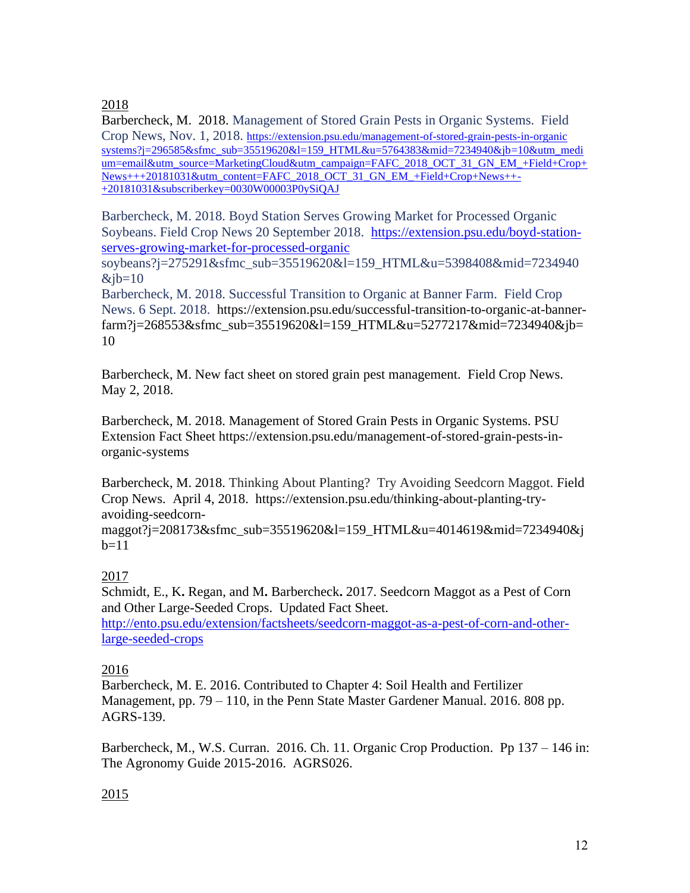2018

Barbercheck, M. 2018. Management of Stored Grain Pests in Organic Systems. Field Crop News, Nov. 1, 2018. https://extension.psu.edu/management-of-stored-grain-pests-in-organic systems?j=296585&sfmc_sub=35519620&l=159_HTML&u=5764383&mid=7234940&jb=10&utm_medium=email&utm_source=MarketingCloud&utm_campaign=FAFC_2018_OCT_31_GN_EM_+Field+Crop+News+++20181031&utm_content=FAFC_2018_OCT_31_GN_EM_+Field+Crop+News++-+20181031&subscriberkey=0030W00003P0ySiQAJ

Barbercheck, M. 2018. Boyd Station Serves Growing Market for Processed Organic Soybeans. Field Crop News 20 September 2018. https://extension.psu.edu/boyd-station-serves-growing-market-for-processed-organic soybeans?j=275291&sfmc_sub=35519620&l=159_HTML&u=5398408&mid=7234940&jb=10

Barbercheck, M. 2018. Successful Transition to Organic at Banner Farm. Field Crop News. 6 Sept. 2018. https://extension.psu.edu/successful-transition-to-organic-at-banner-farm?j=268553&sfmc_sub=35519620&l=159_HTML&u=5277217&mid=7234940&jb=10

Barbercheck, M. New fact sheet on stored grain pest management. Field Crop News. May 2, 2018.

Barbercheck, M. 2018. Management of Stored Grain Pests in Organic Systems. PSU Extension Fact Sheet https://extension.psu.edu/management-of-stored-grain-pests-in-organic-systems

Barbercheck, M. 2018. Thinking About Planting? Try Avoiding Seedcorn Maggot. Field Crop News. April 4, 2018. https://extension.psu.edu/thinking-about-planting-try-avoiding-seedcorn-maggot?j=208173&sfmc_sub=35519620&l=159_HTML&u=4014619&mid=7234940&jb=11

2017

Schmidt, E., K**.** Regan, and M**.** Barbercheck**.** 2017. Seedcorn Maggot as a Pest of Corn and Other Large-Seeded Crops. Updated Fact Sheet. http://ento.psu.edu/extension/factsheets/seedcorn-maggot-as-a-pest-of-corn-and-other-large-seeded-crops

2016

Barbercheck, M. E. 2016. Contributed to Chapter 4: Soil Health and Fertilizer Management, pp. 79 – 110, in the Penn State Master Gardener Manual. 2016. 808 pp. AGRS-139.

Barbercheck, M., W.S. Curran. 2016. Ch. 11. Organic Crop Production. Pp 137 – 146 in: The Agronomy Guide 2015-2016. AGRS026.

2015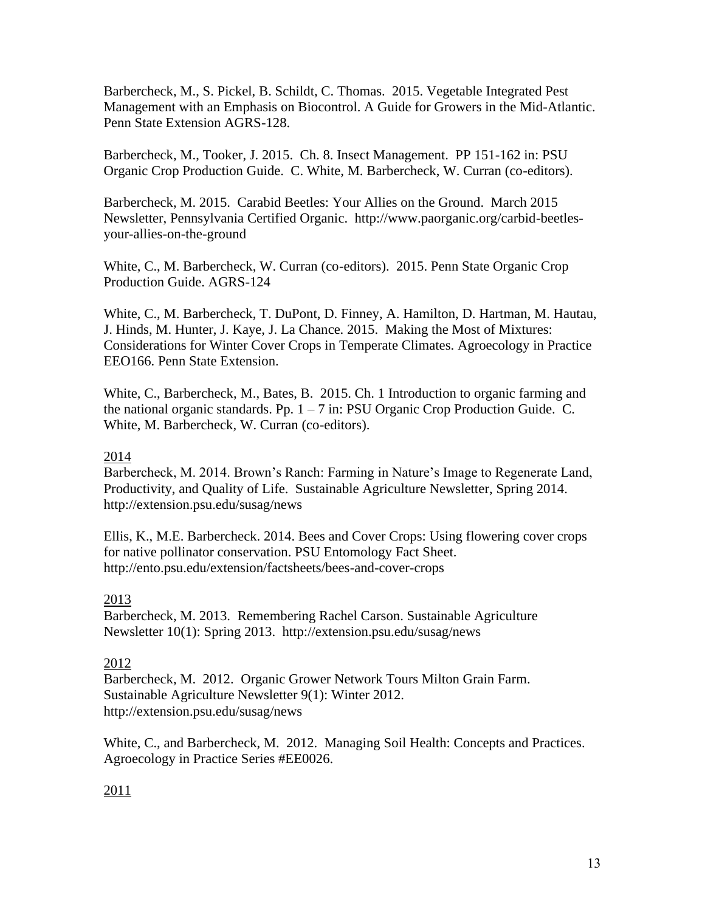Barbercheck, M., S. Pickel, B. Schildt, C. Thomas. 2015. Vegetable Integrated Pest Management with an Emphasis on Biocontrol. A Guide for Growers in the Mid-Atlantic. Penn State Extension AGRS-128.

Barbercheck, M., Tooker, J. 2015. Ch. 8. Insect Management. PP 151-162 in: PSU Organic Crop Production Guide. C. White, M. Barbercheck, W. Curran (co-editors).

Barbercheck, M. 2015. Carabid Beetles: Your Allies on the Ground. March 2015 Newsletter, Pennsylvania Certified Organic. http://www.paorganic.org/carbid-beetles-your-allies-on-the-ground

White, C., M. Barbercheck, W. Curran (co-editors). 2015. Penn State Organic Crop Production Guide. AGRS-124

White, C., M. Barbercheck, T. DuPont, D. Finney, A. Hamilton, D. Hartman, M. Hautau, J. Hinds, M. Hunter, J. Kaye, J. La Chance. 2015. Making the Most of Mixtures: Considerations for Winter Cover Crops in Temperate Climates. Agroecology in Practice EEO166. Penn State Extension.

White, C., Barbercheck, M., Bates, B. 2015. Ch. 1 Introduction to organic farming and the national organic standards. Pp. 1 – 7 in: PSU Organic Crop Production Guide. C. White, M. Barbercheck, W. Curran (co-editors).

2014

Barbercheck, M. 2014. Brown's Ranch: Farming in Nature's Image to Regenerate Land, Productivity, and Quality of Life. Sustainable Agriculture Newsletter, Spring 2014. http://extension.psu.edu/susag/news

Ellis, K., M.E. Barbercheck. 2014. Bees and Cover Crops: Using flowering cover crops for native pollinator conservation. PSU Entomology Fact Sheet. http://ento.psu.edu/extension/factsheets/bees-and-cover-crops

2013

Barbercheck, M. 2013. Remembering Rachel Carson. Sustainable Agriculture Newsletter 10(1): Spring 2013. http://extension.psu.edu/susag/news

2012

Barbercheck, M. 2012. Organic Grower Network Tours Milton Grain Farm. Sustainable Agriculture Newsletter 9(1): Winter 2012. http://extension.psu.edu/susag/news

White, C., and Barbercheck, M. 2012. Managing Soil Health: Concepts and Practices. Agroecology in Practice Series #EE0026.

2011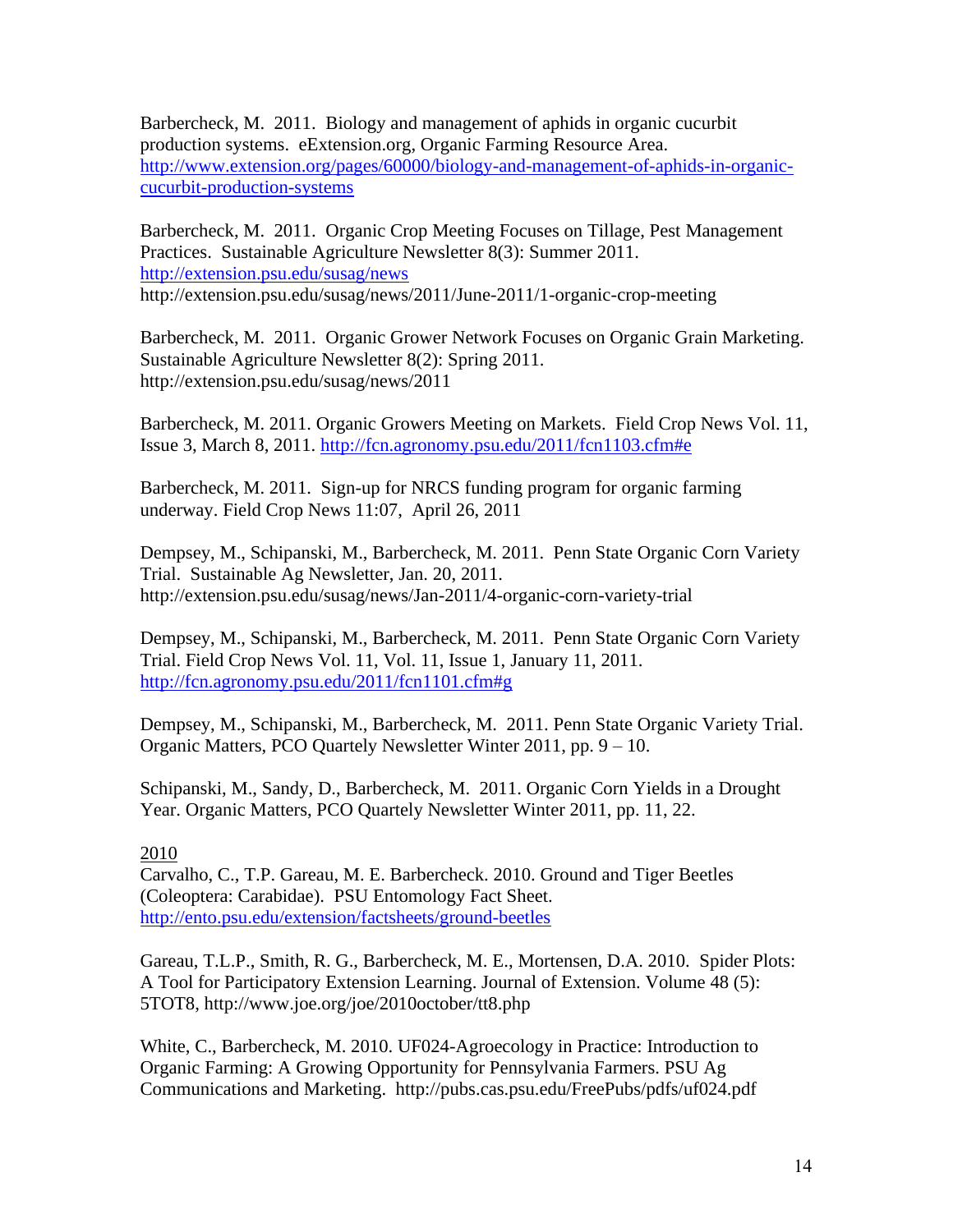Barbercheck, M. 2011. Biology and management of aphids in organic cucurbit production systems. eExtension.org, Organic Farming Resource Area. http://www.extension.org/pages/60000/biology-and-management-of-aphids-in-organic-cucurbit-production-systems

Barbercheck, M. 2011. Organic Crop Meeting Focuses on Tillage, Pest Management Practices. Sustainable Agriculture Newsletter 8(3): Summer 2011. http://extension.psu.edu/susag/news
http://extension.psu.edu/susag/news/2011/June-2011/1-organic-crop-meeting

Barbercheck, M. 2011. Organic Grower Network Focuses on Organic Grain Marketing. Sustainable Agriculture Newsletter 8(2): Spring 2011. http://extension.psu.edu/susag/news/2011

Barbercheck, M. 2011. Organic Growers Meeting on Markets. Field Crop News Vol. 11, Issue 3, March 8, 2011. http://fcn.agronomy.psu.edu/2011/fcn1103.cfm#e

Barbercheck, M. 2011. Sign-up for NRCS funding program for organic farming underway. Field Crop News 11:07, April 26, 2011

Dempsey, M., Schipanski, M., Barbercheck, M. 2011. Penn State Organic Corn Variety Trial. Sustainable Ag Newsletter, Jan. 20, 2011. http://extension.psu.edu/susag/news/Jan-2011/4-organic-corn-variety-trial

Dempsey, M., Schipanski, M., Barbercheck, M. 2011. Penn State Organic Corn Variety Trial. Field Crop News Vol. 11, Vol. 11, Issue 1, January 11, 2011. http://fcn.agronomy.psu.edu/2011/fcn1101.cfm#g

Dempsey, M., Schipanski, M., Barbercheck, M. 2011. Penn State Organic Variety Trial. Organic Matters, PCO Quartely Newsletter Winter 2011, pp. 9 – 10.

Schipanski, M., Sandy, D., Barbercheck, M. 2011. Organic Corn Yields in a Drought Year. Organic Matters, PCO Quartely Newsletter Winter 2011, pp. 11, 22.

2010

Carvalho, C., T.P. Gareau, M. E. Barbercheck. 2010. Ground and Tiger Beetles (Coleoptera: Carabidae). PSU Entomology Fact Sheet. http://ento.psu.edu/extension/factsheets/ground-beetles

Gareau, T.L.P., Smith, R. G., Barbercheck, M. E., Mortensen, D.A. 2010. Spider Plots: A Tool for Participatory Extension Learning. Journal of Extension. Volume 48 (5): 5TOT8, http://www.joe.org/joe/2010october/tt8.php

White, C., Barbercheck, M. 2010. UF024-Agroecology in Practice: Introduction to Organic Farming: A Growing Opportunity for Pennsylvania Farmers. PSU Ag Communications and Marketing. http://pubs.cas.psu.edu/FreePubs/pdfs/uf024.pdf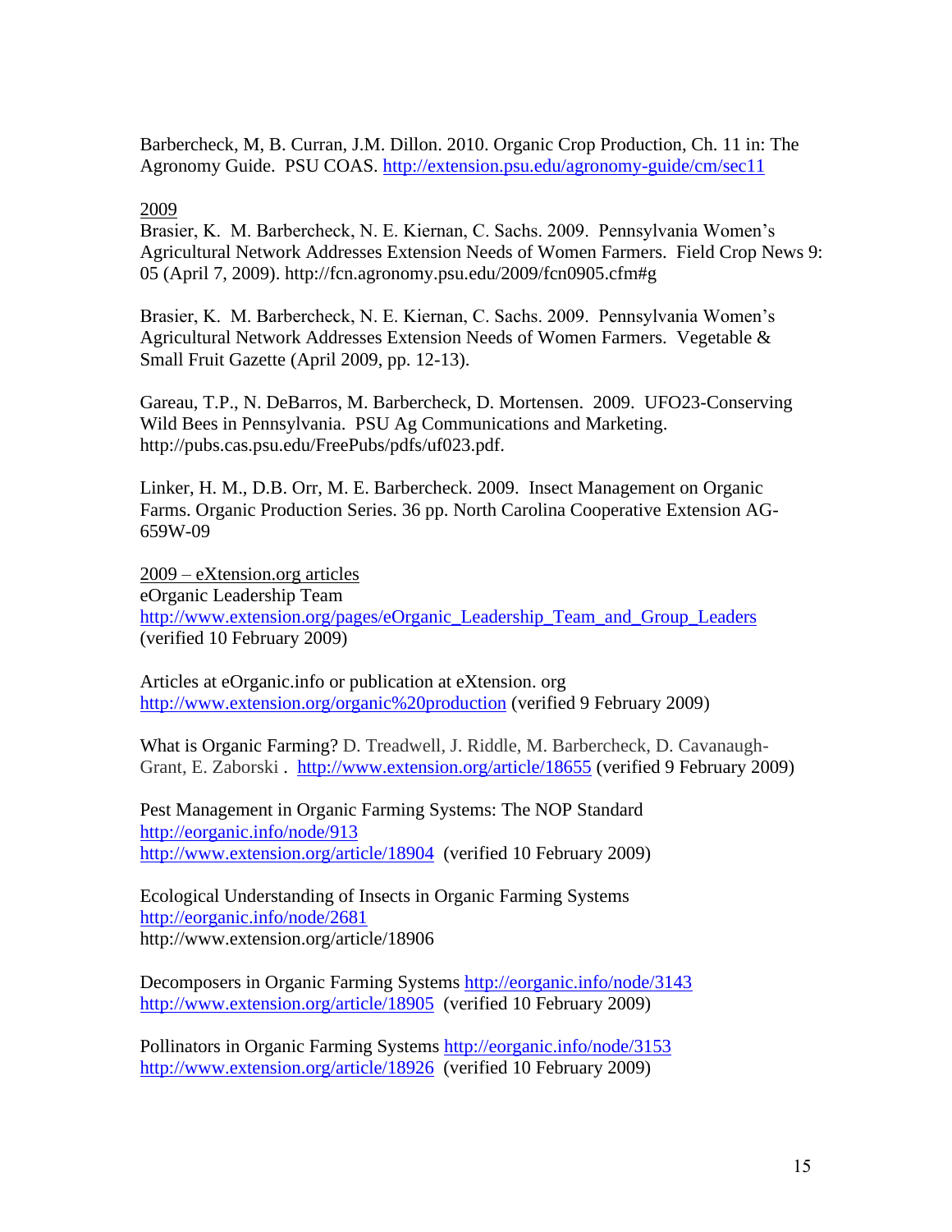Barbercheck, M, B. Curran, J.M. Dillon. 2010. Organic Crop Production, Ch. 11 in: The Agronomy Guide. PSU COAS. http://extension.psu.edu/agronomy-guide/cm/sec11

2009

Brasier, K. M. Barbercheck, N. E. Kiernan, C. Sachs. 2009. Pennsylvania Women's Agricultural Network Addresses Extension Needs of Women Farmers. Field Crop News 9: 05 (April 7, 2009). http://fcn.agronomy.psu.edu/2009/fcn0905.cfm#g

Brasier, K. M. Barbercheck, N. E. Kiernan, C. Sachs. 2009. Pennsylvania Women's Agricultural Network Addresses Extension Needs of Women Farmers. Vegetable & Small Fruit Gazette (April 2009, pp. 12-13).

Gareau, T.P., N. DeBarros, M. Barbercheck, D. Mortensen. 2009. UFO23-Conserving Wild Bees in Pennsylvania. PSU Ag Communications and Marketing. http://pubs.cas.psu.edu/FreePubs/pdfs/uf023.pdf.

Linker, H. M., D.B. Orr, M. E. Barbercheck. 2009. Insect Management on Organic Farms. Organic Production Series. 36 pp. North Carolina Cooperative Extension AG-659W-09

2009 – eXtension.org articles

eOrganic Leadership Team
http://www.extension.org/pages/eOrganic_Leadership_Team_and_Group_Leaders (verified 10 February 2009)

Articles at eOrganic.info or publication at eXtension. org
http://www.extension.org/organic%20production (verified 9 February 2009)

What is Organic Farming? D. Treadwell, J. Riddle, M. Barbercheck, D. Cavanaugh-Grant, E. Zaborski . http://www.extension.org/article/18655 (verified 9 February 2009)

Pest Management in Organic Farming Systems: The NOP Standard
http://eorganic.info/node/913
http://www.extension.org/article/18904 (verified 10 February 2009)

Ecological Understanding of Insects in Organic Farming Systems
http://eorganic.info/node/2681
http://www.extension.org/article/18906

Decomposers in Organic Farming Systems http://eorganic.info/node/3143
http://www.extension.org/article/18905 (verified 10 February 2009)

Pollinators in Organic Farming Systems http://eorganic.info/node/3153
http://www.extension.org/article/18926 (verified 10 February 2009)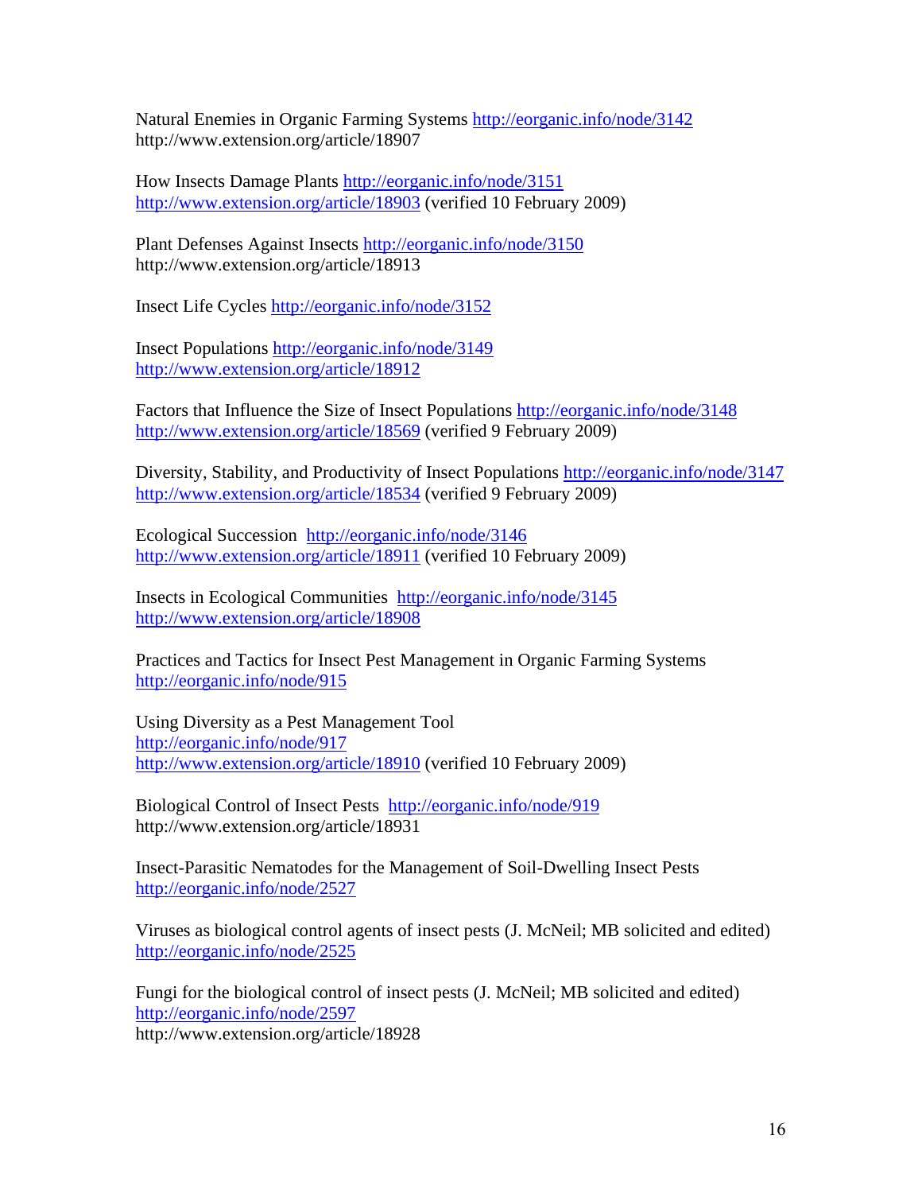Natural Enemies in Organic Farming Systems http://eorganic.info/node/3142
http://www.extension.org/article/18907

How Insects Damage Plants http://eorganic.info/node/3151
http://www.extension.org/article/18903 (verified 10 February 2009)

Plant Defenses Against Insects http://eorganic.info/node/3150
http://www.extension.org/article/18913

Insect Life Cycles http://eorganic.info/node/3152

Insect Populations http://eorganic.info/node/3149
http://www.extension.org/article/18912

Factors that Influence the Size of Insect Populations http://eorganic.info/node/3148
http://www.extension.org/article/18569 (verified 9 February 2009)

Diversity, Stability, and Productivity of Insect Populations http://eorganic.info/node/3147
http://www.extension.org/article/18534 (verified 9 February 2009)

Ecological Succession http://eorganic.info/node/3146
http://www.extension.org/article/18911 (verified 10 February 2009)

Insects in Ecological Communities http://eorganic.info/node/3145
http://www.extension.org/article/18908

Practices and Tactics for Insect Pest Management in Organic Farming Systems
http://eorganic.info/node/915

Using Diversity as a Pest Management Tool
http://eorganic.info/node/917
http://www.extension.org/article/18910 (verified 10 February 2009)

Biological Control of Insect Pests http://eorganic.info/node/919
http://www.extension.org/article/18931

Insect-Parasitic Nematodes for the Management of Soil-Dwelling Insect Pests
http://eorganic.info/node/2527

Viruses as biological control agents of insect pests (J. McNeil; MB solicited and edited)
http://eorganic.info/node/2525

Fungi for the biological control of insect pests (J. McNeil; MB solicited and edited)
http://eorganic.info/node/2597
http://www.extension.org/article/18928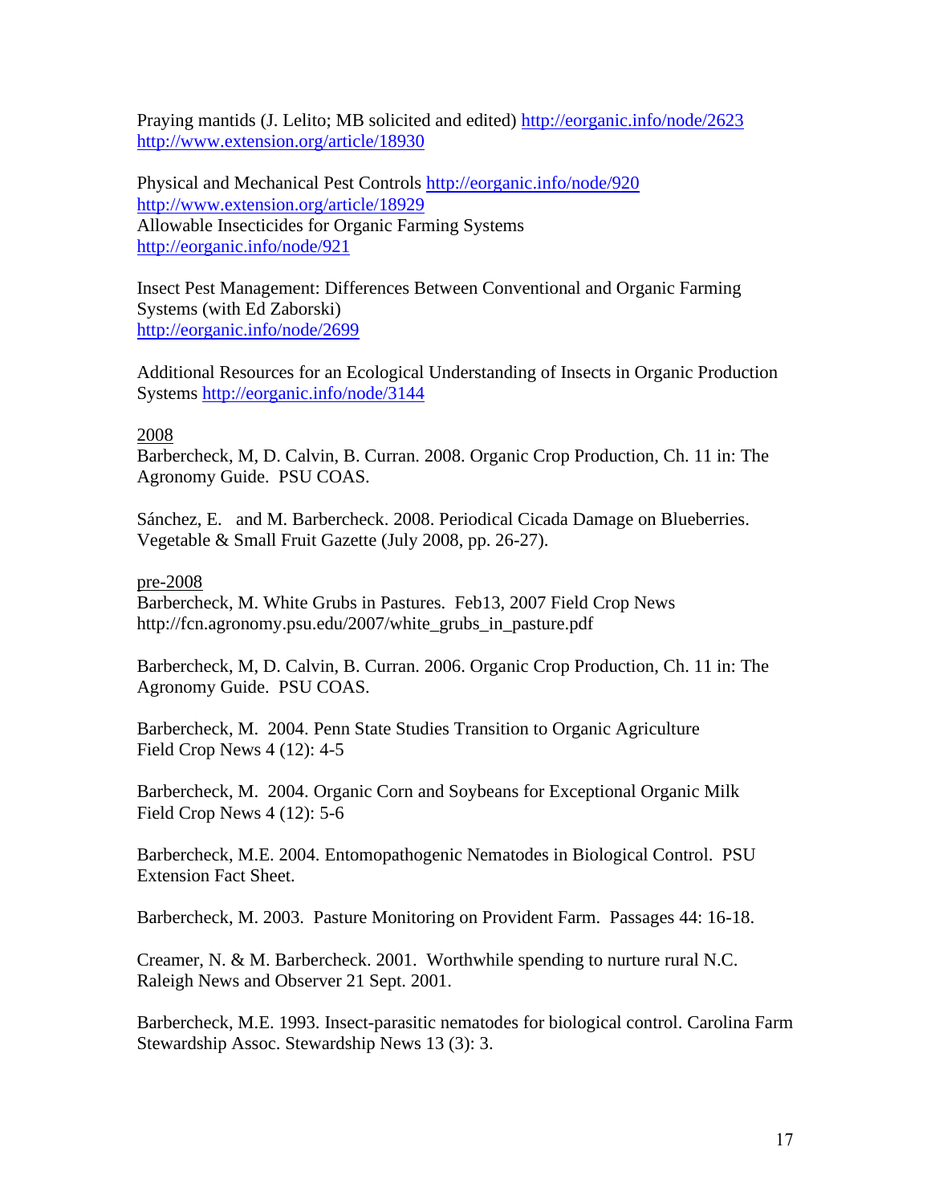Praying mantids (J. Lelito; MB solicited and edited) http://eorganic.info/node/2623 http://www.extension.org/article/18930

Physical and Mechanical Pest Controls http://eorganic.info/node/920 http://www.extension.org/article/18929
Allowable Insecticides for Organic Farming Systems http://eorganic.info/node/921

Insect Pest Management: Differences Between Conventional and Organic Farming Systems (with Ed Zaborski) http://eorganic.info/node/2699

Additional Resources for an Ecological Understanding of Insects in Organic Production Systems http://eorganic.info/node/3144

2008

Barbercheck, M, D. Calvin, B. Curran. 2008. Organic Crop Production, Ch. 11 in: The Agronomy Guide. PSU COAS.

Sánchez, E. and M. Barbercheck. 2008. Periodical Cicada Damage on Blueberries. Vegetable & Small Fruit Gazette (July 2008, pp. 26-27).

pre-2008

Barbercheck, M. White Grubs in Pastures. Feb13, 2007 Field Crop News http://fcn.agronomy.psu.edu/2007/white_grubs_in_pasture.pdf

Barbercheck, M, D. Calvin, B. Curran. 2006. Organic Crop Production, Ch. 11 in: The Agronomy Guide. PSU COAS.

Barbercheck, M. 2004. Penn State Studies Transition to Organic Agriculture Field Crop News 4 (12): 4-5

Barbercheck, M. 2004. Organic Corn and Soybeans for Exceptional Organic Milk Field Crop News 4 (12): 5-6

Barbercheck, M.E. 2004. Entomopathogenic Nematodes in Biological Control. PSU Extension Fact Sheet.

Barbercheck, M. 2003. Pasture Monitoring on Provident Farm. Passages 44: 16-18.

Creamer, N. & M. Barbercheck. 2001. Worthwhile spending to nurture rural N.C. Raleigh News and Observer 21 Sept. 2001.

Barbercheck, M.E. 1993. Insect-parasitic nematodes for biological control. Carolina Farm Stewardship Assoc. Stewardship News 13 (3): 3.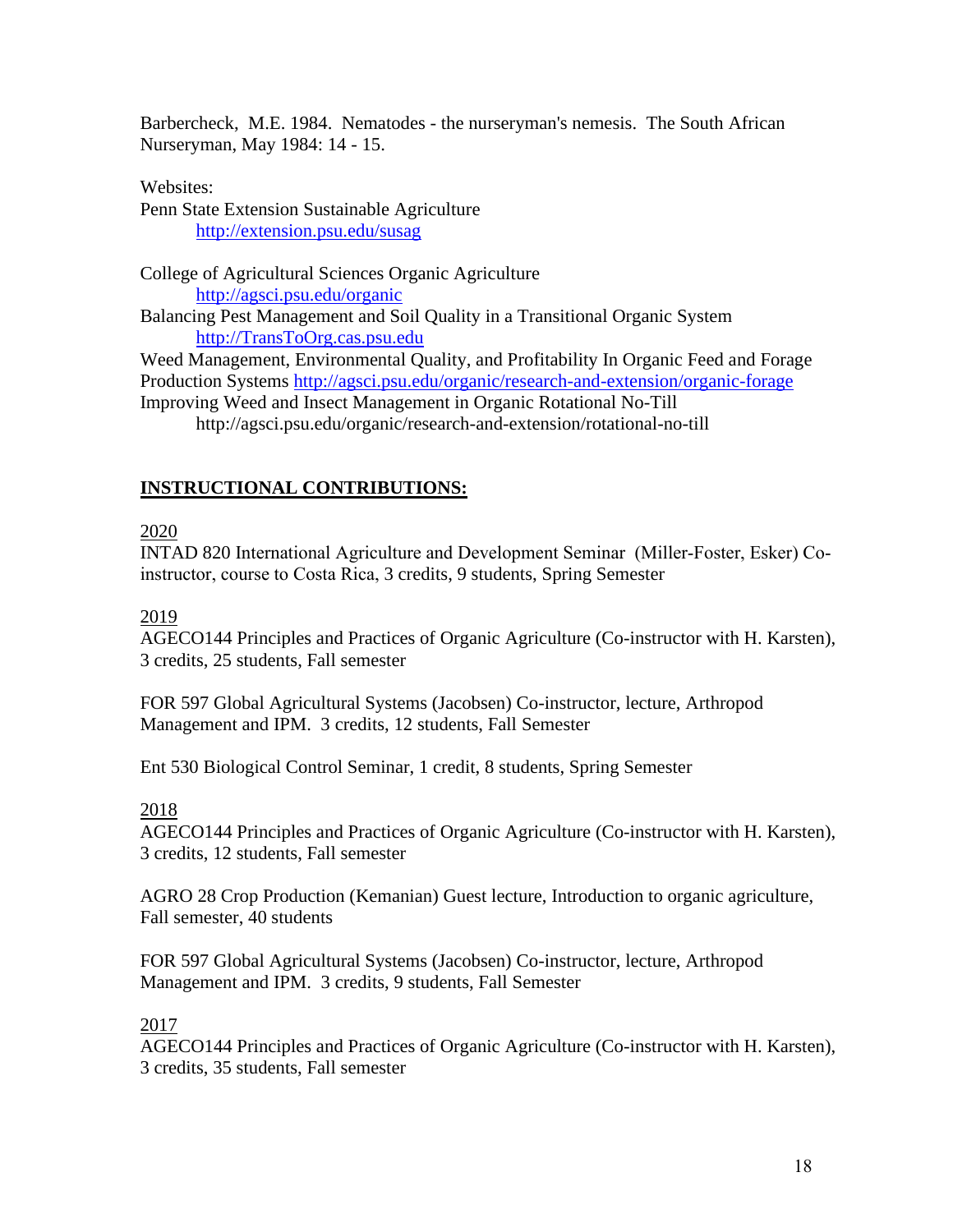Barbercheck, M.E. 1984. Nematodes - the nurseryman's nemesis. The South African Nurseryman, May 1984: 14 - 15.

Websites:

Penn State Extension Sustainable Agriculture
http://extension.psu.edu/susag

College of Agricultural Sciences Organic Agriculture
http://agsci.psu.edu/organic

Balancing Pest Management and Soil Quality in a Transitional Organic System
http://TransToOrg.cas.psu.edu

Weed Management, Environmental Quality, and Profitability In Organic Feed and Forage Production Systems http://agsci.psu.edu/organic/research-and-extension/organic-forage

Improving Weed and Insect Management in Organic Rotational No-Till
http://agsci.psu.edu/organic/research-and-extension/rotational-no-till

## INSTRUCTIONAL CONTRIBUTIONS:

2020

INTAD 820 International Agriculture and Development Seminar (Miller-Foster, Esker) Co-instructor, course to Costa Rica, 3 credits, 9 students, Spring Semester

2019

AGECO144 Principles and Practices of Organic Agriculture (Co-instructor with H. Karsten), 3 credits, 25 students, Fall semester

FOR 597 Global Agricultural Systems (Jacobsen) Co-instructor, lecture, Arthropod Management and IPM. 3 credits, 12 students, Fall Semester

Ent 530 Biological Control Seminar, 1 credit, 8 students, Spring Semester

2018

AGECO144 Principles and Practices of Organic Agriculture (Co-instructor with H. Karsten), 3 credits, 12 students, Fall semester

AGRO 28 Crop Production (Kemanian) Guest lecture, Introduction to organic agriculture, Fall semester, 40 students

FOR 597 Global Agricultural Systems (Jacobsen) Co-instructor, lecture, Arthropod Management and IPM. 3 credits, 9 students, Fall Semester

2017

AGECO144 Principles and Practices of Organic Agriculture (Co-instructor with H. Karsten), 3 credits, 35 students, Fall semester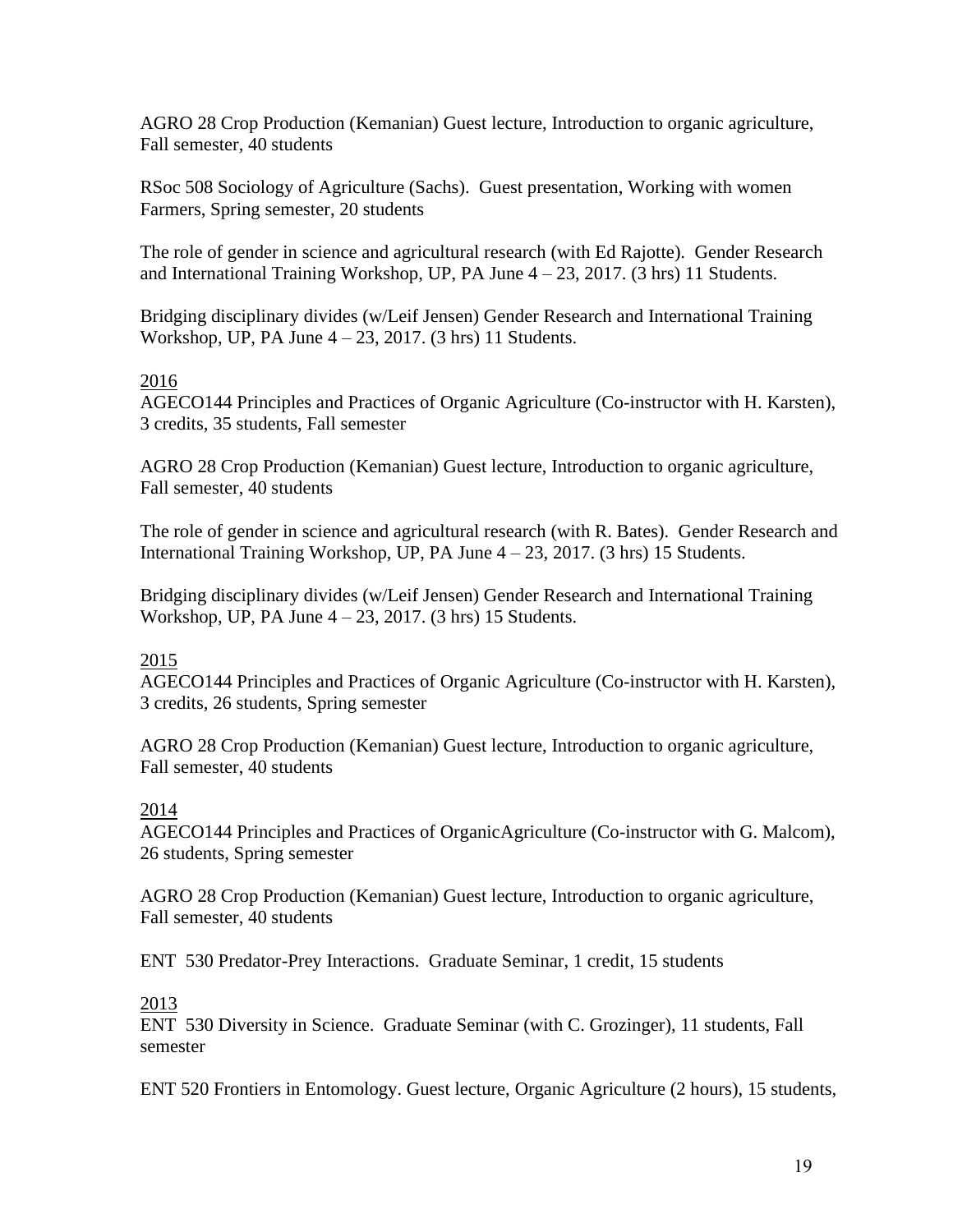AGRO 28 Crop Production (Kemanian) Guest lecture, Introduction to organic agriculture, Fall semester, 40 students

RSoc 508 Sociology of Agriculture (Sachs). Guest presentation, Working with women Farmers, Spring semester, 20 students

The role of gender in science and agricultural research (with Ed Rajotte). Gender Research and International Training Workshop, UP, PA June 4 – 23, 2017. (3 hrs) 11 Students.

Bridging disciplinary divides (w/Leif Jensen) Gender Research and International Training Workshop, UP, PA June 4 – 23, 2017. (3 hrs) 11 Students.

<u>2016</u>

AGECO144 Principles and Practices of Organic Agriculture (Co-instructor with H. Karsten), 3 credits, 35 students, Fall semester

AGRO 28 Crop Production (Kemanian) Guest lecture, Introduction to organic agriculture, Fall semester, 40 students

The role of gender in science and agricultural research (with R. Bates). Gender Research and International Training Workshop, UP, PA June 4 – 23, 2017. (3 hrs) 15 Students.

Bridging disciplinary divides (w/Leif Jensen) Gender Research and International Training Workshop, UP, PA June 4 – 23, 2017. (3 hrs) 15 Students.

<u>2015</u>

AGECO144 Principles and Practices of Organic Agriculture (Co-instructor with H. Karsten), 3 credits, 26 students, Spring semester

AGRO 28 Crop Production (Kemanian) Guest lecture, Introduction to organic agriculture, Fall semester, 40 students

<u>2014</u>

AGECO144 Principles and Practices of OrganicAgriculture (Co-instructor with G. Malcom), 26 students, Spring semester

AGRO 28 Crop Production (Kemanian) Guest lecture, Introduction to organic agriculture, Fall semester, 40 students

ENT 530 Predator-Prey Interactions. Graduate Seminar, 1 credit, 15 students

<u>2013</u>

ENT 530 Diversity in Science. Graduate Seminar (with C. Grozinger), 11 students, Fall semester

ENT 520 Frontiers in Entomology. Guest lecture, Organic Agriculture (2 hours), 15 students,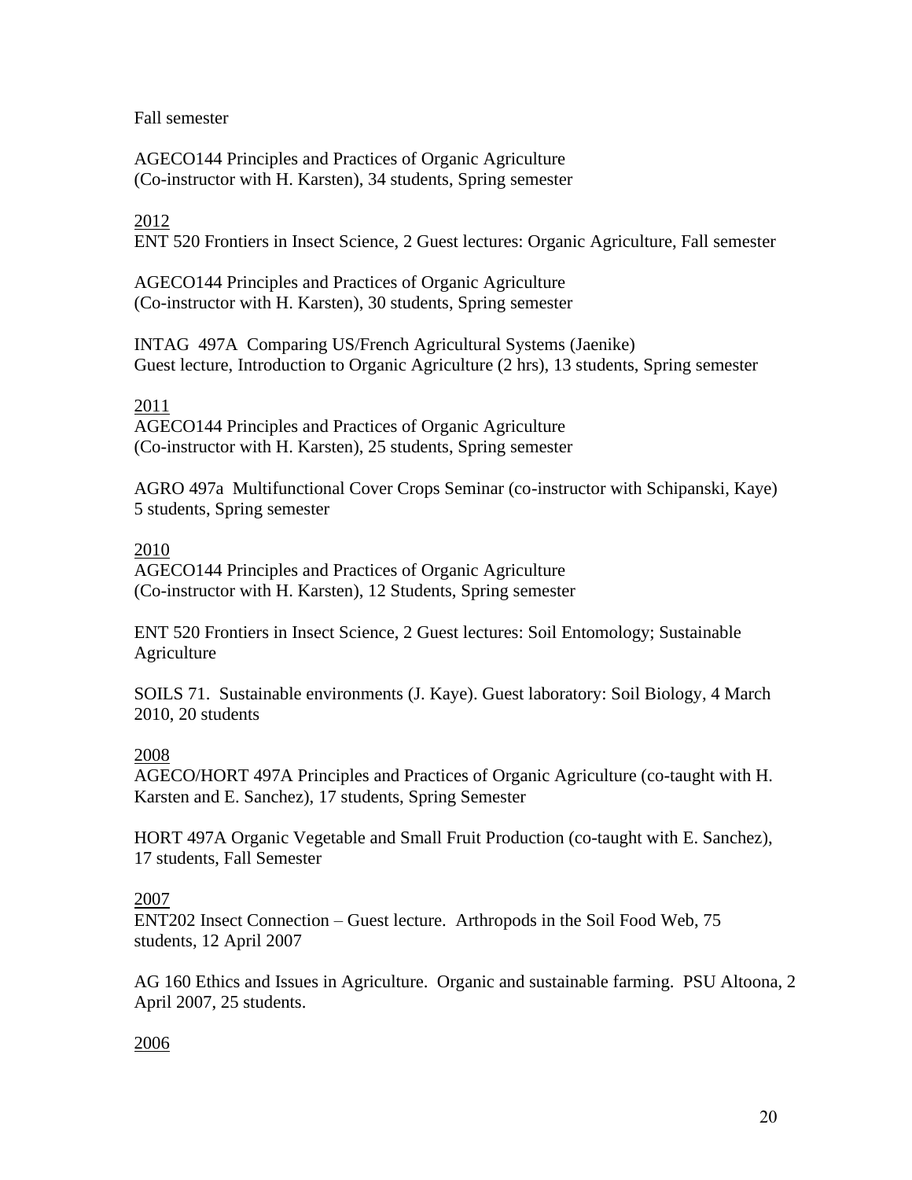Fall semester

AGECO144 Principles and Practices of Organic Agriculture
(Co-instructor with H. Karsten), 34 students, Spring semester

2012

ENT 520 Frontiers in Insect Science, 2 Guest lectures: Organic Agriculture, Fall semester

AGECO144 Principles and Practices of Organic Agriculture
(Co-instructor with H. Karsten), 30 students, Spring semester

INTAG 497A Comparing US/French Agricultural Systems (Jaenike)
Guest lecture, Introduction to Organic Agriculture (2 hrs), 13 students, Spring semester

2011

AGECO144 Principles and Practices of Organic Agriculture
(Co-instructor with H. Karsten), 25 students, Spring semester

AGRO 497a Multifunctional Cover Crops Seminar (co-instructor with Schipanski, Kaye)
5 students, Spring semester

2010

AGECO144 Principles and Practices of Organic Agriculture
(Co-instructor with H. Karsten), 12 Students, Spring semester

ENT 520 Frontiers in Insect Science, 2 Guest lectures: Soil Entomology; Sustainable Agriculture

SOILS 71. Sustainable environments (J. Kaye). Guest laboratory: Soil Biology, 4 March 2010, 20 students

2008

AGECO/HORT 497A Principles and Practices of Organic Agriculture (co-taught with H. Karsten and E. Sanchez), 17 students, Spring Semester

HORT 497A Organic Vegetable and Small Fruit Production (co-taught with E. Sanchez), 17 students, Fall Semester

2007

ENT202 Insect Connection – Guest lecture. Arthropods in the Soil Food Web, 75 students, 12 April 2007

AG 160 Ethics and Issues in Agriculture. Organic and sustainable farming. PSU Altoona, 2 April 2007, 25 students.

2006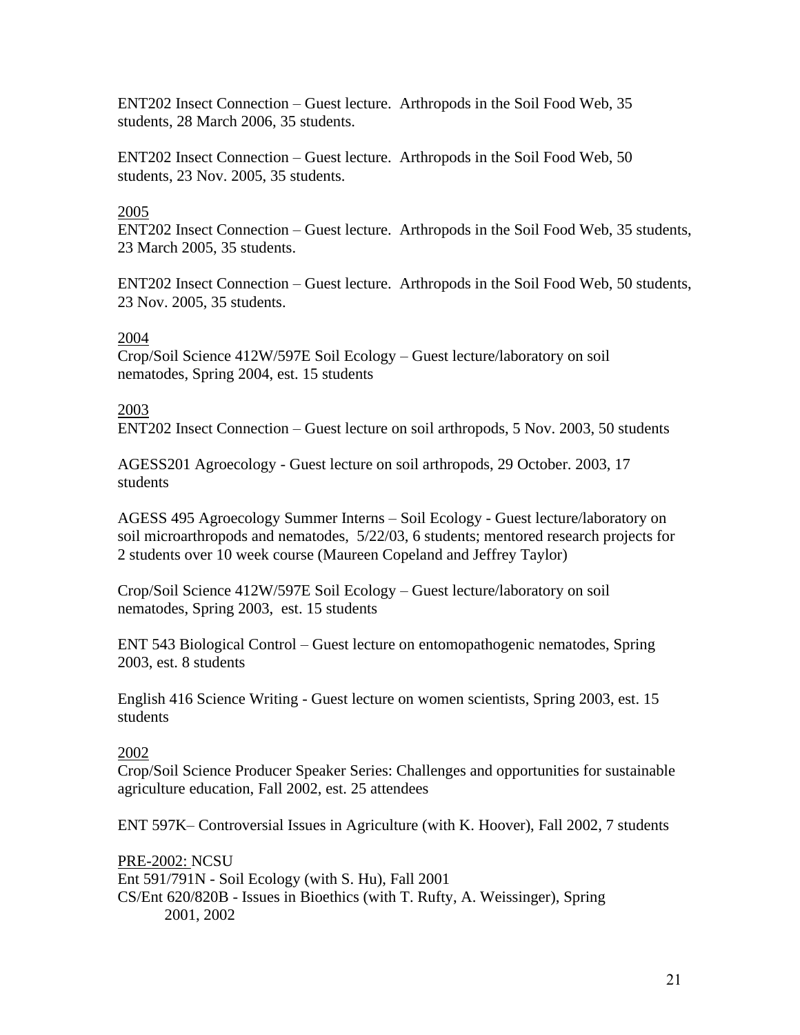ENT202 Insect Connection – Guest lecture. Arthropods in the Soil Food Web, 35 students, 28 March 2006, 35 students.

ENT202 Insect Connection – Guest lecture. Arthropods in the Soil Food Web, 50 students, 23 Nov. 2005, 35 students.

2005

ENT202 Insect Connection – Guest lecture. Arthropods in the Soil Food Web, 35 students, 23 March 2005, 35 students.

ENT202 Insect Connection – Guest lecture. Arthropods in the Soil Food Web, 50 students, 23 Nov. 2005, 35 students.

2004

Crop/Soil Science 412W/597E Soil Ecology – Guest lecture/laboratory on soil nematodes, Spring 2004, est. 15 students

2003

ENT202 Insect Connection – Guest lecture on soil arthropods, 5 Nov. 2003, 50 students

AGESS201 Agroecology - Guest lecture on soil arthropods, 29 October. 2003, 17 students

AGESS 495 Agroecology Summer Interns – Soil Ecology - Guest lecture/laboratory on soil microarthropods and nematodes, 5/22/03, 6 students; mentored research projects for 2 students over 10 week course (Maureen Copeland and Jeffrey Taylor)

Crop/Soil Science 412W/597E Soil Ecology – Guest lecture/laboratory on soil nematodes, Spring 2003, est. 15 students

ENT 543 Biological Control – Guest lecture on entomopathogenic nematodes, Spring 2003, est. 8 students

English 416 Science Writing - Guest lecture on women scientists, Spring 2003, est. 15 students

2002

Crop/Soil Science Producer Speaker Series: Challenges and opportunities for sustainable agriculture education, Fall 2002, est. 25 attendees

ENT 597K– Controversial Issues in Agriculture (with K. Hoover), Fall 2002, 7 students

PRE-2002: NCSU

Ent 591/791N - Soil Ecology (with S. Hu), Fall 2001

CS/Ent 620/820B - Issues in Bioethics (with T. Rufty, A. Weissinger), Spring 2001, 2002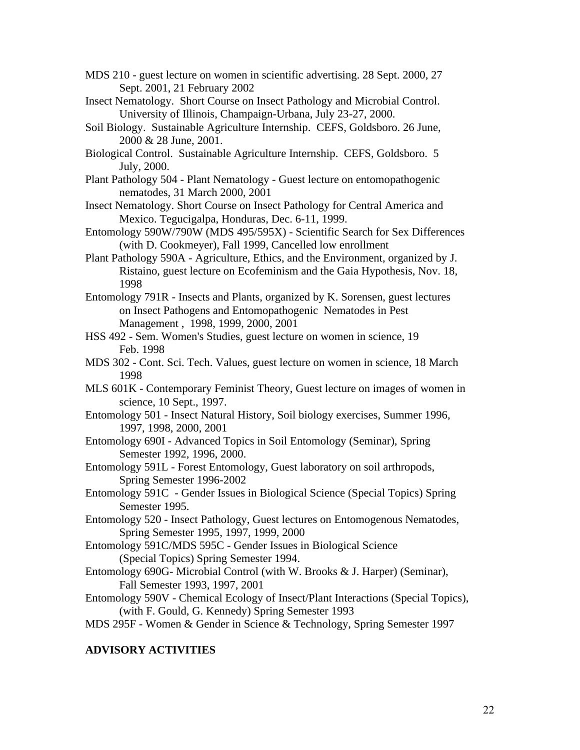MDS 210 - guest lecture on women in scientific advertising. 28 Sept. 2000, 27 Sept. 2001, 21 February 2002

Insect Nematology. Short Course on Insect Pathology and Microbial Control. University of Illinois, Champaign-Urbana, July 23-27, 2000.

Soil Biology. Sustainable Agriculture Internship. CEFS, Goldsboro. 26 June, 2000 & 28 June, 2001.

Biological Control. Sustainable Agriculture Internship. CEFS, Goldsboro. 5 July, 2000.

Plant Pathology 504 - Plant Nematology - Guest lecture on entomopathogenic nematodes, 31 March 2000, 2001

Insect Nematology. Short Course on Insect Pathology for Central America and Mexico. Tegucigalpa, Honduras, Dec. 6-11, 1999.

Entomology 590W/790W (MDS 495/595X) - Scientific Search for Sex Differences (with D. Cookmeyer), Fall 1999, Cancelled low enrollment

Plant Pathology 590A - Agriculture, Ethics, and the Environment, organized by J. Ristaino, guest lecture on Ecofeminism and the Gaia Hypothesis, Nov. 18, 1998

Entomology 791R - Insects and Plants, organized by K. Sorensen, guest lectures on Insect Pathogens and Entomopathogenic Nematodes in Pest Management , 1998, 1999, 2000, 2001

HSS 492 - Sem. Women's Studies, guest lecture on women in science, 19 Feb. 1998

MDS 302 - Cont. Sci. Tech. Values, guest lecture on women in science, 18 March 1998

MLS 601K - Contemporary Feminist Theory, Guest lecture on images of women in science, 10 Sept., 1997.

Entomology 501 - Insect Natural History, Soil biology exercises, Summer 1996, 1997, 1998, 2000, 2001

Entomology 690I - Advanced Topics in Soil Entomology (Seminar), Spring Semester 1992, 1996, 2000.

Entomology 591L - Forest Entomology, Guest laboratory on soil arthropods, Spring Semester 1996-2002

Entomology 591C - Gender Issues in Biological Science (Special Topics) Spring Semester 1995.

Entomology 520 - Insect Pathology, Guest lectures on Entomogenous Nematodes, Spring Semester 1995, 1997, 1999, 2000

Entomology 591C/MDS 595C - Gender Issues in Biological Science (Special Topics) Spring Semester 1994.

Entomology 690G- Microbial Control (with W. Brooks & J. Harper) (Seminar), Fall Semester 1993, 1997, 2001

Entomology 590V - Chemical Ecology of Insect/Plant Interactions (Special Topics), (with F. Gould, G. Kennedy) Spring Semester 1993

MDS 295F - Women & Gender in Science & Technology, Spring Semester 1997

## ADVISORY ACTIVITIES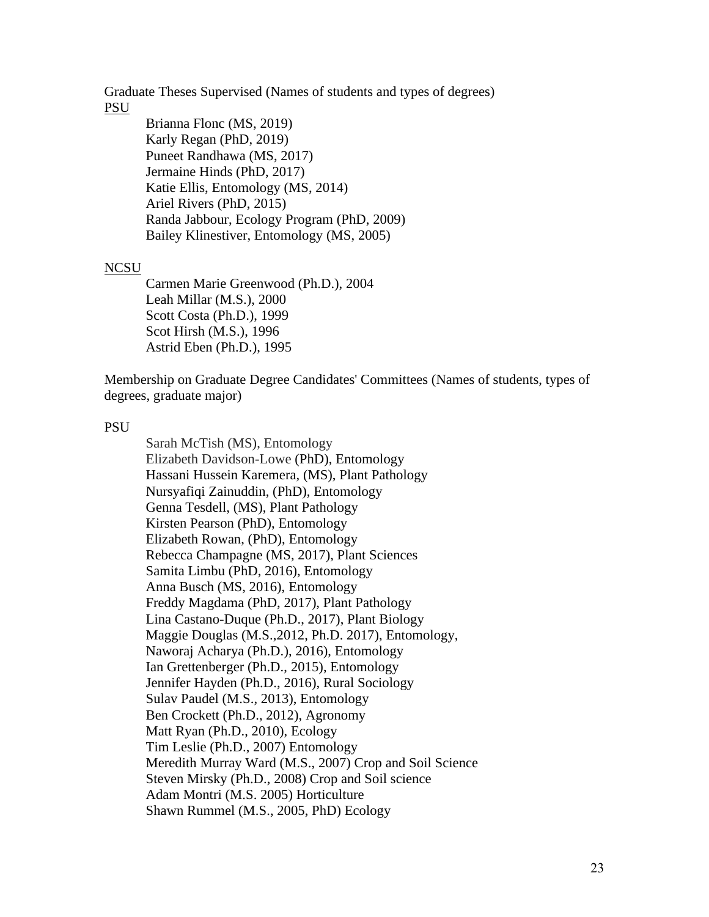Graduate Theses Supervised (Names of students and types of degrees)

<u>PSU</u>

- Brianna Flonc (MS, 2019)
- Karly Regan (PhD, 2019)
- Puneet Randhawa (MS, 2017)
- Jermaine Hinds (PhD, 2017)
- Katie Ellis, Entomology (MS, 2014)
- Ariel Rivers (PhD, 2015)
- Randa Jabbour, Ecology Program (PhD, 2009)
- Bailey Klinestiver, Entomology (MS, 2005)

<u>NCSU</u>

- Carmen Marie Greenwood (Ph.D.), 2004
- Leah Millar (M.S.), 2000
- Scott Costa (Ph.D.), 1999
- Scot Hirsh (M.S.), 1996
- Astrid Eben (Ph.D.), 1995

Membership on Graduate Degree Candidates' Committees (Names of students, types of degrees, graduate major)

PSU

- Sarah McTish (MS), Entomology
- Elizabeth Davidson-Lowe (PhD), Entomology
- Hassani Hussein Karemera, (MS), Plant Pathology
- Nursyafiqi Zainuddin, (PhD), Entomology
- Genna Tesdell, (MS), Plant Pathology
- Kirsten Pearson (PhD), Entomology
- Elizabeth Rowan, (PhD), Entomology
- Rebecca Champagne (MS, 2017), Plant Sciences
- Samita Limbu (PhD, 2016), Entomology
- Anna Busch (MS, 2016), Entomology
- Freddy Magdama (PhD, 2017), Plant Pathology
- Lina Castano-Duque (Ph.D., 2017), Plant Biology
- Maggie Douglas (M.S.,2012, Ph.D. 2017), Entomology,
- Naworaj Acharya (Ph.D.), 2016), Entomology
- Ian Grettenberger (Ph.D., 2015), Entomology
- Jennifer Hayden (Ph.D., 2016), Rural Sociology
- Sulav Paudel (M.S., 2013), Entomology
- Ben Crockett (Ph.D., 2012), Agronomy
- Matt Ryan (Ph.D., 2010), Ecology
- Tim Leslie (Ph.D., 2007) Entomology
- Meredith Murray Ward (M.S., 2007) Crop and Soil Science
- Steven Mirsky (Ph.D., 2008) Crop and Soil science
- Adam Montri (M.S. 2005) Horticulture
- Shawn Rummel (M.S., 2005, PhD) Ecology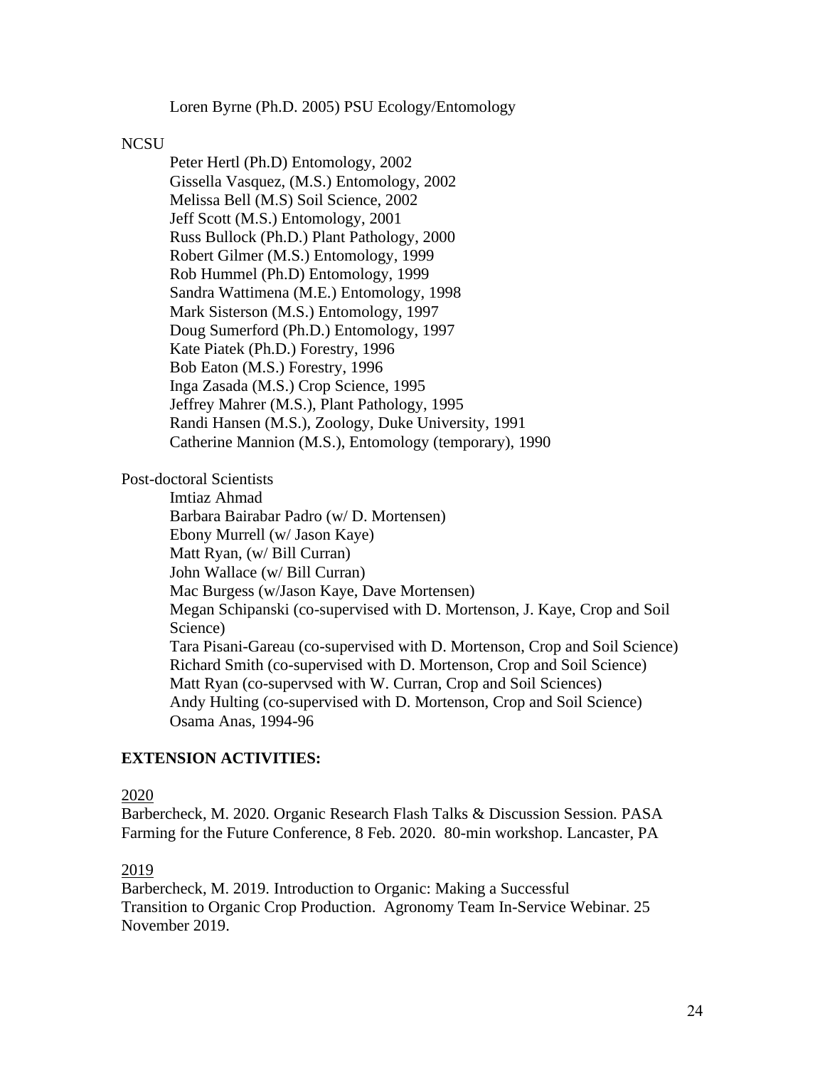Loren Byrne (Ph.D. 2005) PSU Ecology/Entomology

NCSU

Peter Hertl (Ph.D) Entomology, 2002
Gissella Vasquez, (M.S.) Entomology, 2002
Melissa Bell (M.S) Soil Science, 2002
Jeff Scott (M.S.) Entomology, 2001
Russ Bullock (Ph.D.) Plant Pathology, 2000
Robert Gilmer (M.S.) Entomology, 1999
Rob Hummel (Ph.D) Entomology, 1999
Sandra Wattimena (M.E.) Entomology, 1998
Mark Sisterson (M.S.) Entomology, 1997
Doug Sumerford (Ph.D.) Entomology, 1997
Kate Piatek (Ph.D.) Forestry, 1996
Bob Eaton (M.S.) Forestry, 1996
Inga Zasada (M.S.) Crop Science, 1995
Jeffrey Mahrer (M.S.), Plant Pathology, 1995
Randi Hansen (M.S.), Zoology, Duke University, 1991
Catherine Mannion (M.S.), Entomology (temporary), 1990

Post-doctoral Scientists

Imtiaz Ahmad
Barbara Bairabar Padro (w/ D. Mortensen)
Ebony Murrell (w/ Jason Kaye)
Matt Ryan, (w/ Bill Curran)
John Wallace (w/ Bill Curran)
Mac Burgess (w/Jason Kaye, Dave Mortensen)
Megan Schipanski (co-supervised with D. Mortenson, J. Kaye, Crop and Soil Science)
Tara Pisani-Gareau (co-supervised with D. Mortenson, Crop and Soil Science)
Richard Smith (co-supervised with D. Mortenson, Crop and Soil Science)
Matt Ryan (co-supervsed with W. Curran, Crop and Soil Sciences)
Andy Hulting (co-supervised with D. Mortenson, Crop and Soil Science)
Osama Anas, 1994-96

## EXTENSION ACTIVITIES:

2020

Barbercheck, M. 2020. Organic Research Flash Talks & Discussion Session. PASA Farming for the Future Conference, 8 Feb. 2020. 80-min workshop. Lancaster, PA

2019

Barbercheck, M. 2019. Introduction to Organic: Making a Successful Transition to Organic Crop Production. Agronomy Team In-Service Webinar. 25 November 2019.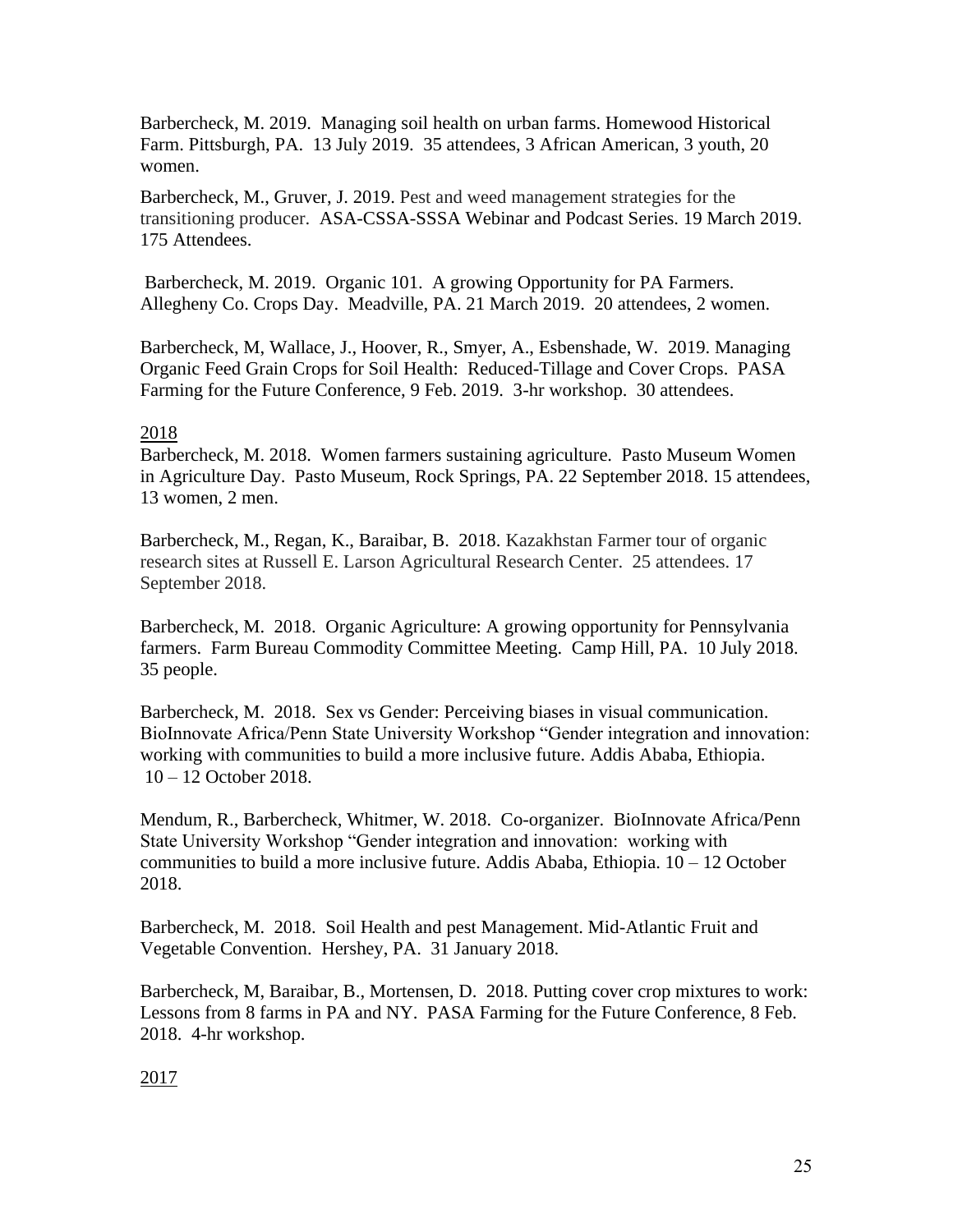Barbercheck, M. 2019. Managing soil health on urban farms. Homewood Historical Farm. Pittsburgh, PA. 13 July 2019. 35 attendees, 3 African American, 3 youth, 20 women.

Barbercheck, M., Gruver, J. 2019. Pest and weed management strategies for the transitioning producer. ASA-CSSA-SSSA Webinar and Podcast Series. 19 March 2019. 175 Attendees.

Barbercheck, M. 2019. Organic 101. A growing Opportunity for PA Farmers. Allegheny Co. Crops Day. Meadville, PA. 21 March 2019. 20 attendees, 2 women.

Barbercheck, M, Wallace, J., Hoover, R., Smyer, A., Esbenshade, W. 2019. Managing Organic Feed Grain Crops for Soil Health: Reduced-Tillage and Cover Crops. PASA Farming for the Future Conference, 9 Feb. 2019. 3-hr workshop. 30 attendees.

2018

Barbercheck, M. 2018. Women farmers sustaining agriculture. Pasto Museum Women in Agriculture Day. Pasto Museum, Rock Springs, PA. 22 September 2018. 15 attendees, 13 women, 2 men.

Barbercheck, M., Regan, K., Baraibar, B. 2018. Kazakhstan Farmer tour of organic research sites at Russell E. Larson Agricultural Research Center. 25 attendees. 17 September 2018.

Barbercheck, M. 2018. Organic Agriculture: A growing opportunity for Pennsylvania farmers. Farm Bureau Commodity Committee Meeting. Camp Hill, PA. 10 July 2018. 35 people.

Barbercheck, M. 2018. Sex vs Gender: Perceiving biases in visual communication. BioInnovate Africa/Penn State University Workshop "Gender integration and innovation: working with communities to build a more inclusive future. Addis Ababa, Ethiopia. 10 – 12 October 2018.

Mendum, R., Barbercheck, Whitmer, W. 2018. Co-organizer. BioInnovate Africa/Penn State University Workshop "Gender integration and innovation: working with communities to build a more inclusive future. Addis Ababa, Ethiopia. 10 – 12 October 2018.

Barbercheck, M. 2018. Soil Health and pest Management. Mid-Atlantic Fruit and Vegetable Convention. Hershey, PA. 31 January 2018.

Barbercheck, M, Baraibar, B., Mortensen, D. 2018. Putting cover crop mixtures to work: Lessons from 8 farms in PA and NY. PASA Farming for the Future Conference, 8 Feb. 2018. 4-hr workshop.

2017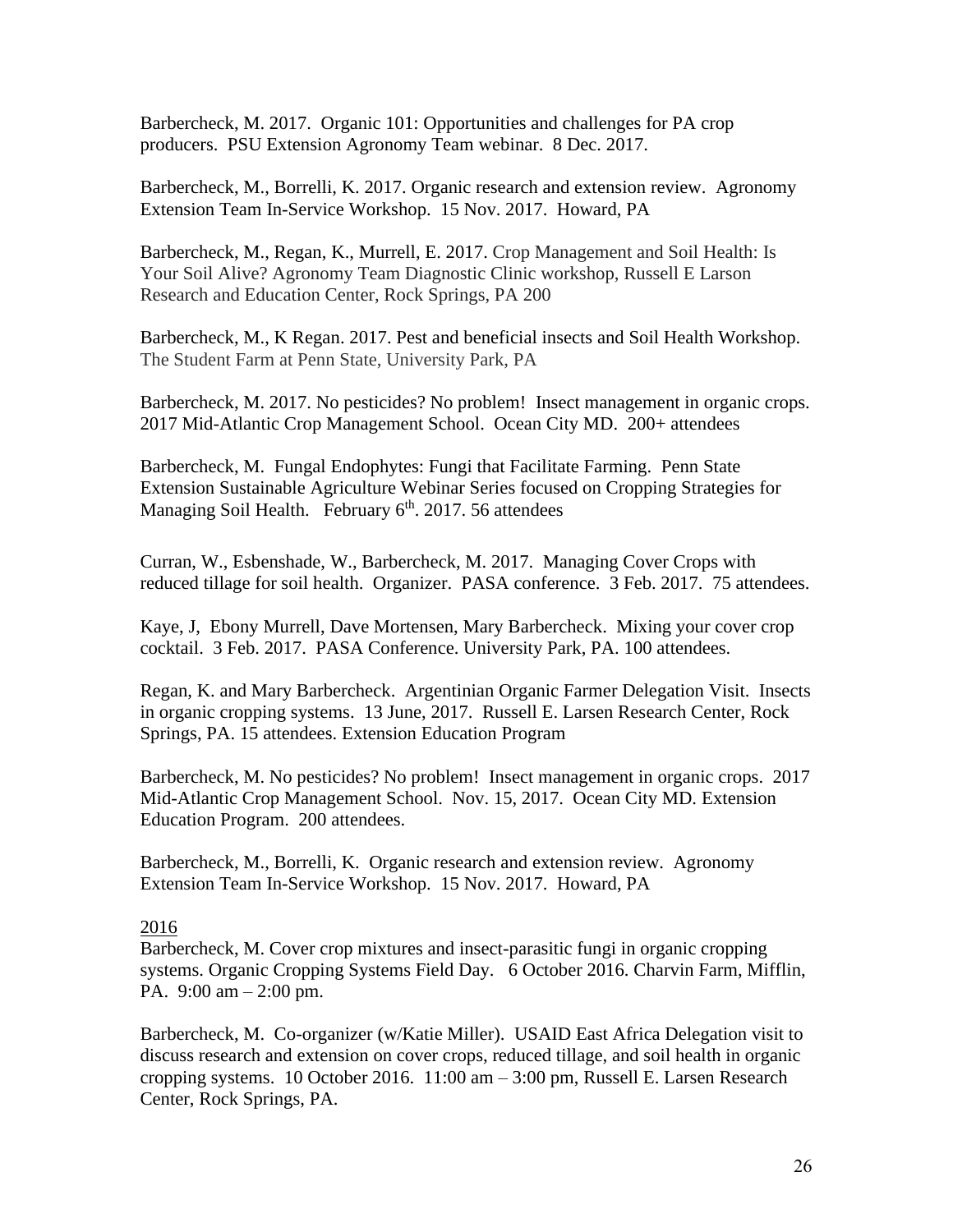Barbercheck, M. 2017. Organic 101: Opportunities and challenges for PA crop producers. PSU Extension Agronomy Team webinar. 8 Dec. 2017.

Barbercheck, M., Borrelli, K. 2017. Organic research and extension review. Agronomy Extension Team In-Service Workshop. 15 Nov. 2017. Howard, PA

Barbercheck, M., Regan, K., Murrell, E. 2017. Crop Management and Soil Health: Is Your Soil Alive? Agronomy Team Diagnostic Clinic workshop, Russell E Larson Research and Education Center, Rock Springs, PA 200

Barbercheck, M., K Regan. 2017. Pest and beneficial insects and Soil Health Workshop. The Student Farm at Penn State, University Park, PA

Barbercheck, M. 2017. No pesticides? No problem! Insect management in organic crops. 2017 Mid-Atlantic Crop Management School. Ocean City MD. 200+ attendees

Barbercheck, M. Fungal Endophytes: Fungi that Facilitate Farming. Penn State Extension Sustainable Agriculture Webinar Series focused on Cropping Strategies for Managing Soil Health. February 6th. 2017. 56 attendees

Curran, W., Esbenshade, W., Barbercheck, M. 2017. Managing Cover Crops with reduced tillage for soil health. Organizer. PASA conference. 3 Feb. 2017. 75 attendees.

Kaye, J, Ebony Murrell, Dave Mortensen, Mary Barbercheck. Mixing your cover crop cocktail. 3 Feb. 2017. PASA Conference. University Park, PA. 100 attendees.

Regan, K. and Mary Barbercheck. Argentinian Organic Farmer Delegation Visit. Insects in organic cropping systems. 13 June, 2017. Russell E. Larsen Research Center, Rock Springs, PA. 15 attendees. Extension Education Program

Barbercheck, M. No pesticides? No problem! Insect management in organic crops. 2017 Mid-Atlantic Crop Management School. Nov. 15, 2017. Ocean City MD. Extension Education Program. 200 attendees.

Barbercheck, M., Borrelli, K. Organic research and extension review. Agronomy Extension Team In-Service Workshop. 15 Nov. 2017. Howard, PA

2016

Barbercheck, M. Cover crop mixtures and insect-parasitic fungi in organic cropping systems. Organic Cropping Systems Field Day. 6 October 2016. Charvin Farm, Mifflin, PA. 9:00 am – 2:00 pm.

Barbercheck, M. Co-organizer (w/Katie Miller). USAID East Africa Delegation visit to discuss research and extension on cover crops, reduced tillage, and soil health in organic cropping systems. 10 October 2016. 11:00 am – 3:00 pm, Russell E. Larsen Research Center, Rock Springs, PA.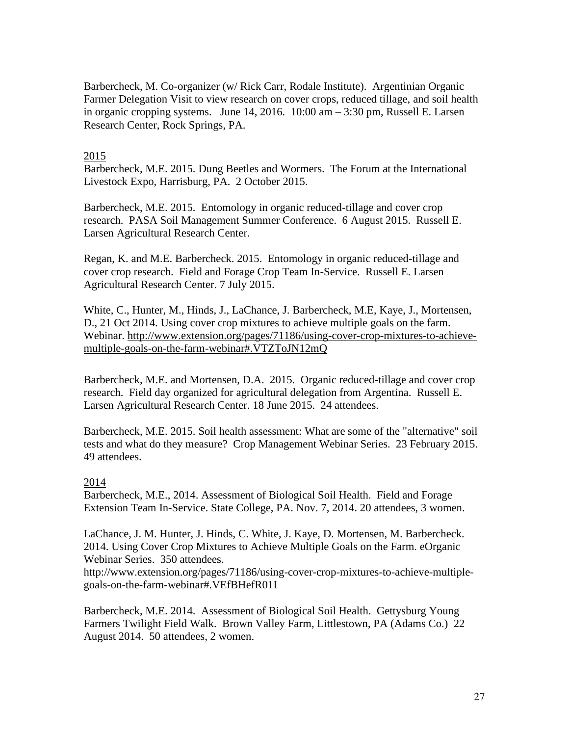Barbercheck, M. Co-organizer (w/ Rick Carr, Rodale Institute). Argentinian Organic Farmer Delegation Visit to view research on cover crops, reduced tillage, and soil health in organic cropping systems. June 14, 2016. 10:00 am – 3:30 pm, Russell E. Larsen Research Center, Rock Springs, PA.

2015

Barbercheck, M.E. 2015. Dung Beetles and Wormers. The Forum at the International Livestock Expo, Harrisburg, PA. 2 October 2015.

Barbercheck, M.E. 2015. Entomology in organic reduced-tillage and cover crop research. PASA Soil Management Summer Conference. 6 August 2015. Russell E. Larsen Agricultural Research Center.

Regan, K. and M.E. Barbercheck. 2015. Entomology in organic reduced-tillage and cover crop research. Field and Forage Crop Team In-Service. Russell E. Larsen Agricultural Research Center. 7 July 2015.

White, C., Hunter, M., Hinds, J., LaChance, J. Barbercheck, M.E, Kaye, J., Mortensen, D., 21 Oct 2014. Using cover crop mixtures to achieve multiple goals on the farm. Webinar. http://www.extension.org/pages/71186/using-cover-crop-mixtures-to-achieve-multiple-goals-on-the-farm-webinar#.VTZToJN12mQ

Barbercheck, M.E. and Mortensen, D.A. 2015. Organic reduced-tillage and cover crop research. Field day organized for agricultural delegation from Argentina. Russell E. Larsen Agricultural Research Center. 18 June 2015. 24 attendees.

Barbercheck, M.E. 2015. Soil health assessment: What are some of the "alternative" soil tests and what do they measure? Crop Management Webinar Series. 23 February 2015. 49 attendees.

2014

Barbercheck, M.E., 2014. Assessment of Biological Soil Health. Field and Forage Extension Team In-Service. State College, PA. Nov. 7, 2014. 20 attendees, 3 women.

LaChance, J. M. Hunter, J. Hinds, C. White, J. Kaye, D. Mortensen, M. Barbercheck. 2014. Using Cover Crop Mixtures to Achieve Multiple Goals on the Farm. eOrganic Webinar Series. 350 attendees.
http://www.extension.org/pages/71186/using-cover-crop-mixtures-to-achieve-multiple-goals-on-the-farm-webinar#.VEfBHefR01I

Barbercheck, M.E. 2014. Assessment of Biological Soil Health. Gettysburg Young Farmers Twilight Field Walk. Brown Valley Farm, Littlestown, PA (Adams Co.) 22 August 2014. 50 attendees, 2 women.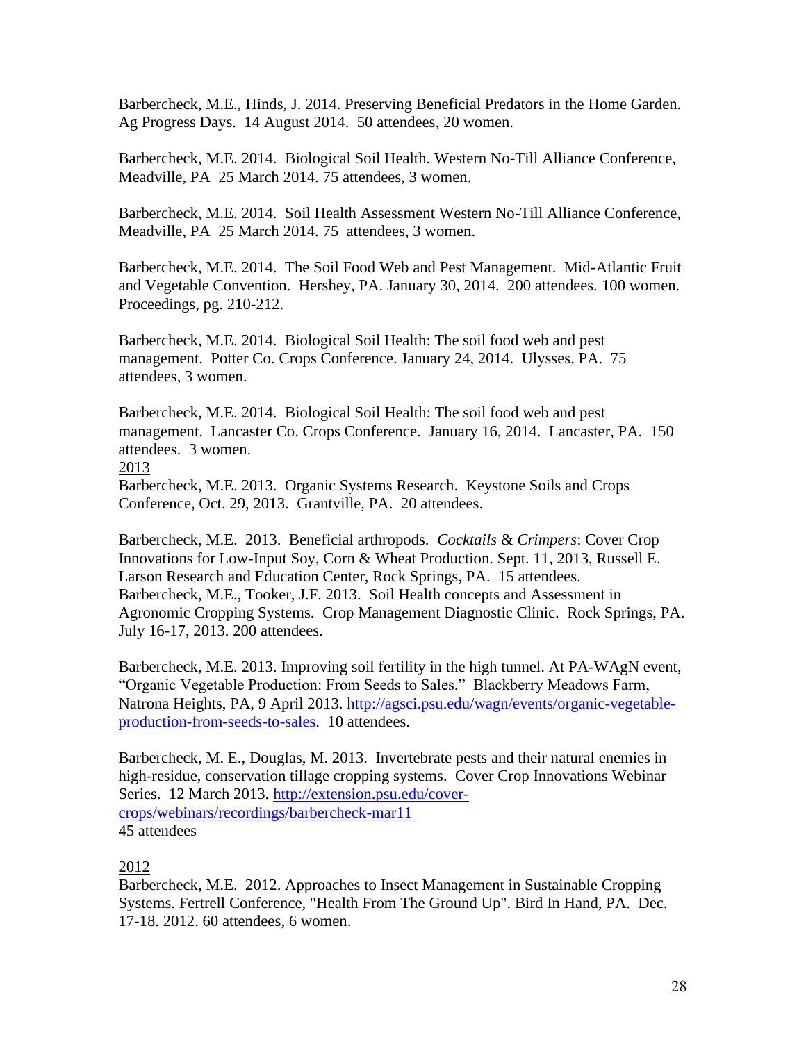Barbercheck, M.E., Hinds, J. 2014. Preserving Beneficial Predators in the Home Garden. Ag Progress Days. 14 August 2014. 50 attendees, 20 women.

Barbercheck, M.E. 2014. Biological Soil Health. Western No-Till Alliance Conference, Meadville, PA 25 March 2014. 75 attendees, 3 women.

Barbercheck, M.E. 2014. Soil Health Assessment Western No-Till Alliance Conference, Meadville, PA 25 March 2014. 75 attendees, 3 women.

Barbercheck, M.E. 2014. The Soil Food Web and Pest Management. Mid-Atlantic Fruit and Vegetable Convention. Hershey, PA. January 30, 2014. 200 attendees. 100 women. Proceedings, pg. 210-212.

Barbercheck, M.E. 2014. Biological Soil Health: The soil food web and pest management. Potter Co. Crops Conference. January 24, 2014. Ulysses, PA. 75 attendees, 3 women.

Barbercheck, M.E. 2014. Biological Soil Health: The soil food web and pest management. Lancaster Co. Crops Conference. January 16, 2014. Lancaster, PA. 150 attendees. 3 women.

<u>2013</u>

Barbercheck, M.E. 2013. Organic Systems Research. Keystone Soils and Crops Conference, Oct. 29, 2013. Grantville, PA. 20 attendees.

Barbercheck, M.E. 2013. Beneficial arthropods. *Cocktails* & *Crimpers*: Cover Crop Innovations for Low-Input Soy, Corn & Wheat Production. Sept. 11, 2013, Russell E. Larson Research and Education Center, Rock Springs, PA. 15 attendees.

Barbercheck, M.E., Tooker, J.F. 2013. Soil Health concepts and Assessment in Agronomic Cropping Systems. Crop Management Diagnostic Clinic. Rock Springs, PA. July 16-17, 2013. 200 attendees.

Barbercheck, M.E. 2013. Improving soil fertility in the high tunnel. At PA-WAgN event, "Organic Vegetable Production: From Seeds to Sales." Blackberry Meadows Farm, Natrona Heights, PA, 9 April 2013. [http://agsci.psu.edu/wagn/events/organic-vegetable-production-from-seeds-to-sales](http://agsci.psu.edu/wagn/events/organic-vegetable-production-from-seeds-to-sales). 10 attendees.

Barbercheck, M. E., Douglas, M. 2013. Invertebrate pests and their natural enemies in high-residue, conservation tillage cropping systems. Cover Crop Innovations Webinar Series. 12 March 2013. [http://extension.psu.edu/cover-crops/webinars/recordings/barbercheck-mar11](http://extension.psu.edu/cover-crops/webinars/recordings/barbercheck-mar11)
45 attendees

<u>2012</u>

Barbercheck, M.E. 2012. Approaches to Insect Management in Sustainable Cropping Systems. Fertrell Conference, "Health From The Ground Up". Bird In Hand, PA. Dec. 17-18. 2012. 60 attendees, 6 women.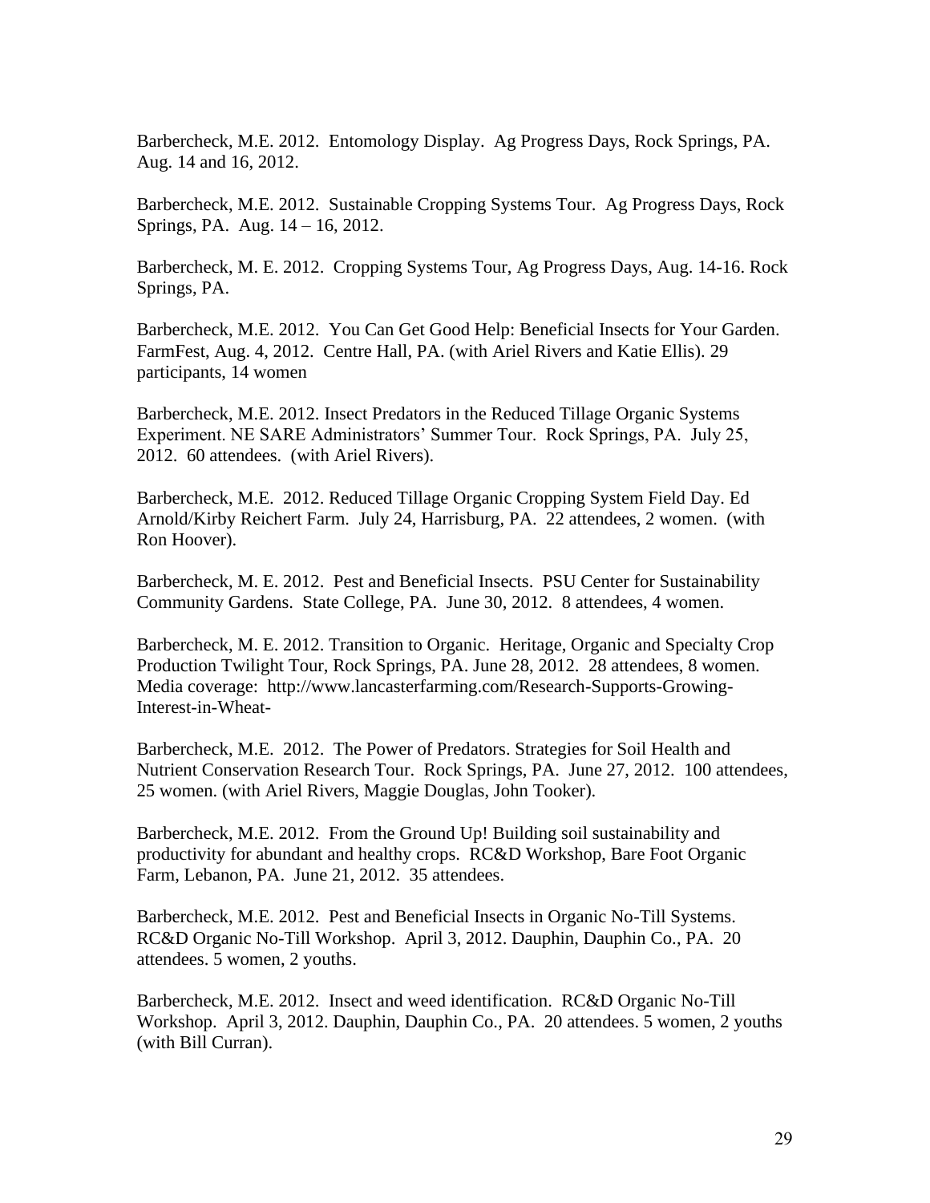Barbercheck, M.E. 2012. Entomology Display. Ag Progress Days, Rock Springs, PA. Aug. 14 and 16, 2012.

Barbercheck, M.E. 2012. Sustainable Cropping Systems Tour. Ag Progress Days, Rock Springs, PA. Aug. 14 – 16, 2012.

Barbercheck, M. E. 2012. Cropping Systems Tour, Ag Progress Days, Aug. 14-16. Rock Springs, PA.

Barbercheck, M.E. 2012. You Can Get Good Help: Beneficial Insects for Your Garden. FarmFest, Aug. 4, 2012. Centre Hall, PA. (with Ariel Rivers and Katie Ellis). 29 participants, 14 women

Barbercheck, M.E. 2012. Insect Predators in the Reduced Tillage Organic Systems Experiment. NE SARE Administrators' Summer Tour. Rock Springs, PA. July 25, 2012. 60 attendees. (with Ariel Rivers).

Barbercheck, M.E. 2012. Reduced Tillage Organic Cropping System Field Day. Ed Arnold/Kirby Reichert Farm. July 24, Harrisburg, PA. 22 attendees, 2 women. (with Ron Hoover).

Barbercheck, M. E. 2012. Pest and Beneficial Insects. PSU Center for Sustainability Community Gardens. State College, PA. June 30, 2012. 8 attendees, 4 women.

Barbercheck, M. E. 2012. Transition to Organic. Heritage, Organic and Specialty Crop Production Twilight Tour, Rock Springs, PA. June 28, 2012. 28 attendees, 8 women. Media coverage: http://www.lancasterfarming.com/Research-Supports-Growing-Interest-in-Wheat-

Barbercheck, M.E. 2012. The Power of Predators. Strategies for Soil Health and Nutrient Conservation Research Tour. Rock Springs, PA. June 27, 2012. 100 attendees, 25 women. (with Ariel Rivers, Maggie Douglas, John Tooker).

Barbercheck, M.E. 2012. From the Ground Up! Building soil sustainability and productivity for abundant and healthy crops. RC&D Workshop, Bare Foot Organic Farm, Lebanon, PA. June 21, 2012. 35 attendees.

Barbercheck, M.E. 2012. Pest and Beneficial Insects in Organic No-Till Systems. RC&D Organic No-Till Workshop. April 3, 2012. Dauphin, Dauphin Co., PA. 20 attendees. 5 women, 2 youths.

Barbercheck, M.E. 2012. Insect and weed identification. RC&D Organic No-Till Workshop. April 3, 2012. Dauphin, Dauphin Co., PA. 20 attendees. 5 women, 2 youths (with Bill Curran).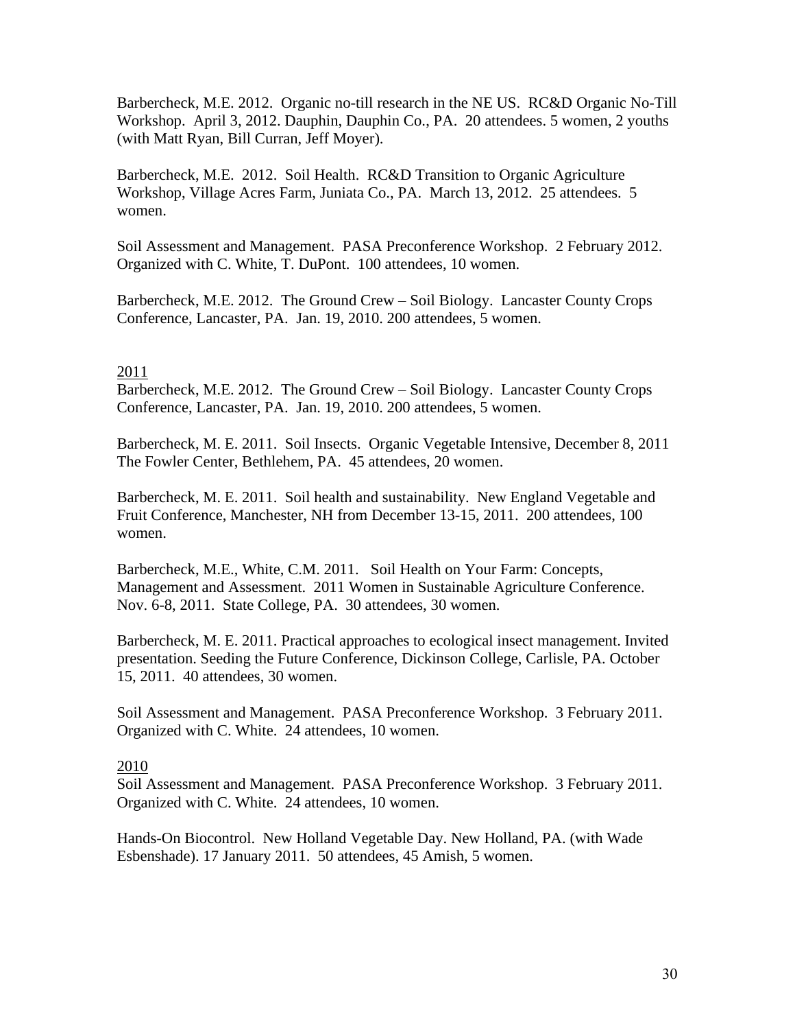Barbercheck, M.E. 2012. Organic no-till research in the NE US. RC&D Organic No-Till Workshop. April 3, 2012. Dauphin, Dauphin Co., PA. 20 attendees. 5 women, 2 youths (with Matt Ryan, Bill Curran, Jeff Moyer).

Barbercheck, M.E. 2012. Soil Health. RC&D Transition to Organic Agriculture Workshop, Village Acres Farm, Juniata Co., PA. March 13, 2012. 25 attendees. 5 women.

Soil Assessment and Management. PASA Preconference Workshop. 2 February 2012. Organized with C. White, T. DuPont. 100 attendees, 10 women.

Barbercheck, M.E. 2012. The Ground Crew – Soil Biology. Lancaster County Crops Conference, Lancaster, PA. Jan. 19, 2010. 200 attendees, 5 women.

<u>2011</u>

Barbercheck, M.E. 2012. The Ground Crew – Soil Biology. Lancaster County Crops Conference, Lancaster, PA. Jan. 19, 2010. 200 attendees, 5 women.

Barbercheck, M. E. 2011. Soil Insects. Organic Vegetable Intensive, December 8, 2011 The Fowler Center, Bethlehem, PA. 45 attendees, 20 women.

Barbercheck, M. E. 2011. Soil health and sustainability. New England Vegetable and Fruit Conference, Manchester, NH from December 13-15, 2011. 200 attendees, 100 women.

Barbercheck, M.E., White, C.M. 2011. Soil Health on Your Farm: Concepts, Management and Assessment. 2011 Women in Sustainable Agriculture Conference. Nov. 6-8, 2011. State College, PA. 30 attendees, 30 women.

Barbercheck, M. E. 2011. Practical approaches to ecological insect management. Invited presentation. Seeding the Future Conference, Dickinson College, Carlisle, PA. October 15, 2011. 40 attendees, 30 women.

Soil Assessment and Management. PASA Preconference Workshop. 3 February 2011. Organized with C. White. 24 attendees, 10 women.

<u>2010</u>

Soil Assessment and Management. PASA Preconference Workshop. 3 February 2011. Organized with C. White. 24 attendees, 10 women.

Hands-On Biocontrol. New Holland Vegetable Day. New Holland, PA. (with Wade Esbenshade). 17 January 2011. 50 attendees, 45 Amish, 5 women.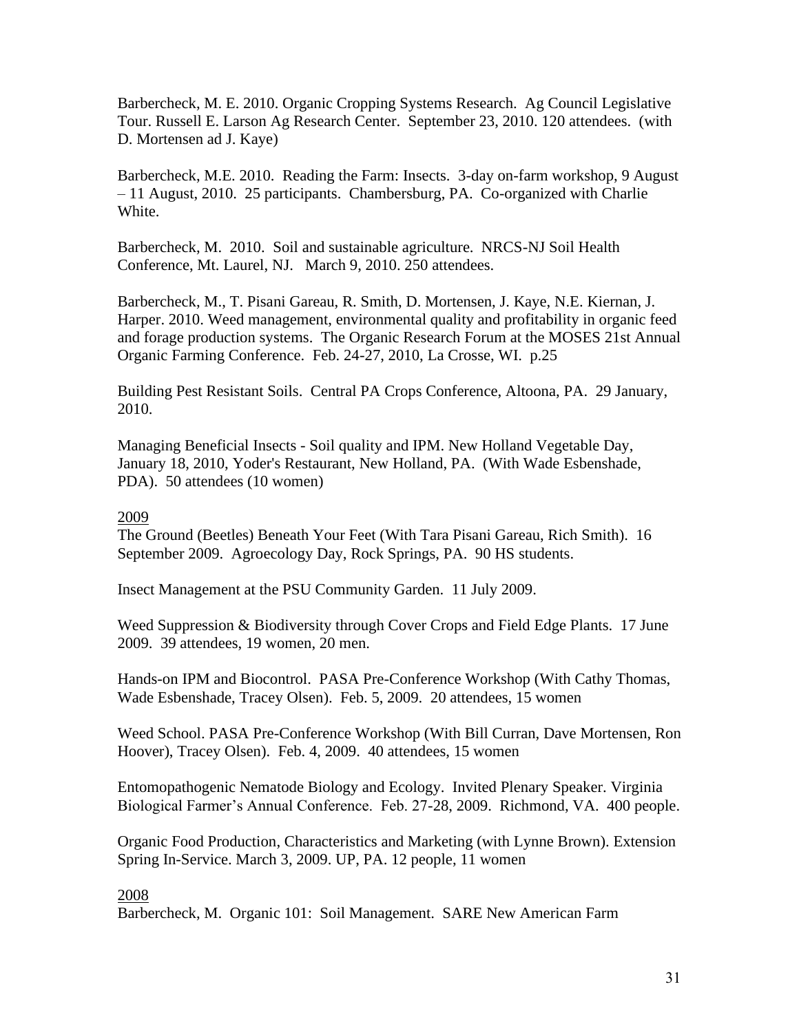Barbercheck, M. E. 2010. Organic Cropping Systems Research. Ag Council Legislative Tour. Russell E. Larson Ag Research Center. September 23, 2010. 120 attendees. (with D. Mortensen ad J. Kaye)

Barbercheck, M.E. 2010. Reading the Farm: Insects. 3-day on-farm workshop, 9 August – 11 August, 2010. 25 participants. Chambersburg, PA. Co-organized with Charlie White.

Barbercheck, M. 2010. Soil and sustainable agriculture. NRCS-NJ Soil Health Conference, Mt. Laurel, NJ. March 9, 2010. 250 attendees.

Barbercheck, M., T. Pisani Gareau, R. Smith, D. Mortensen, J. Kaye, N.E. Kiernan, J. Harper. 2010. Weed management, environmental quality and profitability in organic feed and forage production systems. The Organic Research Forum at the MOSES 21st Annual Organic Farming Conference. Feb. 24-27, 2010, La Crosse, WI. p.25

Building Pest Resistant Soils. Central PA Crops Conference, Altoona, PA. 29 January, 2010.

Managing Beneficial Insects - Soil quality and IPM. New Holland Vegetable Day, January 18, 2010, Yoder's Restaurant, New Holland, PA. (With Wade Esbenshade, PDA). 50 attendees (10 women)

2009

The Ground (Beetles) Beneath Your Feet (With Tara Pisani Gareau, Rich Smith). 16 September 2009. Agroecology Day, Rock Springs, PA. 90 HS students.

Insect Management at the PSU Community Garden. 11 July 2009.

Weed Suppression & Biodiversity through Cover Crops and Field Edge Plants. 17 June 2009. 39 attendees, 19 women, 20 men.

Hands-on IPM and Biocontrol. PASA Pre-Conference Workshop (With Cathy Thomas, Wade Esbenshade, Tracey Olsen). Feb. 5, 2009. 20 attendees, 15 women

Weed School. PASA Pre-Conference Workshop (With Bill Curran, Dave Mortensen, Ron Hoover), Tracey Olsen). Feb. 4, 2009. 40 attendees, 15 women

Entomopathogenic Nematode Biology and Ecology. Invited Plenary Speaker. Virginia Biological Farmer's Annual Conference. Feb. 27-28, 2009. Richmond, VA. 400 people.

Organic Food Production, Characteristics and Marketing (with Lynne Brown). Extension Spring In-Service. March 3, 2009. UP, PA. 12 people, 11 women

2008

Barbercheck, M. Organic 101: Soil Management. SARE New American Farm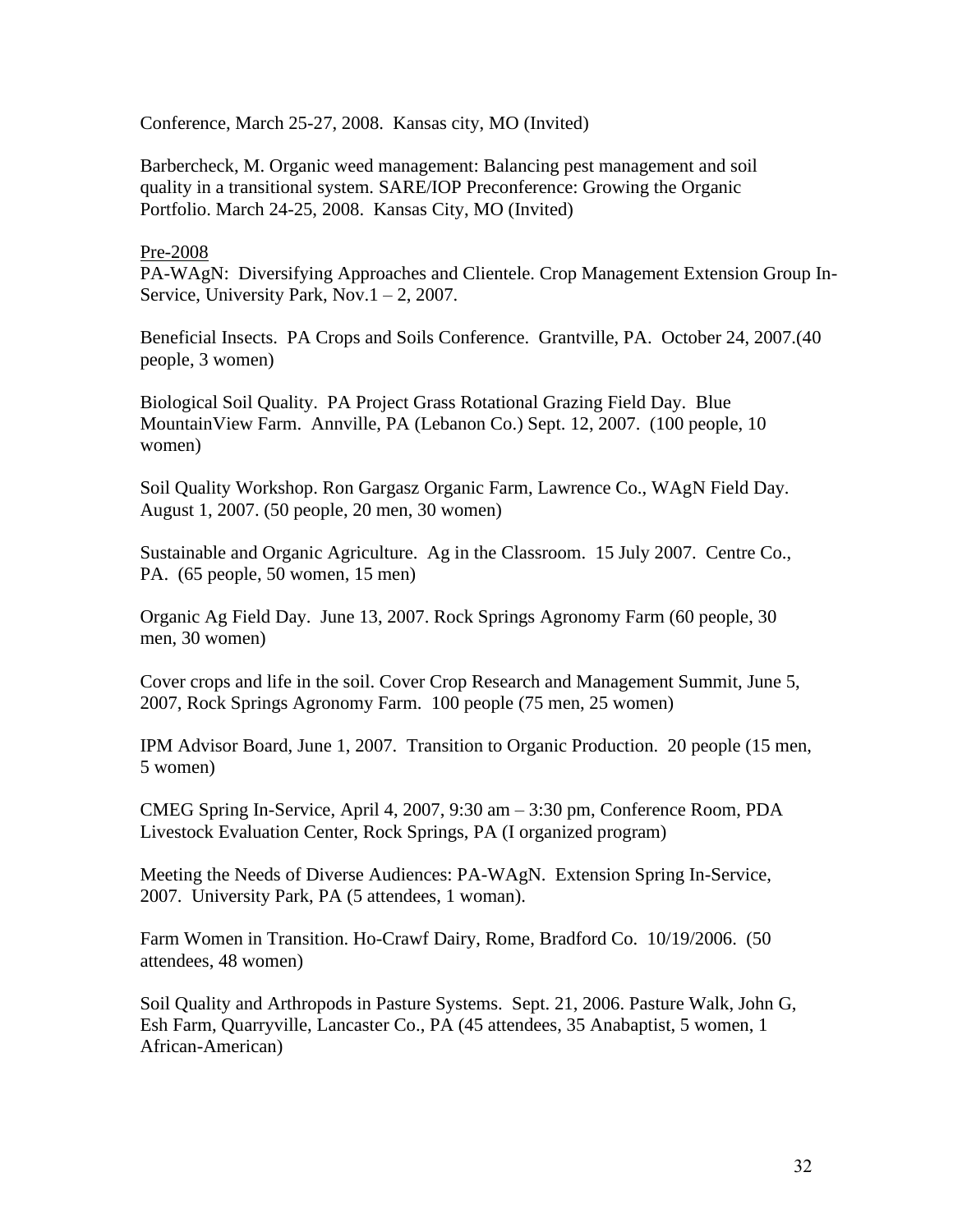Conference, March 25-27, 2008. Kansas city, MO (Invited)

Barbercheck, M. Organic weed management: Balancing pest management and soil quality in a transitional system. SARE/IOP Preconference: Growing the Organic Portfolio. March 24-25, 2008. Kansas City, MO (Invited)

Pre-2008

PA-WAgN: Diversifying Approaches and Clientele. Crop Management Extension Group In-Service, University Park, Nov.1 – 2, 2007.

Beneficial Insects. PA Crops and Soils Conference. Grantville, PA. October 24, 2007.(40 people, 3 women)

Biological Soil Quality. PA Project Grass Rotational Grazing Field Day. Blue MountainView Farm. Annville, PA (Lebanon Co.) Sept. 12, 2007. (100 people, 10 women)

Soil Quality Workshop. Ron Gargasz Organic Farm, Lawrence Co., WAgN Field Day. August 1, 2007. (50 people, 20 men, 30 women)

Sustainable and Organic Agriculture. Ag in the Classroom. 15 July 2007. Centre Co., PA. (65 people, 50 women, 15 men)

Organic Ag Field Day. June 13, 2007. Rock Springs Agronomy Farm (60 people, 30 men, 30 women)

Cover crops and life in the soil. Cover Crop Research and Management Summit, June 5, 2007, Rock Springs Agronomy Farm. 100 people (75 men, 25 women)

IPM Advisor Board, June 1, 2007. Transition to Organic Production. 20 people (15 men, 5 women)

CMEG Spring In-Service, April 4, 2007, 9:30 am – 3:30 pm, Conference Room, PDA Livestock Evaluation Center, Rock Springs, PA (I organized program)

Meeting the Needs of Diverse Audiences: PA-WAgN. Extension Spring In-Service, 2007. University Park, PA (5 attendees, 1 woman).

Farm Women in Transition. Ho-Crawf Dairy, Rome, Bradford Co. 10/19/2006. (50 attendees, 48 women)

Soil Quality and Arthropods in Pasture Systems. Sept. 21, 2006. Pasture Walk, John G, Esh Farm, Quarryville, Lancaster Co., PA (45 attendees, 35 Anabaptist, 5 women, 1 African-American)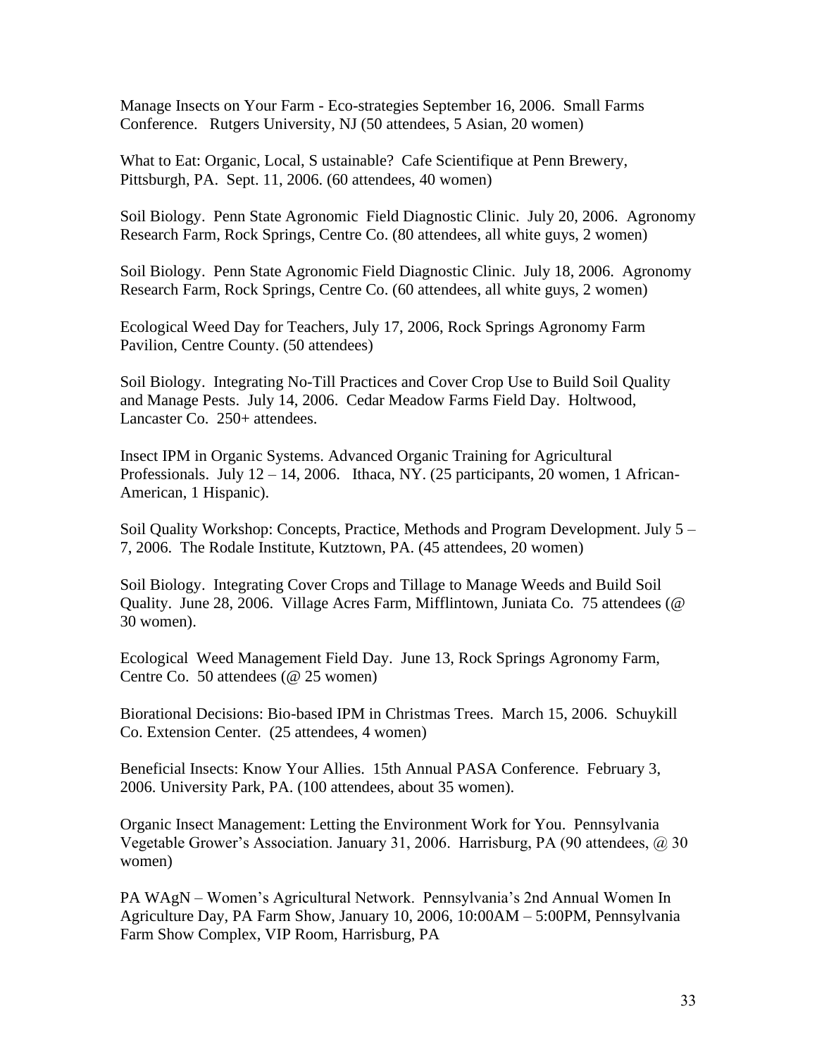Manage Insects on Your Farm - Eco-strategies September 16, 2006. Small Farms Conference. Rutgers University, NJ (50 attendees, 5 Asian, 20 women)

What to Eat: Organic, Local, S ustainable? Cafe Scientifique at Penn Brewery, Pittsburgh, PA. Sept. 11, 2006. (60 attendees, 40 women)

Soil Biology. Penn State Agronomic Field Diagnostic Clinic. July 20, 2006. Agronomy Research Farm, Rock Springs, Centre Co. (80 attendees, all white guys, 2 women)

Soil Biology. Penn State Agronomic Field Diagnostic Clinic. July 18, 2006. Agronomy Research Farm, Rock Springs, Centre Co. (60 attendees, all white guys, 2 women)

Ecological Weed Day for Teachers, July 17, 2006, Rock Springs Agronomy Farm Pavilion, Centre County. (50 attendees)

Soil Biology. Integrating No-Till Practices and Cover Crop Use to Build Soil Quality and Manage Pests. July 14, 2006. Cedar Meadow Farms Field Day. Holtwood, Lancaster Co. 250+ attendees.

Insect IPM in Organic Systems. Advanced Organic Training for Agricultural Professionals. July 12 – 14, 2006. Ithaca, NY. (25 participants, 20 women, 1 African-American, 1 Hispanic).

Soil Quality Workshop: Concepts, Practice, Methods and Program Development. July 5 – 7, 2006. The Rodale Institute, Kutztown, PA. (45 attendees, 20 women)

Soil Biology. Integrating Cover Crops and Tillage to Manage Weeds and Build Soil Quality. June 28, 2006. Village Acres Farm, Mifflintown, Juniata Co. 75 attendees (@ 30 women).

Ecological Weed Management Field Day. June 13, Rock Springs Agronomy Farm, Centre Co. 50 attendees (@ 25 women)

Biorational Decisions: Bio-based IPM in Christmas Trees. March 15, 2006. Schuykill Co. Extension Center. (25 attendees, 4 women)

Beneficial Insects: Know Your Allies. 15th Annual PASA Conference. February 3, 2006. University Park, PA. (100 attendees, about 35 women).

Organic Insect Management: Letting the Environment Work for You. Pennsylvania Vegetable Grower's Association. January 31, 2006. Harrisburg, PA (90 attendees, @ 30 women)

PA WAgN – Women's Agricultural Network. Pennsylvania's 2nd Annual Women In Agriculture Day, PA Farm Show, January 10, 2006, 10:00AM – 5:00PM, Pennsylvania Farm Show Complex, VIP Room, Harrisburg, PA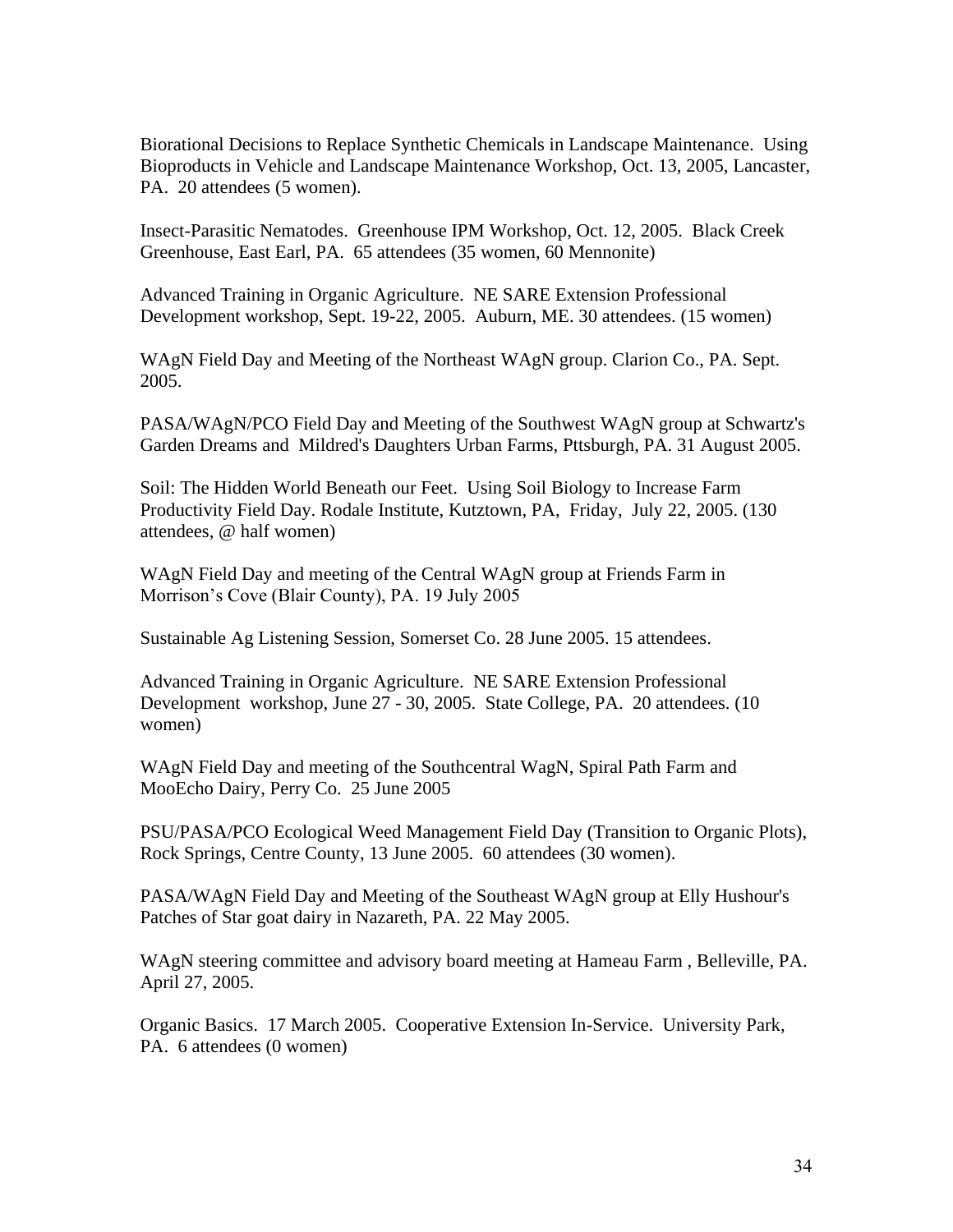Biorational Decisions to Replace Synthetic Chemicals in Landscape Maintenance. Using Bioproducts in Vehicle and Landscape Maintenance Workshop, Oct. 13, 2005, Lancaster, PA. 20 attendees (5 women).

Insect-Parasitic Nematodes. Greenhouse IPM Workshop, Oct. 12, 2005. Black Creek Greenhouse, East Earl, PA. 65 attendees (35 women, 60 Mennonite)

Advanced Training in Organic Agriculture. NE SARE Extension Professional Development workshop, Sept. 19-22, 2005. Auburn, ME. 30 attendees. (15 women)

WAgN Field Day and Meeting of the Northeast WAgN group. Clarion Co., PA. Sept. 2005.

PASA/WAgN/PCO Field Day and Meeting of the Southwest WAgN group at Schwartz's Garden Dreams and Mildred's Daughters Urban Farms, Pttsburgh, PA. 31 August 2005.

Soil: The Hidden World Beneath our Feet. Using Soil Biology to Increase Farm Productivity Field Day. Rodale Institute, Kutztown, PA, Friday, July 22, 2005. (130 attendees, @ half women)

WAgN Field Day and meeting of the Central WAgN group at Friends Farm in Morrison's Cove (Blair County), PA. 19 July 2005

Sustainable Ag Listening Session, Somerset Co. 28 June 2005. 15 attendees.

Advanced Training in Organic Agriculture. NE SARE Extension Professional Development workshop, June 27 - 30, 2005. State College, PA. 20 attendees. (10 women)

WAgN Field Day and meeting of the Southcentral WagN, Spiral Path Farm and MooEcho Dairy, Perry Co. 25 June 2005

PSU/PASA/PCO Ecological Weed Management Field Day (Transition to Organic Plots), Rock Springs, Centre County, 13 June 2005. 60 attendees (30 women).

PASA/WAgN Field Day and Meeting of the Southeast WAgN group at Elly Hushour's Patches of Star goat dairy in Nazareth, PA. 22 May 2005.

WAgN steering committee and advisory board meeting at Hameau Farm , Belleville, PA. April 27, 2005.

Organic Basics. 17 March 2005. Cooperative Extension In-Service. University Park, PA. 6 attendees (0 women)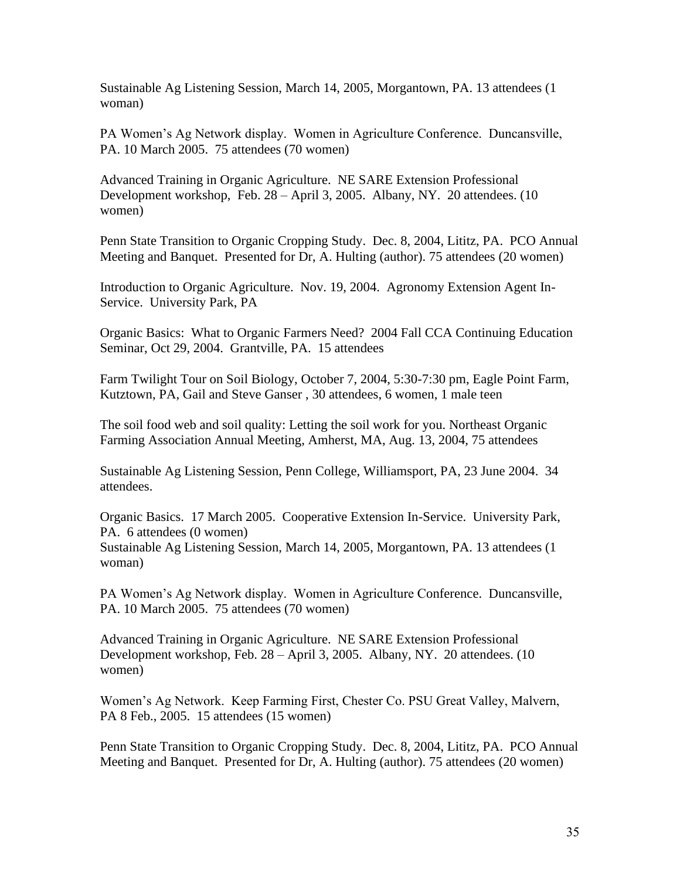Sustainable Ag Listening Session, March 14, 2005, Morgantown, PA. 13 attendees (1 woman)

PA Women's Ag Network display. Women in Agriculture Conference. Duncansville, PA. 10 March 2005. 75 attendees (70 women)

Advanced Training in Organic Agriculture. NE SARE Extension Professional Development workshop, Feb. 28 – April 3, 2005. Albany, NY. 20 attendees. (10 women)

Penn State Transition to Organic Cropping Study. Dec. 8, 2004, Lititz, PA. PCO Annual Meeting and Banquet. Presented for Dr, A. Hulting (author). 75 attendees (20 women)

Introduction to Organic Agriculture. Nov. 19, 2004. Agronomy Extension Agent In-Service. University Park, PA

Organic Basics: What to Organic Farmers Need? 2004 Fall CCA Continuing Education Seminar, Oct 29, 2004. Grantville, PA. 15 attendees

Farm Twilight Tour on Soil Biology, October 7, 2004, 5:30-7:30 pm, Eagle Point Farm, Kutztown, PA, Gail and Steve Ganser , 30 attendees, 6 women, 1 male teen

The soil food web and soil quality: Letting the soil work for you. Northeast Organic Farming Association Annual Meeting, Amherst, MA, Aug. 13, 2004, 75 attendees

Sustainable Ag Listening Session, Penn College, Williamsport, PA, 23 June 2004. 34 attendees.

Organic Basics. 17 March 2005. Cooperative Extension In-Service. University Park, PA. 6 attendees (0 women)
Sustainable Ag Listening Session, March 14, 2005, Morgantown, PA. 13 attendees (1 woman)

PA Women's Ag Network display. Women in Agriculture Conference. Duncansville, PA. 10 March 2005. 75 attendees (70 women)

Advanced Training in Organic Agriculture. NE SARE Extension Professional Development workshop, Feb. 28 – April 3, 2005. Albany, NY. 20 attendees. (10 women)

Women's Ag Network. Keep Farming First, Chester Co. PSU Great Valley, Malvern, PA 8 Feb., 2005. 15 attendees (15 women)

Penn State Transition to Organic Cropping Study. Dec. 8, 2004, Lititz, PA. PCO Annual Meeting and Banquet. Presented for Dr, A. Hulting (author). 75 attendees (20 women)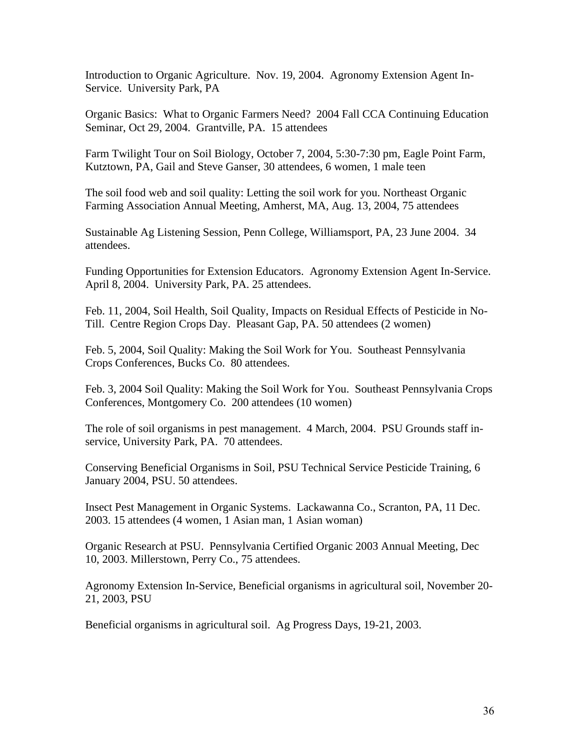Introduction to Organic Agriculture. Nov. 19, 2004. Agronomy Extension Agent In-Service. University Park, PA

Organic Basics: What to Organic Farmers Need? 2004 Fall CCA Continuing Education Seminar, Oct 29, 2004. Grantville, PA. 15 attendees

Farm Twilight Tour on Soil Biology, October 7, 2004, 5:30-7:30 pm, Eagle Point Farm, Kutztown, PA, Gail and Steve Ganser, 30 attendees, 6 women, 1 male teen

The soil food web and soil quality: Letting the soil work for you. Northeast Organic Farming Association Annual Meeting, Amherst, MA, Aug. 13, 2004, 75 attendees

Sustainable Ag Listening Session, Penn College, Williamsport, PA, 23 June 2004. 34 attendees.

Funding Opportunities for Extension Educators. Agronomy Extension Agent In-Service. April 8, 2004. University Park, PA. 25 attendees.

Feb. 11, 2004, Soil Health, Soil Quality, Impacts on Residual Effects of Pesticide in No-Till. Centre Region Crops Day. Pleasant Gap, PA. 50 attendees (2 women)

Feb. 5, 2004, Soil Quality: Making the Soil Work for You. Southeast Pennsylvania Crops Conferences, Bucks Co. 80 attendees.

Feb. 3, 2004 Soil Quality: Making the Soil Work for You. Southeast Pennsylvania Crops Conferences, Montgomery Co. 200 attendees (10 women)

The role of soil organisms in pest management. 4 March, 2004. PSU Grounds staff in-service, University Park, PA. 70 attendees.

Conserving Beneficial Organisms in Soil, PSU Technical Service Pesticide Training, 6 January 2004, PSU. 50 attendees.

Insect Pest Management in Organic Systems. Lackawanna Co., Scranton, PA, 11 Dec. 2003. 15 attendees (4 women, 1 Asian man, 1 Asian woman)

Organic Research at PSU. Pennsylvania Certified Organic 2003 Annual Meeting, Dec 10, 2003. Millerstown, Perry Co., 75 attendees.

Agronomy Extension In-Service, Beneficial organisms in agricultural soil, November 20-21, 2003, PSU

Beneficial organisms in agricultural soil. Ag Progress Days, 19-21, 2003.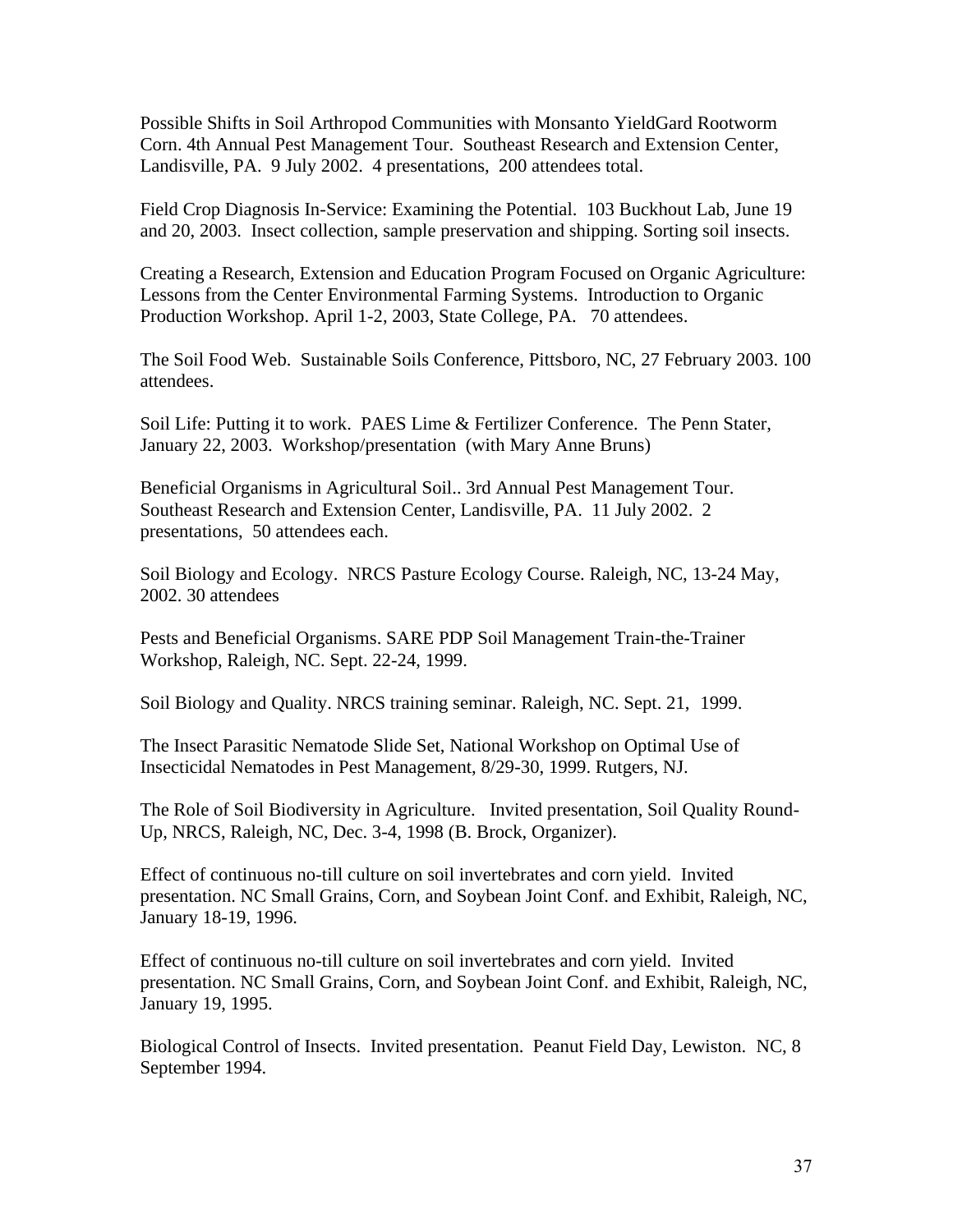Possible Shifts in Soil Arthropod Communities with Monsanto YieldGard Rootworm Corn. 4th Annual Pest Management Tour. Southeast Research and Extension Center, Landisville, PA. 9 July 2002. 4 presentations, 200 attendees total.

Field Crop Diagnosis In-Service: Examining the Potential. 103 Buckhout Lab, June 19 and 20, 2003. Insect collection, sample preservation and shipping. Sorting soil insects.

Creating a Research, Extension and Education Program Focused on Organic Agriculture: Lessons from the Center Environmental Farming Systems. Introduction to Organic Production Workshop. April 1-2, 2003, State College, PA. 70 attendees.

The Soil Food Web. Sustainable Soils Conference, Pittsboro, NC, 27 February 2003. 100 attendees.

Soil Life: Putting it to work. PAES Lime & Fertilizer Conference. The Penn Stater, January 22, 2003. Workshop/presentation (with Mary Anne Bruns)

Beneficial Organisms in Agricultural Soil.. 3rd Annual Pest Management Tour. Southeast Research and Extension Center, Landisville, PA. 11 July 2002. 2 presentations, 50 attendees each.

Soil Biology and Ecology. NRCS Pasture Ecology Course. Raleigh, NC, 13-24 May, 2002. 30 attendees

Pests and Beneficial Organisms. SARE PDP Soil Management Train-the-Trainer Workshop, Raleigh, NC. Sept. 22-24, 1999.

Soil Biology and Quality. NRCS training seminar. Raleigh, NC. Sept. 21, 1999.

The Insect Parasitic Nematode Slide Set, National Workshop on Optimal Use of Insecticidal Nematodes in Pest Management, 8/29-30, 1999. Rutgers, NJ.

The Role of Soil Biodiversity in Agriculture. Invited presentation, Soil Quality Round-Up, NRCS, Raleigh, NC, Dec. 3-4, 1998 (B. Brock, Organizer).

Effect of continuous no-till culture on soil invertebrates and corn yield. Invited presentation. NC Small Grains, Corn, and Soybean Joint Conf. and Exhibit, Raleigh, NC, January 18-19, 1996.

Effect of continuous no-till culture on soil invertebrates and corn yield. Invited presentation. NC Small Grains, Corn, and Soybean Joint Conf. and Exhibit, Raleigh, NC, January 19, 1995.

Biological Control of Insects. Invited presentation. Peanut Field Day, Lewiston. NC, 8 September 1994.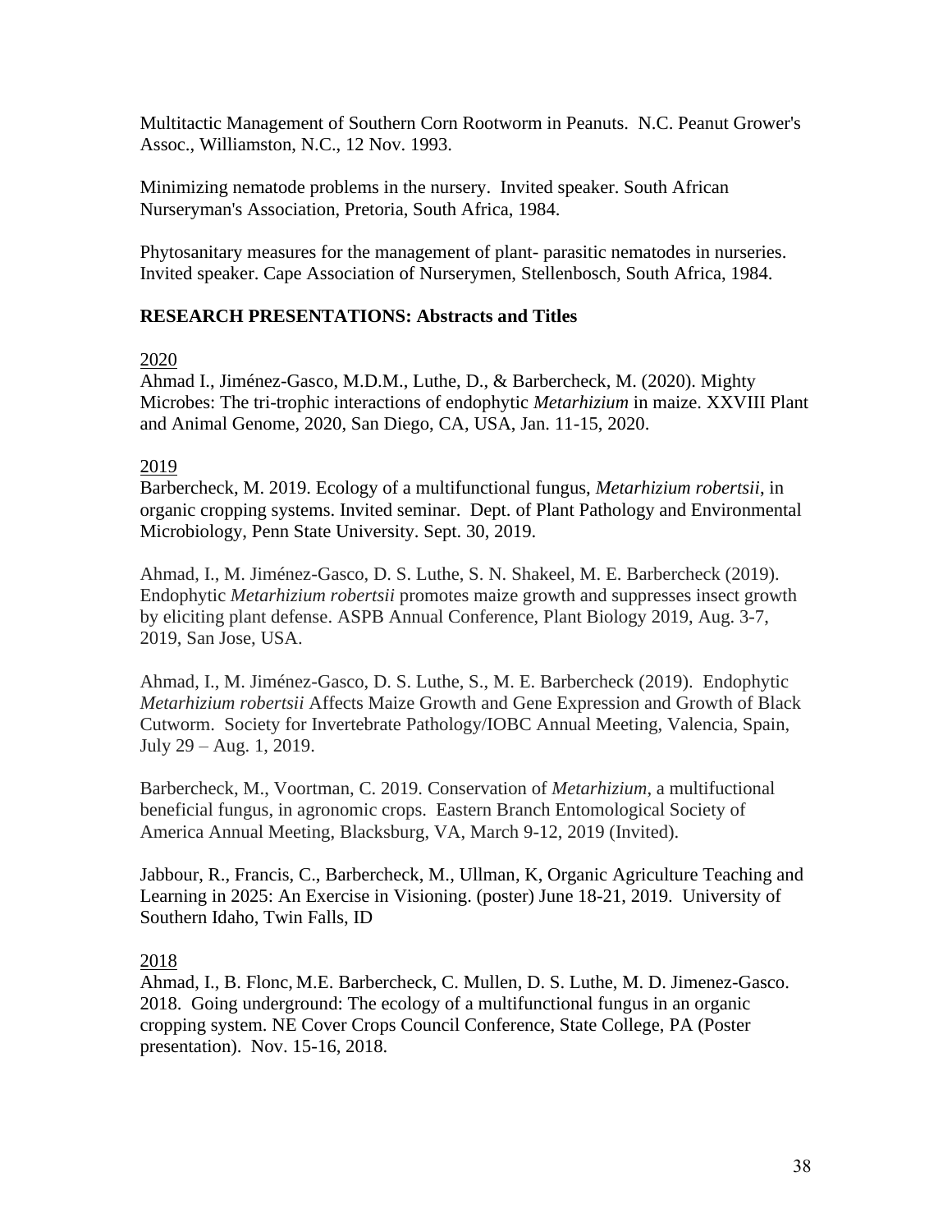Multitactic Management of Southern Corn Rootworm in Peanuts. N.C. Peanut Grower's Assoc., Williamston, N.C., 12 Nov. 1993.

Minimizing nematode problems in the nursery. Invited speaker. South African Nurseryman's Association, Pretoria, South Africa, 1984.

Phytosanitary measures for the management of plant- parasitic nematodes in nurseries. Invited speaker. Cape Association of Nurserymen, Stellenbosch, South Africa, 1984.

## RESEARCH PRESENTATIONS: Abstracts and Titles

2020

Ahmad I., Jiménez-Gasco, M.D.M., Luthe, D., & Barbercheck, M. (2020). Mighty Microbes: The tri-trophic interactions of endophytic *Metarhizium* in maize. XXVIII Plant and Animal Genome, 2020, San Diego, CA, USA, Jan. 11-15, 2020.

2019

Barbercheck, M. 2019. Ecology of a multifunctional fungus, *Metarhizium robertsii*, in organic cropping systems. Invited seminar. Dept. of Plant Pathology and Environmental Microbiology, Penn State University. Sept. 30, 2019.

Ahmad, I., M. Jiménez-Gasco, D. S. Luthe, S. N. Shakeel, M. E. Barbercheck (2019). Endophytic *Metarhizium robertsii* promotes maize growth and suppresses insect growth by eliciting plant defense. ASPB Annual Conference, Plant Biology 2019, Aug. 3-7, 2019, San Jose, USA.

Ahmad, I., M. Jiménez-Gasco, D. S. Luthe, S., M. E. Barbercheck (2019). Endophytic *Metarhizium robertsii* Affects Maize Growth and Gene Expression and Growth of Black Cutworm. Society for Invertebrate Pathology/IOBC Annual Meeting, Valencia, Spain, July 29 – Aug. 1, 2019.

Barbercheck, M., Voortman, C. 2019. Conservation of *Metarhizium*, a multifuctional beneficial fungus, in agronomic crops. Eastern Branch Entomological Society of America Annual Meeting, Blacksburg, VA, March 9-12, 2019 (Invited).

Jabbour, R., Francis, C., Barbercheck, M., Ullman, K, Organic Agriculture Teaching and Learning in 2025: An Exercise in Visioning. (poster) June 18-21, 2019. University of Southern Idaho, Twin Falls, ID

2018

Ahmad, I., B. Flonc, M.E. Barbercheck, C. Mullen, D. S. Luthe, M. D. Jimenez-Gasco. 2018. Going underground: The ecology of a multifunctional fungus in an organic cropping system. NE Cover Crops Council Conference, State College, PA (Poster presentation). Nov. 15-16, 2018.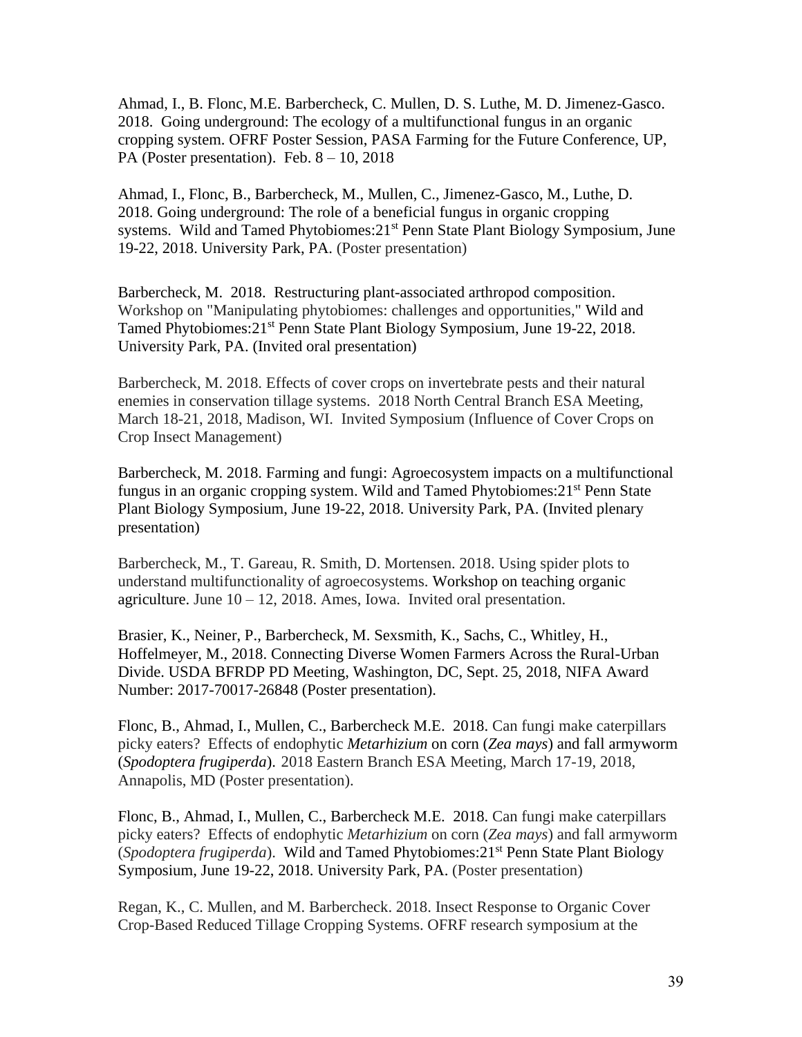Ahmad, I., B. Flonc, M.E. Barbercheck, C. Mullen, D. S. Luthe, M. D. Jimenez-Gasco. 2018. Going underground: The ecology of a multifunctional fungus in an organic cropping system. OFRF Poster Session, PASA Farming for the Future Conference, UP, PA (Poster presentation). Feb. 8 – 10, 2018

Ahmad, I., Flonc, B., Barbercheck, M., Mullen, C., Jimenez-Gasco, M., Luthe, D. 2018. Going underground: The role of a beneficial fungus in organic cropping systems. Wild and Tamed Phytobiomes:21st Penn State Plant Biology Symposium, June 19-22, 2018. University Park, PA. (Poster presentation)

Barbercheck, M. 2018. Restructuring plant-associated arthropod composition. Workshop on "Manipulating phytobiomes: challenges and opportunities," Wild and Tamed Phytobiomes:21st Penn State Plant Biology Symposium, June 19-22, 2018. University Park, PA. (Invited oral presentation)

Barbercheck, M. 2018. Effects of cover crops on invertebrate pests and their natural enemies in conservation tillage systems. 2018 North Central Branch ESA Meeting, March 18-21, 2018, Madison, WI. Invited Symposium (Influence of Cover Crops on Crop Insect Management)

Barbercheck, M. 2018. Farming and fungi: Agroecosystem impacts on a multifunctional fungus in an organic cropping system. Wild and Tamed Phytobiomes:21st Penn State Plant Biology Symposium, June 19-22, 2018. University Park, PA. (Invited plenary presentation)

Barbercheck, M., T. Gareau, R. Smith, D. Mortensen. 2018. Using spider plots to understand multifunctionality of agroecosystems. Workshop on teaching organic agriculture. June 10 – 12, 2018. Ames, Iowa. Invited oral presentation.

Brasier, K., Neiner, P., Barbercheck, M. Sexsmith, K., Sachs, C., Whitley, H., Hoffelmeyer, M., 2018. Connecting Diverse Women Farmers Across the Rural-Urban Divide. USDA BFRDP PD Meeting, Washington, DC, Sept. 25, 2018, NIFA Award Number: 2017-70017-26848 (Poster presentation).

Flonc, B., Ahmad, I., Mullen, C., Barbercheck M.E. 2018. Can fungi make caterpillars picky eaters? Effects of endophytic *Metarhizium* on corn (*Zea mays*) and fall armyworm (*Spodoptera frugiperda*). 2018 Eastern Branch ESA Meeting, March 17-19, 2018, Annapolis, MD (Poster presentation).

Flonc, B., Ahmad, I., Mullen, C., Barbercheck M.E. 2018. Can fungi make caterpillars picky eaters? Effects of endophytic *Metarhizium* on corn (*Zea mays*) and fall armyworm (*Spodoptera frugiperda*). Wild and Tamed Phytobiomes:21st Penn State Plant Biology Symposium, June 19-22, 2018. University Park, PA. (Poster presentation)

Regan, K., C. Mullen, and M. Barbercheck. 2018. Insect Response to Organic Cover Crop-Based Reduced Tillage Cropping Systems. OFRF research symposium at the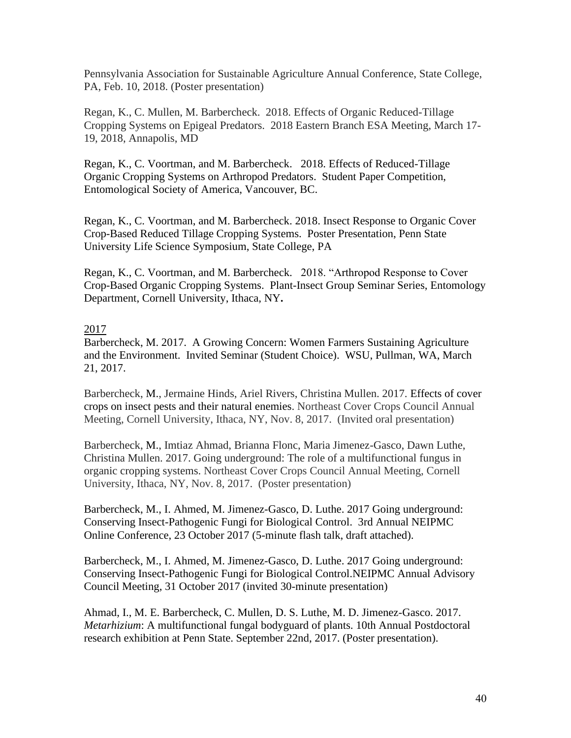Pennsylvania Association for Sustainable Agriculture Annual Conference, State College, PA, Feb. 10, 2018. (Poster presentation)

Regan, K., C. Mullen, M. Barbercheck. 2018. Effects of Organic Reduced-Tillage Cropping Systems on Epigeal Predators. 2018 Eastern Branch ESA Meeting, March 17-19, 2018, Annapolis, MD

Regan, K., C. Voortman, and M. Barbercheck. 2018. Effects of Reduced-Tillage Organic Cropping Systems on Arthropod Predators. Student Paper Competition, Entomological Society of America, Vancouver, BC.

Regan, K., C. Voortman, and M. Barbercheck. 2018. Insect Response to Organic Cover Crop-Based Reduced Tillage Cropping Systems. Poster Presentation, Penn State University Life Science Symposium, State College, PA

Regan, K., C. Voortman, and M. Barbercheck. 2018. "Arthropod Response to Cover Crop-Based Organic Cropping Systems. Plant-Insect Group Seminar Series, Entomology Department, Cornell University, Ithaca, NY**.**

2017

Barbercheck, M. 2017. A Growing Concern: Women Farmers Sustaining Agriculture and the Environment. Invited Seminar (Student Choice). WSU, Pullman, WA, March 21, 2017.

Barbercheck, M., Jermaine Hinds, Ariel Rivers, Christina Mullen. 2017. Effects of cover crops on insect pests and their natural enemies. Northeast Cover Crops Council Annual Meeting, Cornell University, Ithaca, NY, Nov. 8, 2017. (Invited oral presentation)

Barbercheck, M., Imtiaz Ahmad, Brianna Flonc, Maria Jimenez-Gasco, Dawn Luthe, Christina Mullen. 2017. Going underground: The role of a multifunctional fungus in organic cropping systems. Northeast Cover Crops Council Annual Meeting, Cornell University, Ithaca, NY, Nov. 8, 2017. (Poster presentation)

Barbercheck, M., I. Ahmed, M. Jimenez-Gasco, D. Luthe. 2017 Going underground: Conserving Insect-Pathogenic Fungi for Biological Control. 3rd Annual NEIPMC Online Conference, 23 October 2017 (5-minute flash talk, draft attached).

Barbercheck, M., I. Ahmed, M. Jimenez-Gasco, D. Luthe. 2017 Going underground: Conserving Insect-Pathogenic Fungi for Biological Control.NEIPMC Annual Advisory Council Meeting, 31 October 2017 (invited 30-minute presentation)

Ahmad, I., M. E. Barbercheck, C. Mullen, D. S. Luthe, M. D. Jimenez-Gasco. 2017. *Metarhizium*: A multifunctional fungal bodyguard of plants. 10th Annual Postdoctoral research exhibition at Penn State. September 22nd, 2017. (Poster presentation).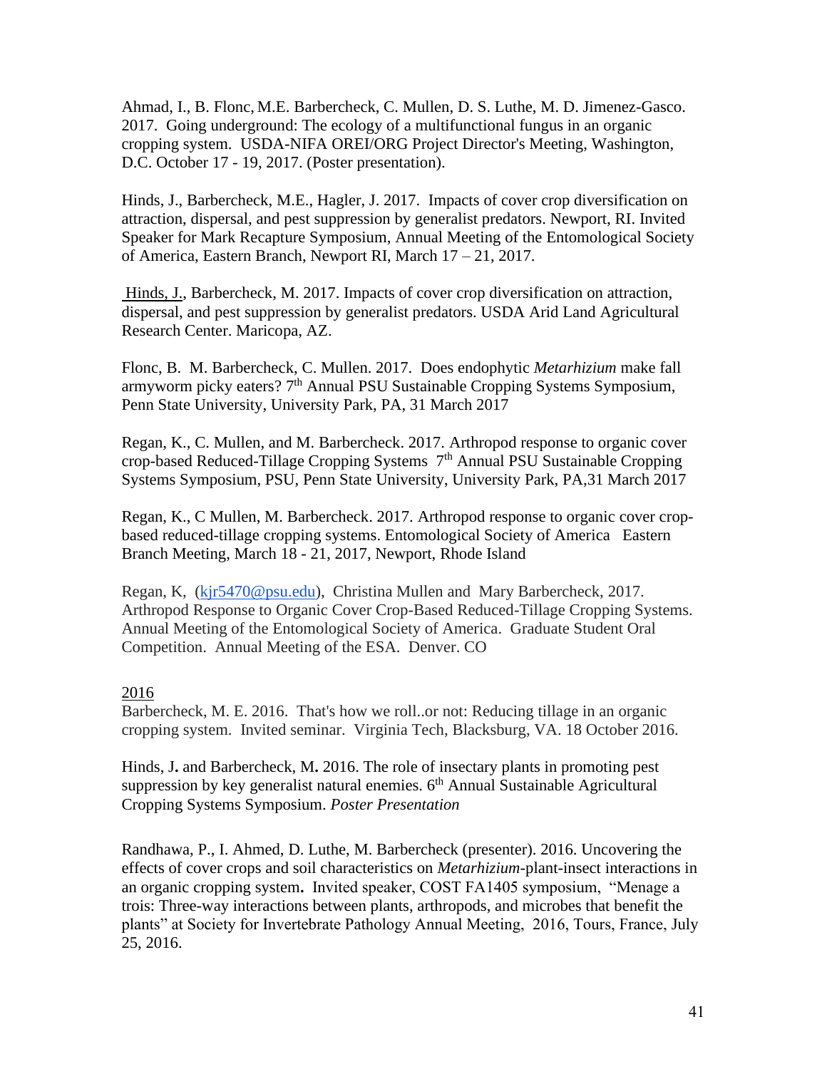Ahmad, I., B. Flonc, M.E. Barbercheck, C. Mullen, D. S. Luthe, M. D. Jimenez-Gasco. 2017. Going underground: The ecology of a multifunctional fungus in an organic cropping system. USDA-NIFA OREI/ORG Project Director's Meeting, Washington, D.C. October 17 - 19, 2017. (Poster presentation).

Hinds, J., Barbercheck, M.E., Hagler, J. 2017. Impacts of cover crop diversification on attraction, dispersal, and pest suppression by generalist predators. Newport, RI. Invited Speaker for Mark Recapture Symposium, Annual Meeting of the Entomological Society of America, Eastern Branch, Newport RI, March 17 – 21, 2017.

Hinds, J., Barbercheck, M. 2017. Impacts of cover crop diversification on attraction, dispersal, and pest suppression by generalist predators. USDA Arid Land Agricultural Research Center. Maricopa, AZ.

Flonc, B. M. Barbercheck, C. Mullen. 2017. Does endophytic *Metarhizium* make fall armyworm picky eaters? 7th Annual PSU Sustainable Cropping Systems Symposium, Penn State University, University Park, PA, 31 March 2017

Regan, K., C. Mullen, and M. Barbercheck. 2017. Arthropod response to organic cover crop-based Reduced-Tillage Cropping Systems 7th Annual PSU Sustainable Cropping Systems Symposium, PSU, Penn State University, University Park, PA,31 March 2017

Regan, K., C Mullen, M. Barbercheck. 2017. Arthropod response to organic cover crop-based reduced-tillage cropping systems. Entomological Society of America Eastern Branch Meeting, March 18 - 21, 2017, Newport, Rhode Island

Regan, K, (kjr5470@psu.edu), Christina Mullen and Mary Barbercheck, 2017. Arthropod Response to Organic Cover Crop-Based Reduced-Tillage Cropping Systems. Annual Meeting of the Entomological Society of America. Graduate Student Oral Competition. Annual Meeting of the ESA. Denver. CO

2016

Barbercheck, M. E. 2016. That's how we roll..or not: Reducing tillage in an organic cropping system. Invited seminar. Virginia Tech, Blacksburg, VA. 18 October 2016.

Hinds, J**.** and Barbercheck, M**.** 2016. The role of insectary plants in promoting pest suppression by key generalist natural enemies. 6th Annual Sustainable Agricultural Cropping Systems Symposium. *Poster Presentation*

Randhawa, P., I. Ahmed, D. Luthe, M. Barbercheck (presenter). 2016. Uncovering the effects of cover crops and soil characteristics on *Metarhizium*-plant-insect interactions in an organic cropping system**.** Invited speaker, COST FA1405 symposium, "Menage a trois: Three-way interactions between plants, arthropods, and microbes that benefit the plants" at Society for Invertebrate Pathology Annual Meeting, 2016, Tours, France, July 25, 2016.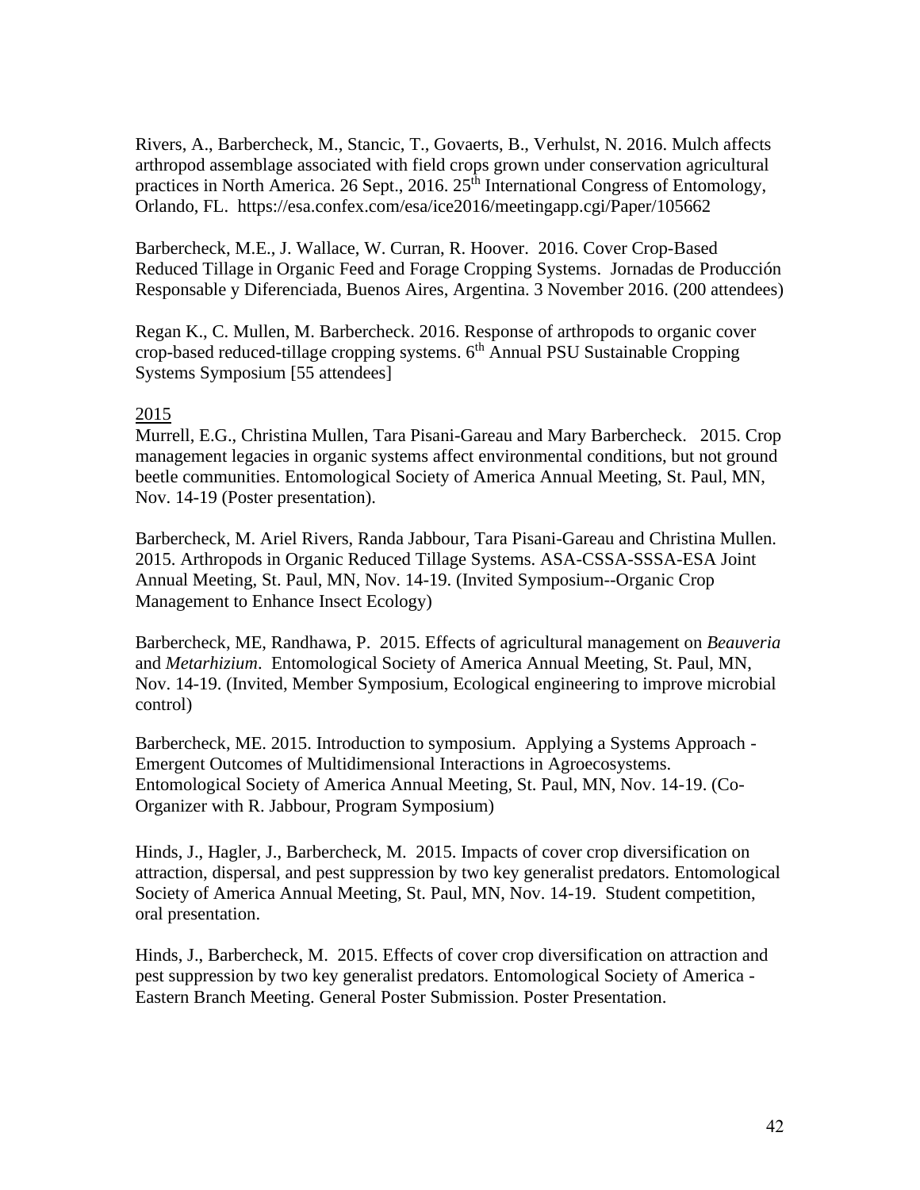Rivers, A., Barbercheck, M., Stancic, T., Govaerts, B., Verhulst, N. 2016. Mulch affects arthropod assemblage associated with field crops grown under conservation agricultural practices in North America. 26 Sept., 2016. 25th International Congress of Entomology, Orlando, FL. https://esa.confex.com/esa/ice2016/meetingapp.cgi/Paper/105662

Barbercheck, M.E., J. Wallace, W. Curran, R. Hoover. 2016. Cover Crop-Based Reduced Tillage in Organic Feed and Forage Cropping Systems. Jornadas de Producción Responsable y Diferenciada, Buenos Aires, Argentina. 3 November 2016. (200 attendees)

Regan K., C. Mullen, M. Barbercheck. 2016. Response of arthropods to organic cover crop-based reduced-tillage cropping systems. 6th Annual PSU Sustainable Cropping Systems Symposium [55 attendees]

<u>2015</u>

Murrell, E.G., Christina Mullen, Tara Pisani-Gareau and Mary Barbercheck. 2015. Crop management legacies in organic systems affect environmental conditions, but not ground beetle communities. Entomological Society of America Annual Meeting, St. Paul, MN, Nov. 14-19 (Poster presentation).

Barbercheck, M. Ariel Rivers, Randa Jabbour, Tara Pisani-Gareau and Christina Mullen. 2015. Arthropods in Organic Reduced Tillage Systems. ASA-CSSA-SSSA-ESA Joint Annual Meeting, St. Paul, MN, Nov. 14-19. (Invited Symposium--Organic Crop Management to Enhance Insect Ecology)

Barbercheck, ME, Randhawa, P. 2015. Effects of agricultural management on *Beauveria* and *Metarhizium*. Entomological Society of America Annual Meeting, St. Paul, MN, Nov. 14-19. (Invited, Member Symposium, Ecological engineering to improve microbial control)

Barbercheck, ME. 2015. Introduction to symposium. Applying a Systems Approach - Emergent Outcomes of Multidimensional Interactions in Agroecosystems. Entomological Society of America Annual Meeting, St. Paul, MN, Nov. 14-19. (Co-Organizer with R. Jabbour, Program Symposium)

Hinds, J., Hagler, J., Barbercheck, M. 2015. Impacts of cover crop diversification on attraction, dispersal, and pest suppression by two key generalist predators. Entomological Society of America Annual Meeting, St. Paul, MN, Nov. 14-19. Student competition, oral presentation.

Hinds, J., Barbercheck, M. 2015. Effects of cover crop diversification on attraction and pest suppression by two key generalist predators. Entomological Society of America - Eastern Branch Meeting. General Poster Submission. Poster Presentation.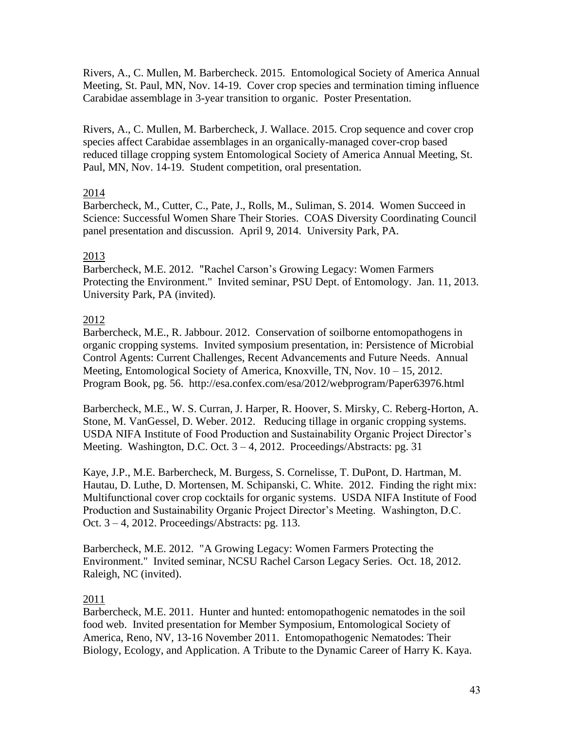Rivers, A., C. Mullen, M. Barbercheck. 2015. Entomological Society of America Annual Meeting, St. Paul, MN, Nov. 14-19. Cover crop species and termination timing influence Carabidae assemblage in 3-year transition to organic. Poster Presentation.

Rivers, A., C. Mullen, M. Barbercheck, J. Wallace. 2015. Crop sequence and cover crop species affect Carabidae assemblages in an organically-managed cover-crop based reduced tillage cropping system Entomological Society of America Annual Meeting, St. Paul, MN, Nov. 14-19. Student competition, oral presentation.

<u>2014</u>

Barbercheck, M., Cutter, C., Pate, J., Rolls, M., Suliman, S. 2014. Women Succeed in Science: Successful Women Share Their Stories. COAS Diversity Coordinating Council panel presentation and discussion. April 9, 2014. University Park, PA.

<u>2013</u>

Barbercheck, M.E. 2012. "Rachel Carson's Growing Legacy: Women Farmers Protecting the Environment." Invited seminar, PSU Dept. of Entomology. Jan. 11, 2013. University Park, PA (invited).

<u>2012</u>

Barbercheck, M.E., R. Jabbour. 2012. Conservation of soilborne entomopathogens in organic cropping systems. Invited symposium presentation, in: Persistence of Microbial Control Agents: Current Challenges, Recent Advancements and Future Needs. Annual Meeting, Entomological Society of America, Knoxville, TN, Nov. 10 – 15, 2012. Program Book, pg. 56. http://esa.confex.com/esa/2012/webprogram/Paper63976.html

Barbercheck, M.E., W. S. Curran, J. Harper, R. Hoover, S. Mirsky, C. Reberg-Horton, A. Stone, M. VanGessel, D. Weber. 2012. Reducing tillage in organic cropping systems. USDA NIFA Institute of Food Production and Sustainability Organic Project Director's Meeting. Washington, D.C. Oct. 3 – 4, 2012. Proceedings/Abstracts: pg. 31

Kaye, J.P., M.E. Barbercheck, M. Burgess, S. Cornelisse, T. DuPont, D. Hartman, M. Hautau, D. Luthe, D. Mortensen, M. Schipanski, C. White. 2012. Finding the right mix: Multifunctional cover crop cocktails for organic systems. USDA NIFA Institute of Food Production and Sustainability Organic Project Director's Meeting. Washington, D.C. Oct. 3 – 4, 2012. Proceedings/Abstracts: pg. 113.

Barbercheck, M.E. 2012. "A Growing Legacy: Women Farmers Protecting the Environment." Invited seminar, NCSU Rachel Carson Legacy Series. Oct. 18, 2012. Raleigh, NC (invited).

<u>2011</u>

Barbercheck, M.E. 2011. Hunter and hunted: entomopathogenic nematodes in the soil food web. Invited presentation for Member Symposium, Entomological Society of America, Reno, NV, 13-16 November 2011. Entomopathogenic Nematodes: Their Biology, Ecology, and Application. A Tribute to the Dynamic Career of Harry K. Kaya.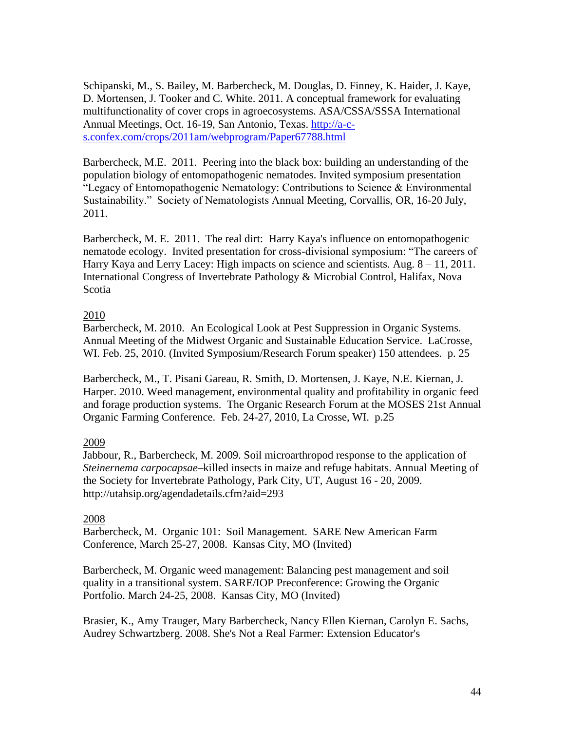Schipanski, M., S. Bailey, M. Barbercheck, M. Douglas, D. Finney, K. Haider, J. Kaye, D. Mortensen, J. Tooker and C. White. 2011. A conceptual framework for evaluating multifunctionality of cover crops in agroecosystems. ASA/CSSA/SSSA International Annual Meetings, Oct. 16-19, San Antonio, Texas. http://a-c-s.confex.com/crops/2011am/webprogram/Paper67788.html

Barbercheck, M.E. 2011. Peering into the black box: building an understanding of the population biology of entomopathogenic nematodes. Invited symposium presentation "Legacy of Entomopathogenic Nematology: Contributions to Science & Environmental Sustainability." Society of Nematologists Annual Meeting, Corvallis, OR, 16-20 July, 2011.

Barbercheck, M. E. 2011. The real dirt: Harry Kaya's influence on entomopathogenic nematode ecology. Invited presentation for cross-divisional symposium: "The careers of Harry Kaya and Lerry Lacey: High impacts on science and scientists. Aug. 8 – 11, 2011. International Congress of Invertebrate Pathology & Microbial Control, Halifax, Nova Scotia

2010

Barbercheck, M. 2010. An Ecological Look at Pest Suppression in Organic Systems. Annual Meeting of the Midwest Organic and Sustainable Education Service. LaCrosse, WI. Feb. 25, 2010. (Invited Symposium/Research Forum speaker) 150 attendees. p. 25

Barbercheck, M., T. Pisani Gareau, R. Smith, D. Mortensen, J. Kaye, N.E. Kiernan, J. Harper. 2010. Weed management, environmental quality and profitability in organic feed and forage production systems. The Organic Research Forum at the MOSES 21st Annual Organic Farming Conference. Feb. 24-27, 2010, La Crosse, WI. p.25

2009

Jabbour, R., Barbercheck, M. 2009. Soil microarthropod response to the application of *Steinernema carpocapsae*–killed insects in maize and refuge habitats. Annual Meeting of the Society for Invertebrate Pathology, Park City, UT, August 16 - 20, 2009. http://utahsip.org/agendadetails.cfm?aid=293

2008

Barbercheck, M. Organic 101: Soil Management. SARE New American Farm Conference, March 25-27, 2008. Kansas City, MO (Invited)

Barbercheck, M. Organic weed management: Balancing pest management and soil quality in a transitional system. SARE/IOP Preconference: Growing the Organic Portfolio. March 24-25, 2008. Kansas City, MO (Invited)

Brasier, K., Amy Trauger, Mary Barbercheck, Nancy Ellen Kiernan, Carolyn E. Sachs, Audrey Schwartzberg. 2008. She's Not a Real Farmer: Extension Educator's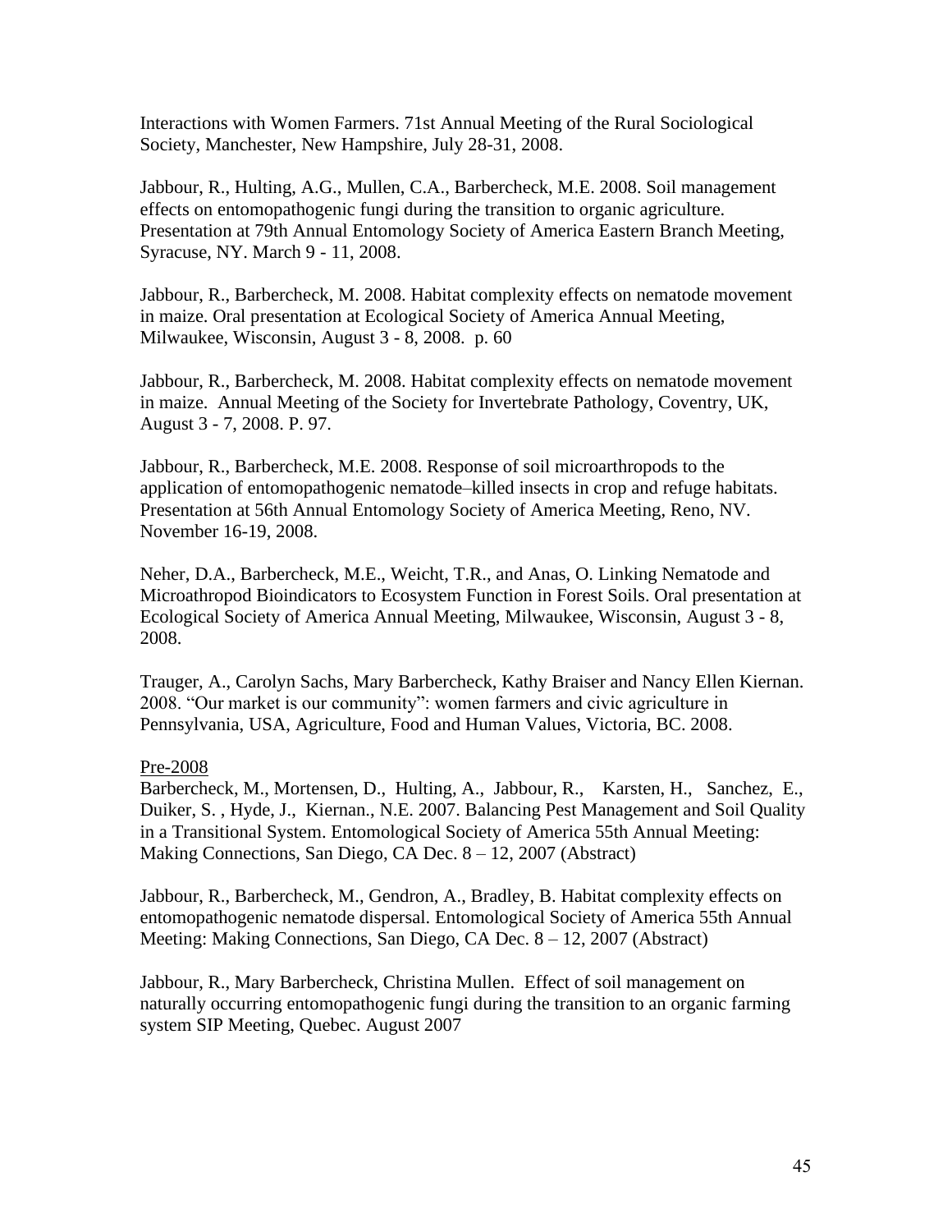Interactions with Women Farmers. 71st Annual Meeting of the Rural Sociological Society, Manchester, New Hampshire, July 28-31, 2008.

Jabbour, R., Hulting, A.G., Mullen, C.A., Barbercheck, M.E. 2008. Soil management effects on entomopathogenic fungi during the transition to organic agriculture. Presentation at 79th Annual Entomology Society of America Eastern Branch Meeting, Syracuse, NY. March 9 - 11, 2008.

Jabbour, R., Barbercheck, M. 2008. Habitat complexity effects on nematode movement in maize. Oral presentation at Ecological Society of America Annual Meeting, Milwaukee, Wisconsin, August 3 - 8, 2008. p. 60

Jabbour, R., Barbercheck, M. 2008. Habitat complexity effects on nematode movement in maize. Annual Meeting of the Society for Invertebrate Pathology, Coventry, UK, August 3 - 7, 2008. P. 97.

Jabbour, R., Barbercheck, M.E. 2008. Response of soil microarthropods to the application of entomopathogenic nematode–killed insects in crop and refuge habitats. Presentation at 56th Annual Entomology Society of America Meeting, Reno, NV. November 16-19, 2008.

Neher, D.A., Barbercheck, M.E., Weicht, T.R., and Anas, O. Linking Nematode and Microathropod Bioindicators to Ecosystem Function in Forest Soils. Oral presentation at Ecological Society of America Annual Meeting, Milwaukee, Wisconsin, August 3 - 8, 2008.

Trauger, A., Carolyn Sachs, Mary Barbercheck, Kathy Braiser and Nancy Ellen Kiernan. 2008. "Our market is our community": women farmers and civic agriculture in Pennsylvania, USA, Agriculture, Food and Human Values, Victoria, BC. 2008.

Pre-2008

Barbercheck, M., Mortensen, D., Hulting, A., Jabbour, R., Karsten, H., Sanchez, E., Duiker, S. , Hyde, J., Kiernan., N.E. 2007. Balancing Pest Management and Soil Quality in a Transitional System. Entomological Society of America 55th Annual Meeting: Making Connections, San Diego, CA Dec. 8 – 12, 2007 (Abstract)

Jabbour, R., Barbercheck, M., Gendron, A., Bradley, B. Habitat complexity effects on entomopathogenic nematode dispersal. Entomological Society of America 55th Annual Meeting: Making Connections, San Diego, CA Dec. 8 – 12, 2007 (Abstract)

Jabbour, R., Mary Barbercheck, Christina Mullen. Effect of soil management on naturally occurring entomopathogenic fungi during the transition to an organic farming system SIP Meeting, Quebec. August 2007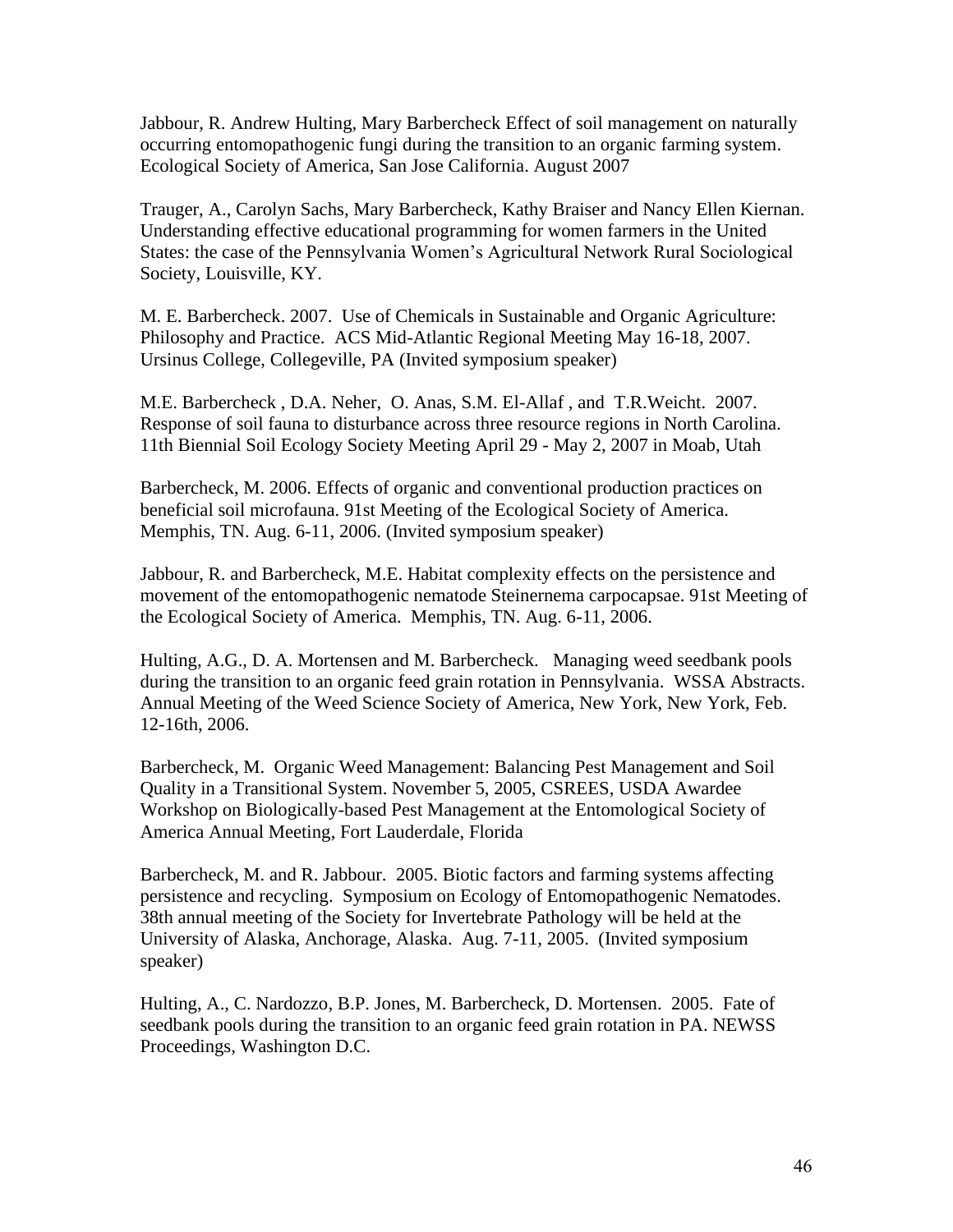Jabbour, R. Andrew Hulting, Mary Barbercheck Effect of soil management on naturally occurring entomopathogenic fungi during the transition to an organic farming system. Ecological Society of America, San Jose California. August 2007

Trauger, A., Carolyn Sachs, Mary Barbercheck, Kathy Braiser and Nancy Ellen Kiernan. Understanding effective educational programming for women farmers in the United States: the case of the Pennsylvania Women's Agricultural Network Rural Sociological Society, Louisville, KY.

M. E. Barbercheck. 2007. Use of Chemicals in Sustainable and Organic Agriculture: Philosophy and Practice. ACS Mid-Atlantic Regional Meeting May 16-18, 2007. Ursinus College, Collegeville, PA (Invited symposium speaker)

M.E. Barbercheck , D.A. Neher, O. Anas, S.M. El-Allaf , and T.R.Weicht. 2007. Response of soil fauna to disturbance across three resource regions in North Carolina. 11th Biennial Soil Ecology Society Meeting April 29 - May 2, 2007 in Moab, Utah

Barbercheck, M. 2006. Effects of organic and conventional production practices on beneficial soil microfauna. 91st Meeting of the Ecological Society of America. Memphis, TN. Aug. 6-11, 2006. (Invited symposium speaker)

Jabbour, R. and Barbercheck, M.E. Habitat complexity effects on the persistence and movement of the entomopathogenic nematode Steinernema carpocapsae. 91st Meeting of the Ecological Society of America. Memphis, TN. Aug. 6-11, 2006.

Hulting, A.G., D. A. Mortensen and M. Barbercheck. Managing weed seedbank pools during the transition to an organic feed grain rotation in Pennsylvania. WSSA Abstracts. Annual Meeting of the Weed Science Society of America, New York, New York, Feb. 12-16th, 2006.

Barbercheck, M. Organic Weed Management: Balancing Pest Management and Soil Quality in a Transitional System. November 5, 2005, CSREES, USDA Awardee Workshop on Biologically-based Pest Management at the Entomological Society of America Annual Meeting, Fort Lauderdale, Florida

Barbercheck, M. and R. Jabbour. 2005. Biotic factors and farming systems affecting persistence and recycling. Symposium on Ecology of Entomopathogenic Nematodes. 38th annual meeting of the Society for Invertebrate Pathology will be held at the University of Alaska, Anchorage, Alaska. Aug. 7-11, 2005. (Invited symposium speaker)

Hulting, A., C. Nardozzo, B.P. Jones, M. Barbercheck, D. Mortensen. 2005. Fate of seedbank pools during the transition to an organic feed grain rotation in PA. NEWSS Proceedings, Washington D.C.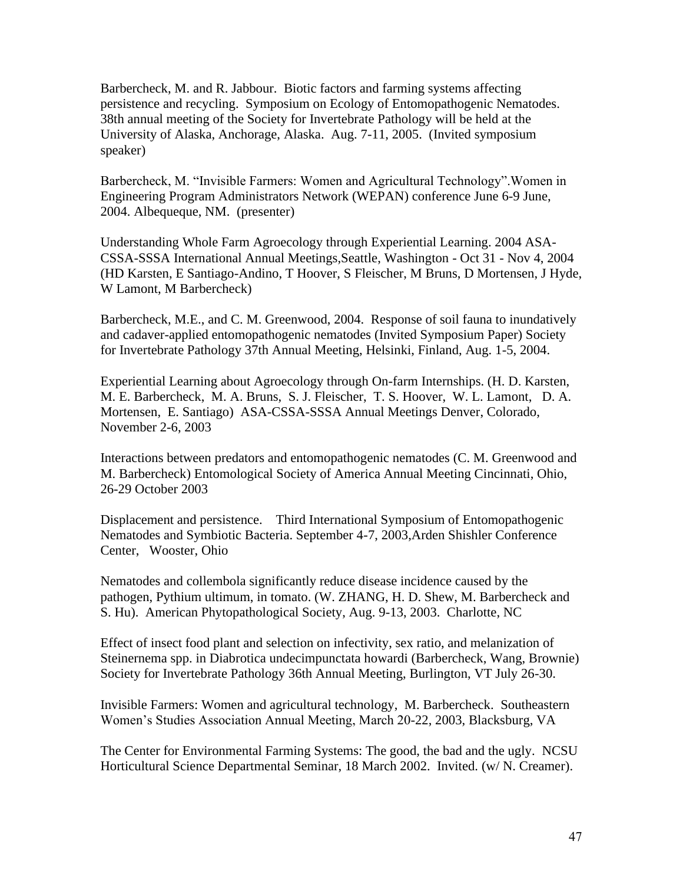Barbercheck, M. and R. Jabbour. Biotic factors and farming systems affecting persistence and recycling. Symposium on Ecology of Entomopathogenic Nematodes. 38th annual meeting of the Society for Invertebrate Pathology will be held at the University of Alaska, Anchorage, Alaska. Aug. 7-11, 2005. (Invited symposium speaker)

Barbercheck, M. "Invisible Farmers: Women and Agricultural Technology".Women in Engineering Program Administrators Network (WEPAN) conference June 6-9 June, 2004. Albequeque, NM. (presenter)

Understanding Whole Farm Agroecology through Experiential Learning. 2004 ASA-CSSA-SSSA International Annual Meetings,Seattle, Washington - Oct 31 - Nov 4, 2004 (HD Karsten, E Santiago-Andino, T Hoover, S Fleischer, M Bruns, D Mortensen, J Hyde, W Lamont, M Barbercheck)

Barbercheck, M.E., and C. M. Greenwood, 2004. Response of soil fauna to inundatively and cadaver-applied entomopathogenic nematodes (Invited Symposium Paper) Society for Invertebrate Pathology 37th Annual Meeting, Helsinki, Finland, Aug. 1-5, 2004.

Experiential Learning about Agroecology through On-farm Internships. (H. D. Karsten, M. E. Barbercheck, M. A. Bruns, S. J. Fleischer, T. S. Hoover, W. L. Lamont, D. A. Mortensen, E. Santiago) ASA-CSSA-SSSA Annual Meetings Denver, Colorado, November 2-6, 2003

Interactions between predators and entomopathogenic nematodes (C. M. Greenwood and M. Barbercheck) Entomological Society of America Annual Meeting Cincinnati, Ohio, 26-29 October 2003

Displacement and persistence. Third International Symposium of Entomopathogenic Nematodes and Symbiotic Bacteria. September 4-7, 2003,Arden Shishler Conference Center, Wooster, Ohio

Nematodes and collembola significantly reduce disease incidence caused by the pathogen, Pythium ultimum, in tomato. (W. ZHANG, H. D. Shew, M. Barbercheck and S. Hu). American Phytopathological Society, Aug. 9-13, 2003. Charlotte, NC

Effect of insect food plant and selection on infectivity, sex ratio, and melanization of Steinernema spp. in Diabrotica undecimpunctata howardi (Barbercheck, Wang, Brownie) Society for Invertebrate Pathology 36th Annual Meeting, Burlington, VT July 26-30.

Invisible Farmers: Women and agricultural technology, M. Barbercheck. Southeastern Women's Studies Association Annual Meeting, March 20-22, 2003, Blacksburg, VA

The Center for Environmental Farming Systems: The good, the bad and the ugly. NCSU Horticultural Science Departmental Seminar, 18 March 2002. Invited. (w/ N. Creamer).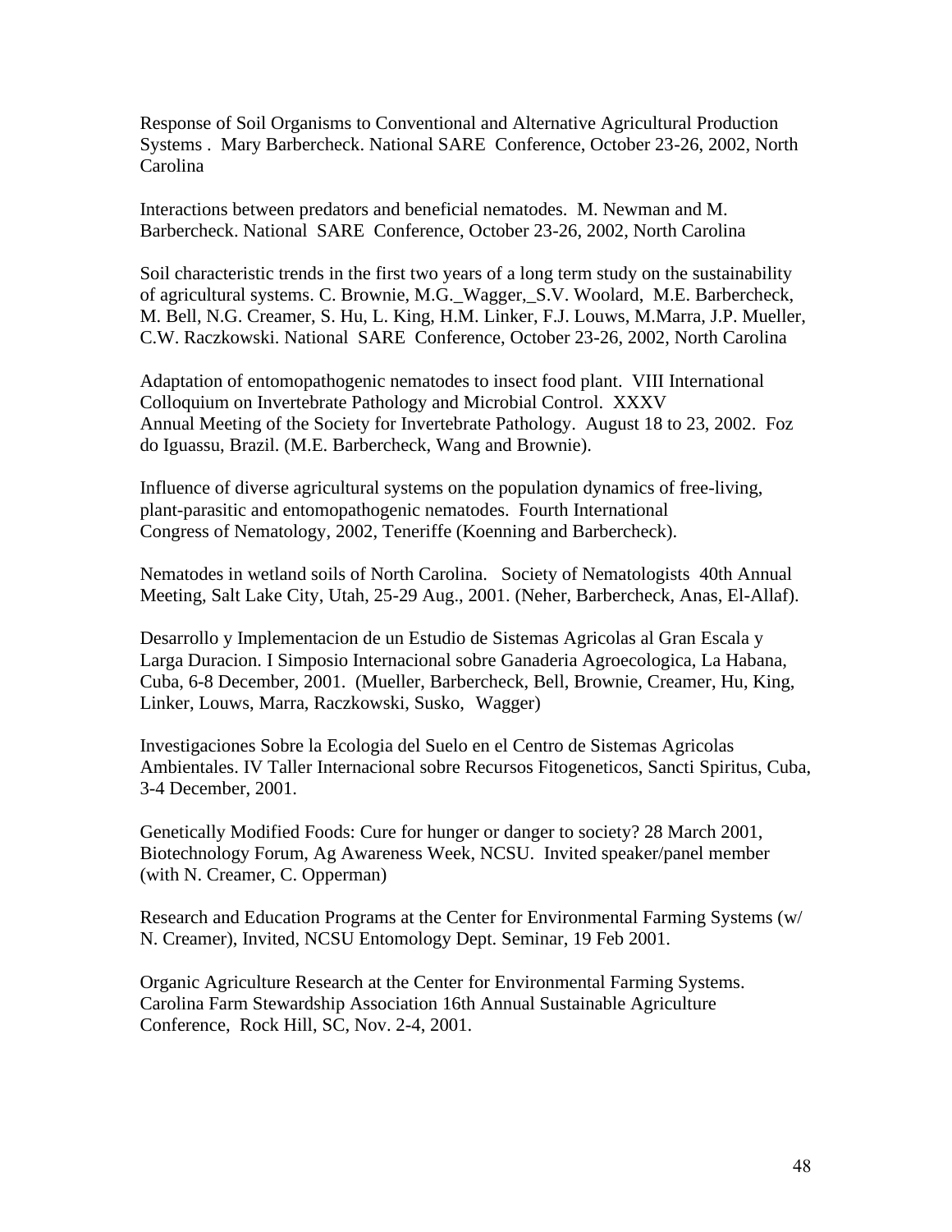Response of Soil Organisms to Conventional and Alternative Agricultural Production Systems . Mary Barbercheck. National SARE Conference, October 23-26, 2002, North Carolina

Interactions between predators and beneficial nematodes. M. Newman and M. Barbercheck. National SARE Conference, October 23-26, 2002, North Carolina

Soil characteristic trends in the first two years of a long term study on the sustainability of agricultural systems. C. Brownie, M.G._Wagger,_S.V. Woolard, M.E. Barbercheck, M. Bell, N.G. Creamer, S. Hu, L. King, H.M. Linker, F.J. Louws, M.Marra, J.P. Mueller, C.W. Raczkowski. National SARE Conference, October 23-26, 2002, North Carolina

Adaptation of entomopathogenic nematodes to insect food plant. VIII International Colloquium on Invertebrate Pathology and Microbial Control. XXXV Annual Meeting of the Society for Invertebrate Pathology. August 18 to 23, 2002. Foz do Iguassu, Brazil. (M.E. Barbercheck, Wang and Brownie).

Influence of diverse agricultural systems on the population dynamics of free-living, plant-parasitic and entomopathogenic nematodes. Fourth International Congress of Nematology, 2002, Teneriffe (Koenning and Barbercheck).

Nematodes in wetland soils of North Carolina. Society of Nematologists 40th Annual Meeting, Salt Lake City, Utah, 25-29 Aug., 2001. (Neher, Barbercheck, Anas, El-Allaf).

Desarrollo y Implementacion de un Estudio de Sistemas Agricolas al Gran Escala y Larga Duracion. I Simposio Internacional sobre Ganaderia Agroecologica, La Habana, Cuba, 6-8 December, 2001. (Mueller, Barbercheck, Bell, Brownie, Creamer, Hu, King, Linker, Louws, Marra, Raczkowski, Susko, Wagger)

Investigaciones Sobre la Ecologia del Suelo en el Centro de Sistemas Agricolas Ambientales. IV Taller Internacional sobre Recursos Fitogeneticos, Sancti Spiritus, Cuba, 3-4 December, 2001.

Genetically Modified Foods: Cure for hunger or danger to society? 28 March 2001, Biotechnology Forum, Ag Awareness Week, NCSU. Invited speaker/panel member (with N. Creamer, C. Opperman)

Research and Education Programs at the Center for Environmental Farming Systems (w/ N. Creamer), Invited, NCSU Entomology Dept. Seminar, 19 Feb 2001.

Organic Agriculture Research at the Center for Environmental Farming Systems. Carolina Farm Stewardship Association 16th Annual Sustainable Agriculture Conference, Rock Hill, SC, Nov. 2-4, 2001.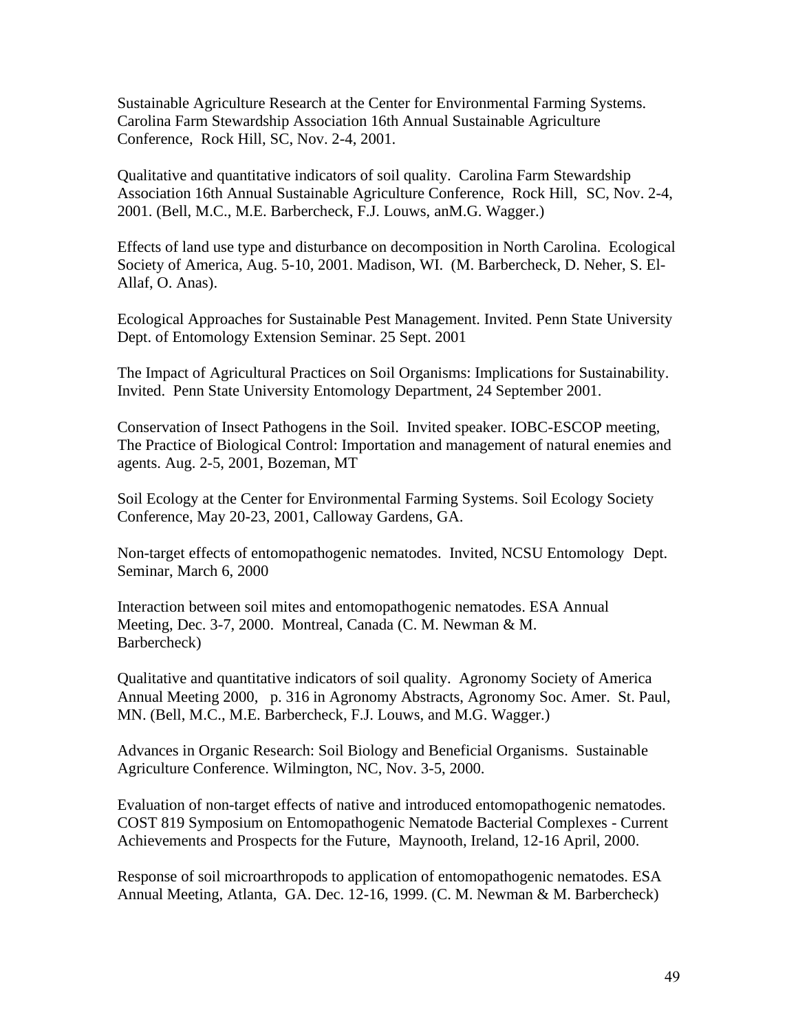Sustainable Agriculture Research at the Center for Environmental Farming Systems. Carolina Farm Stewardship Association 16th Annual Sustainable Agriculture Conference, Rock Hill, SC, Nov. 2-4, 2001.

Qualitative and quantitative indicators of soil quality. Carolina Farm Stewardship Association 16th Annual Sustainable Agriculture Conference, Rock Hill, SC, Nov. 2-4, 2001. (Bell, M.C., M.E. Barbercheck, F.J. Louws, anM.G. Wagger.)

Effects of land use type and disturbance on decomposition in North Carolina. Ecological Society of America, Aug. 5-10, 2001. Madison, WI. (M. Barbercheck, D. Neher, S. El-Allaf, O. Anas).

Ecological Approaches for Sustainable Pest Management. Invited. Penn State University Dept. of Entomology Extension Seminar. 25 Sept. 2001

The Impact of Agricultural Practices on Soil Organisms: Implications for Sustainability. Invited. Penn State University Entomology Department, 24 September 2001.

Conservation of Insect Pathogens in the Soil. Invited speaker. IOBC-ESCOP meeting, The Practice of Biological Control: Importation and management of natural enemies and agents. Aug. 2-5, 2001, Bozeman, MT

Soil Ecology at the Center for Environmental Farming Systems. Soil Ecology Society Conference, May 20-23, 2001, Calloway Gardens, GA.

Non-target effects of entomopathogenic nematodes. Invited, NCSU Entomology Dept. Seminar, March 6, 2000

Interaction between soil mites and entomopathogenic nematodes. ESA Annual Meeting, Dec. 3-7, 2000. Montreal, Canada (C. M. Newman & M. Barbercheck)

Qualitative and quantitative indicators of soil quality. Agronomy Society of America Annual Meeting 2000, p. 316 in Agronomy Abstracts, Agronomy Soc. Amer. St. Paul, MN. (Bell, M.C., M.E. Barbercheck, F.J. Louws, and M.G. Wagger.)

Advances in Organic Research: Soil Biology and Beneficial Organisms. Sustainable Agriculture Conference. Wilmington, NC, Nov. 3-5, 2000.

Evaluation of non-target effects of native and introduced entomopathogenic nematodes. COST 819 Symposium on Entomopathogenic Nematode Bacterial Complexes - Current Achievements and Prospects for the Future, Maynooth, Ireland, 12-16 April, 2000.

Response of soil microarthropods to application of entomopathogenic nematodes. ESA Annual Meeting, Atlanta, GA. Dec. 12-16, 1999. (C. M. Newman & M. Barbercheck)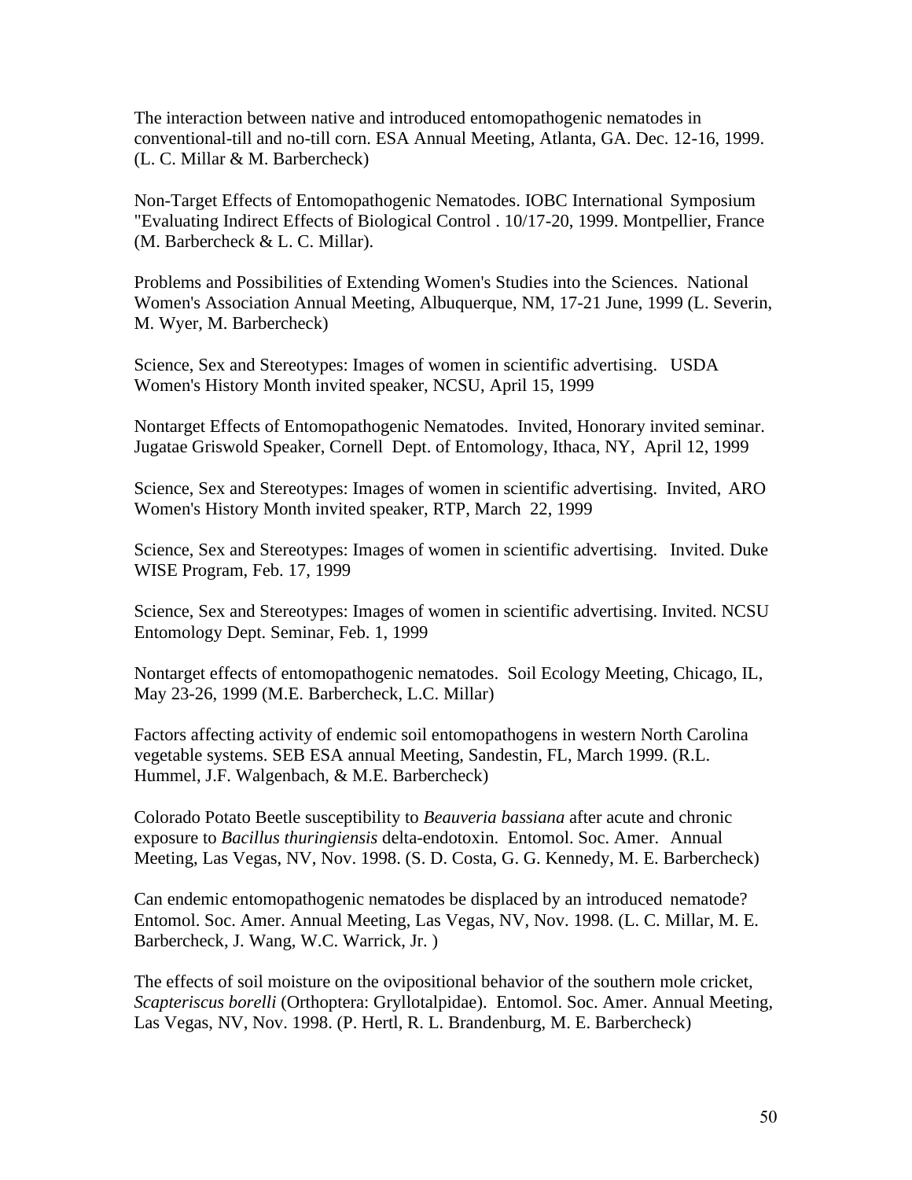The interaction between native and introduced entomopathogenic nematodes in conventional-till and no-till corn. ESA Annual Meeting, Atlanta, GA. Dec. 12-16, 1999. (L. C. Millar & M. Barbercheck)

Non-Target Effects of Entomopathogenic Nematodes. IOBC International Symposium "Evaluating Indirect Effects of Biological Control . 10/17-20, 1999. Montpellier, France (M. Barbercheck & L. C. Millar).

Problems and Possibilities of Extending Women's Studies into the Sciences. National Women's Association Annual Meeting, Albuquerque, NM, 17-21 June, 1999 (L. Severin, M. Wyer, M. Barbercheck)

Science, Sex and Stereotypes: Images of women in scientific advertising. USDA Women's History Month invited speaker, NCSU, April 15, 1999

Nontarget Effects of Entomopathogenic Nematodes. Invited, Honorary invited seminar. Jugatae Griswold Speaker, Cornell Dept. of Entomology, Ithaca, NY, April 12, 1999

Science, Sex and Stereotypes: Images of women in scientific advertising. Invited, ARO Women's History Month invited speaker, RTP, March 22, 1999

Science, Sex and Stereotypes: Images of women in scientific advertising. Invited. Duke WISE Program, Feb. 17, 1999

Science, Sex and Stereotypes: Images of women in scientific advertising. Invited. NCSU Entomology Dept. Seminar, Feb. 1, 1999

Nontarget effects of entomopathogenic nematodes. Soil Ecology Meeting, Chicago, IL, May 23-26, 1999 (M.E. Barbercheck, L.C. Millar)

Factors affecting activity of endemic soil entomopathogens in western North Carolina vegetable systems. SEB ESA annual Meeting, Sandestin, FL, March 1999. (R.L. Hummel, J.F. Walgenbach, & M.E. Barbercheck)

Colorado Potato Beetle susceptibility to *Beauveria bassiana* after acute and chronic exposure to *Bacillus thuringiensis* delta-endotoxin. Entomol. Soc. Amer. Annual Meeting, Las Vegas, NV, Nov. 1998. (S. D. Costa, G. G. Kennedy, M. E. Barbercheck)

Can endemic entomopathogenic nematodes be displaced by an introduced nematode? Entomol. Soc. Amer. Annual Meeting, Las Vegas, NV, Nov. 1998. (L. C. Millar, M. E. Barbercheck, J. Wang, W.C. Warrick, Jr. )

The effects of soil moisture on the ovipositional behavior of the southern mole cricket, *Scapteriscus borelli* (Orthoptera: Gryllotalpidae). Entomol. Soc. Amer. Annual Meeting, Las Vegas, NV, Nov. 1998. (P. Hertl, R. L. Brandenburg, M. E. Barbercheck)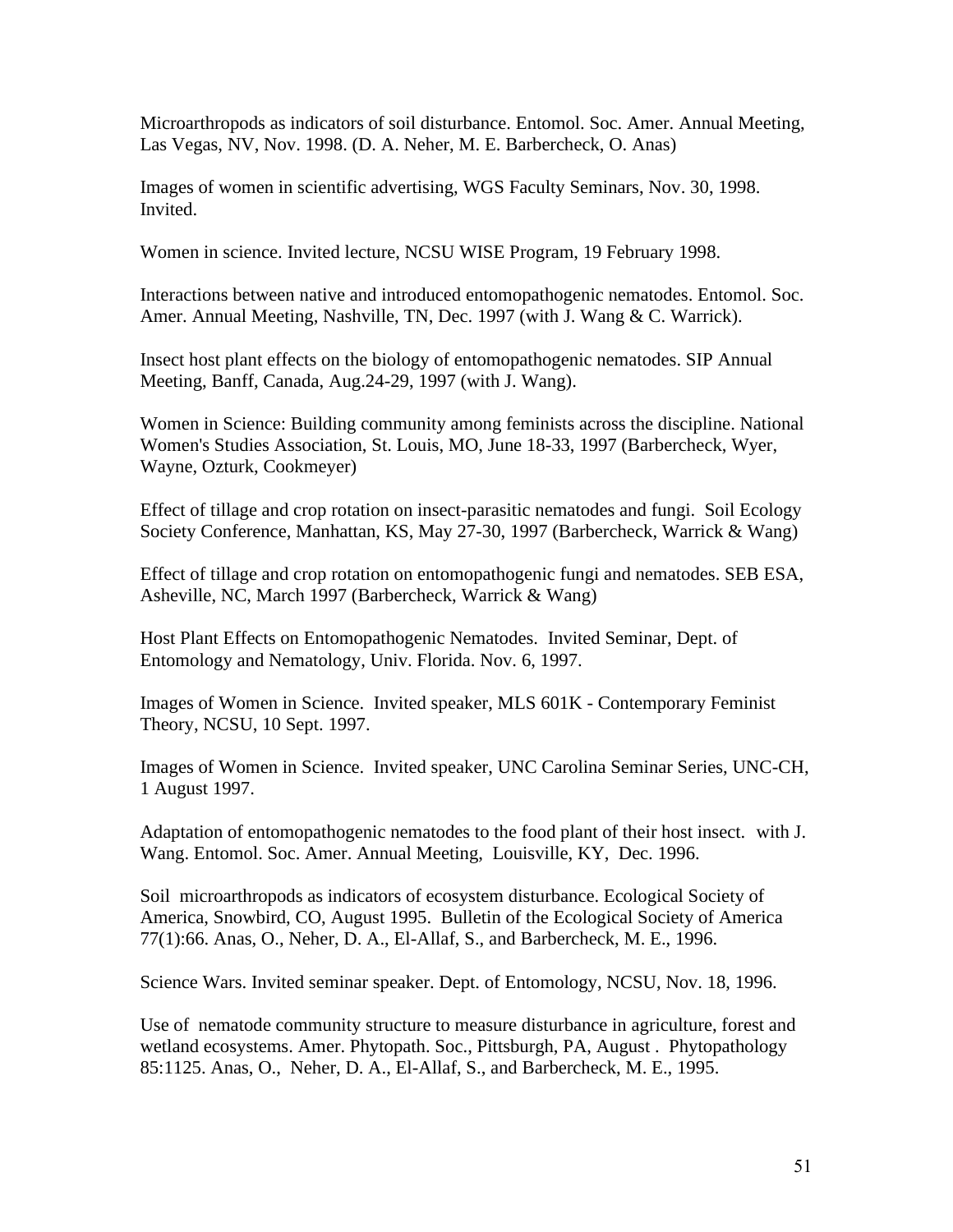Microarthropods as indicators of soil disturbance. Entomol. Soc. Amer. Annual Meeting, Las Vegas, NV, Nov. 1998. (D. A. Neher, M. E. Barbercheck, O. Anas)

Images of women in scientific advertising, WGS Faculty Seminars, Nov. 30, 1998. Invited.

Women in science. Invited lecture, NCSU WISE Program, 19 February 1998.

Interactions between native and introduced entomopathogenic nematodes. Entomol. Soc. Amer. Annual Meeting, Nashville, TN, Dec. 1997 (with J. Wang & C. Warrick).

Insect host plant effects on the biology of entomopathogenic nematodes. SIP Annual Meeting, Banff, Canada, Aug.24-29, 1997 (with J. Wang).

Women in Science: Building community among feminists across the discipline. National Women's Studies Association, St. Louis, MO, June 18-33, 1997 (Barbercheck, Wyer, Wayne, Ozturk, Cookmeyer)

Effect of tillage and crop rotation on insect-parasitic nematodes and fungi. Soil Ecology Society Conference, Manhattan, KS, May 27-30, 1997 (Barbercheck, Warrick & Wang)

Effect of tillage and crop rotation on entomopathogenic fungi and nematodes. SEB ESA, Asheville, NC, March 1997 (Barbercheck, Warrick & Wang)

Host Plant Effects on Entomopathogenic Nematodes. Invited Seminar, Dept. of Entomology and Nematology, Univ. Florida. Nov. 6, 1997.

Images of Women in Science. Invited speaker, MLS 601K - Contemporary Feminist Theory, NCSU, 10 Sept. 1997.

Images of Women in Science. Invited speaker, UNC Carolina Seminar Series, UNC-CH, 1 August 1997.

Adaptation of entomopathogenic nematodes to the food plant of their host insect. with J. Wang. Entomol. Soc. Amer. Annual Meeting, Louisville, KY, Dec. 1996.

Soil microarthropods as indicators of ecosystem disturbance. Ecological Society of America, Snowbird, CO, August 1995. Bulletin of the Ecological Society of America 77(1):66. Anas, O., Neher, D. A., El-Allaf, S., and Barbercheck, M. E., 1996.

Science Wars. Invited seminar speaker. Dept. of Entomology, NCSU, Nov. 18, 1996.

Use of nematode community structure to measure disturbance in agriculture, forest and wetland ecosystems. Amer. Phytopath. Soc., Pittsburgh, PA, August . Phytopathology 85:1125. Anas, O., Neher, D. A., El-Allaf, S., and Barbercheck, M. E., 1995.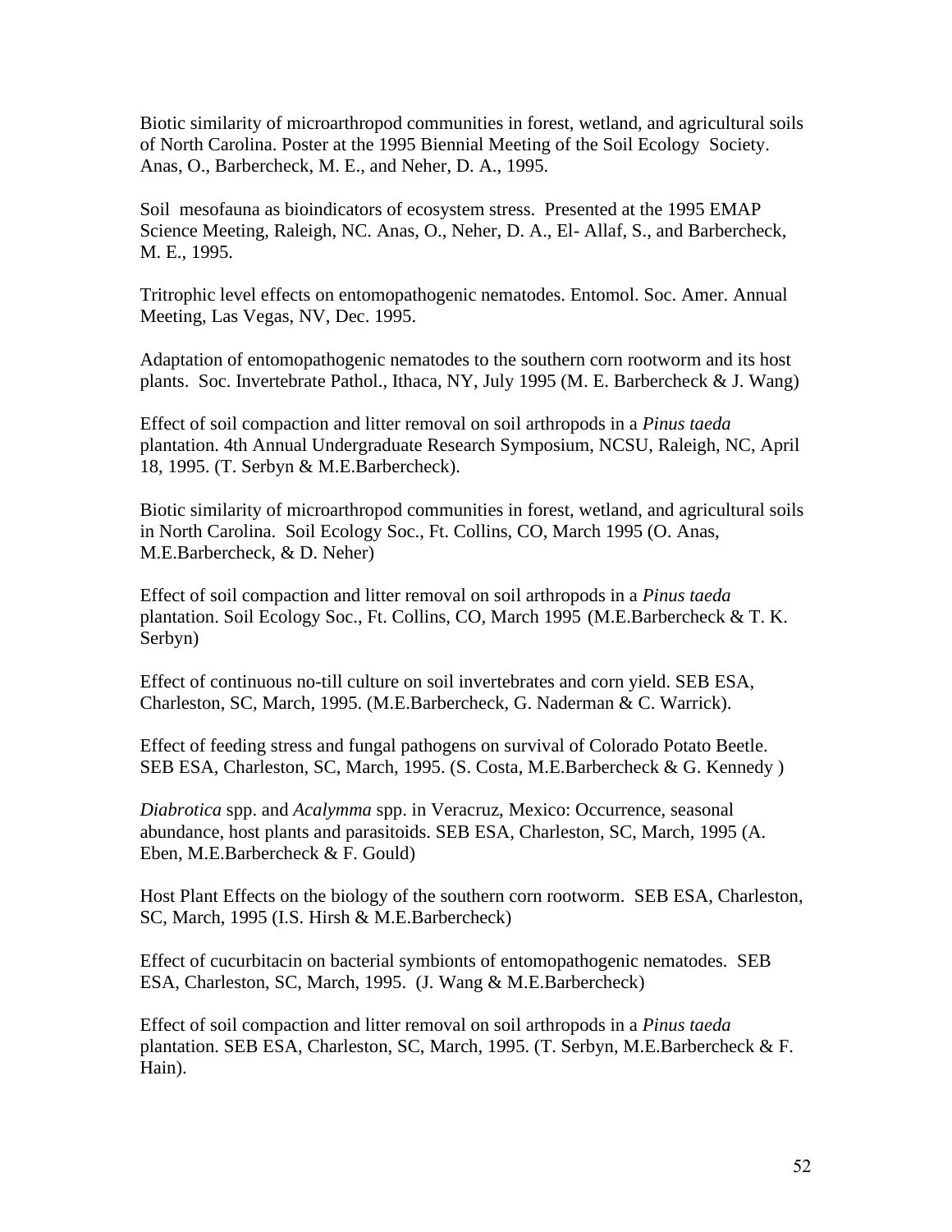Biotic similarity of microarthropod communities in forest, wetland, and agricultural soils of North Carolina. Poster at the 1995 Biennial Meeting of the Soil Ecology Society. Anas, O., Barbercheck, M. E., and Neher, D. A., 1995.

Soil mesofauna as bioindicators of ecosystem stress. Presented at the 1995 EMAP Science Meeting, Raleigh, NC. Anas, O., Neher, D. A., El- Allaf, S., and Barbercheck, M. E., 1995.

Tritrophic level effects on entomopathogenic nematodes. Entomol. Soc. Amer. Annual Meeting, Las Vegas, NV, Dec. 1995.

Adaptation of entomopathogenic nematodes to the southern corn rootworm and its host plants. Soc. Invertebrate Pathol., Ithaca, NY, July 1995 (M. E. Barbercheck & J. Wang)

Effect of soil compaction and litter removal on soil arthropods in a *Pinus taeda* plantation. 4th Annual Undergraduate Research Symposium, NCSU, Raleigh, NC, April 18, 1995. (T. Serbyn & M.E.Barbercheck).

Biotic similarity of microarthropod communities in forest, wetland, and agricultural soils in North Carolina. Soil Ecology Soc., Ft. Collins, CO, March 1995 (O. Anas, M.E.Barbercheck, & D. Neher)

Effect of soil compaction and litter removal on soil arthropods in a *Pinus taeda* plantation. Soil Ecology Soc., Ft. Collins, CO, March 1995 (M.E.Barbercheck & T. K. Serbyn)

Effect of continuous no-till culture on soil invertebrates and corn yield. SEB ESA, Charleston, SC, March, 1995. (M.E.Barbercheck, G. Naderman & C. Warrick).

Effect of feeding stress and fungal pathogens on survival of Colorado Potato Beetle. SEB ESA, Charleston, SC, March, 1995. (S. Costa, M.E.Barbercheck & G. Kennedy )

*Diabrotica* spp. and *Acalymma* spp. in Veracruz, Mexico: Occurrence, seasonal abundance, host plants and parasitoids. SEB ESA, Charleston, SC, March, 1995 (A. Eben, M.E.Barbercheck & F. Gould)

Host Plant Effects on the biology of the southern corn rootworm. SEB ESA, Charleston, SC, March, 1995 (I.S. Hirsh & M.E.Barbercheck)

Effect of cucurbitacin on bacterial symbionts of entomopathogenic nematodes. SEB ESA, Charleston, SC, March, 1995. (J. Wang & M.E.Barbercheck)

Effect of soil compaction and litter removal on soil arthropods in a *Pinus taeda* plantation. SEB ESA, Charleston, SC, March, 1995. (T. Serbyn, M.E.Barbercheck & F. Hain).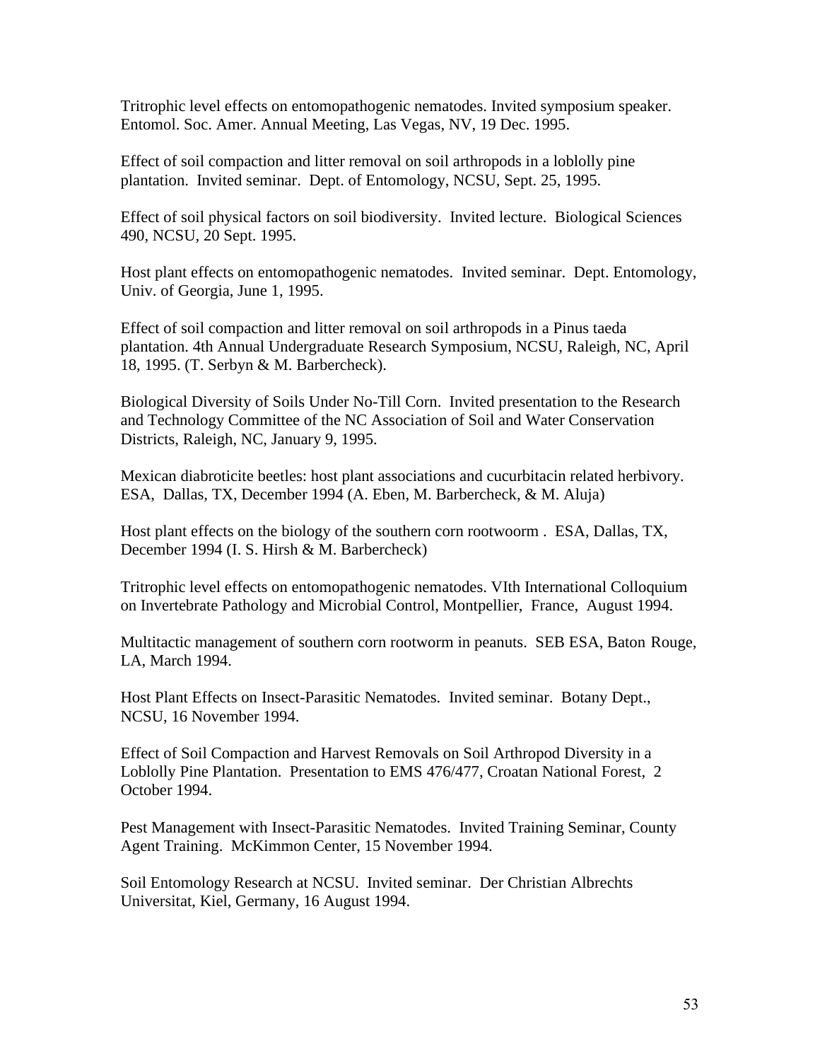Tritrophic level effects on entomopathogenic nematodes. Invited symposium speaker. Entomol. Soc. Amer. Annual Meeting, Las Vegas, NV, 19 Dec. 1995.

Effect of soil compaction and litter removal on soil arthropods in a loblolly pine plantation. Invited seminar. Dept. of Entomology, NCSU, Sept. 25, 1995.

Effect of soil physical factors on soil biodiversity. Invited lecture. Biological Sciences 490, NCSU, 20 Sept. 1995.

Host plant effects on entomopathogenic nematodes. Invited seminar. Dept. Entomology, Univ. of Georgia, June 1, 1995.

Effect of soil compaction and litter removal on soil arthropods in a Pinus taeda plantation. 4th Annual Undergraduate Research Symposium, NCSU, Raleigh, NC, April 18, 1995. (T. Serbyn & M. Barbercheck).

Biological Diversity of Soils Under No-Till Corn. Invited presentation to the Research and Technology Committee of the NC Association of Soil and Water Conservation Districts, Raleigh, NC, January 9, 1995.

Mexican diabroticite beetles: host plant associations and cucurbitacin related herbivory. ESA, Dallas, TX, December 1994 (A. Eben, M. Barbercheck, & M. Aluja)

Host plant effects on the biology of the southern corn rootwoorm . ESA, Dallas, TX, December 1994 (I. S. Hirsh & M. Barbercheck)

Tritrophic level effects on entomopathogenic nematodes. VIth International Colloquium on Invertebrate Pathology and Microbial Control, Montpellier, France, August 1994.

Multitactic management of southern corn rootworm in peanuts. SEB ESA, Baton Rouge, LA, March 1994.

Host Plant Effects on Insect-Parasitic Nematodes. Invited seminar. Botany Dept., NCSU, 16 November 1994.

Effect of Soil Compaction and Harvest Removals on Soil Arthropod Diversity in a Loblolly Pine Plantation. Presentation to EMS 476/477, Croatan National Forest, 2 October 1994.

Pest Management with Insect-Parasitic Nematodes. Invited Training Seminar, County Agent Training. McKimmon Center, 15 November 1994.

Soil Entomology Research at NCSU. Invited seminar. Der Christian Albrechts Universitat, Kiel, Germany, 16 August 1994.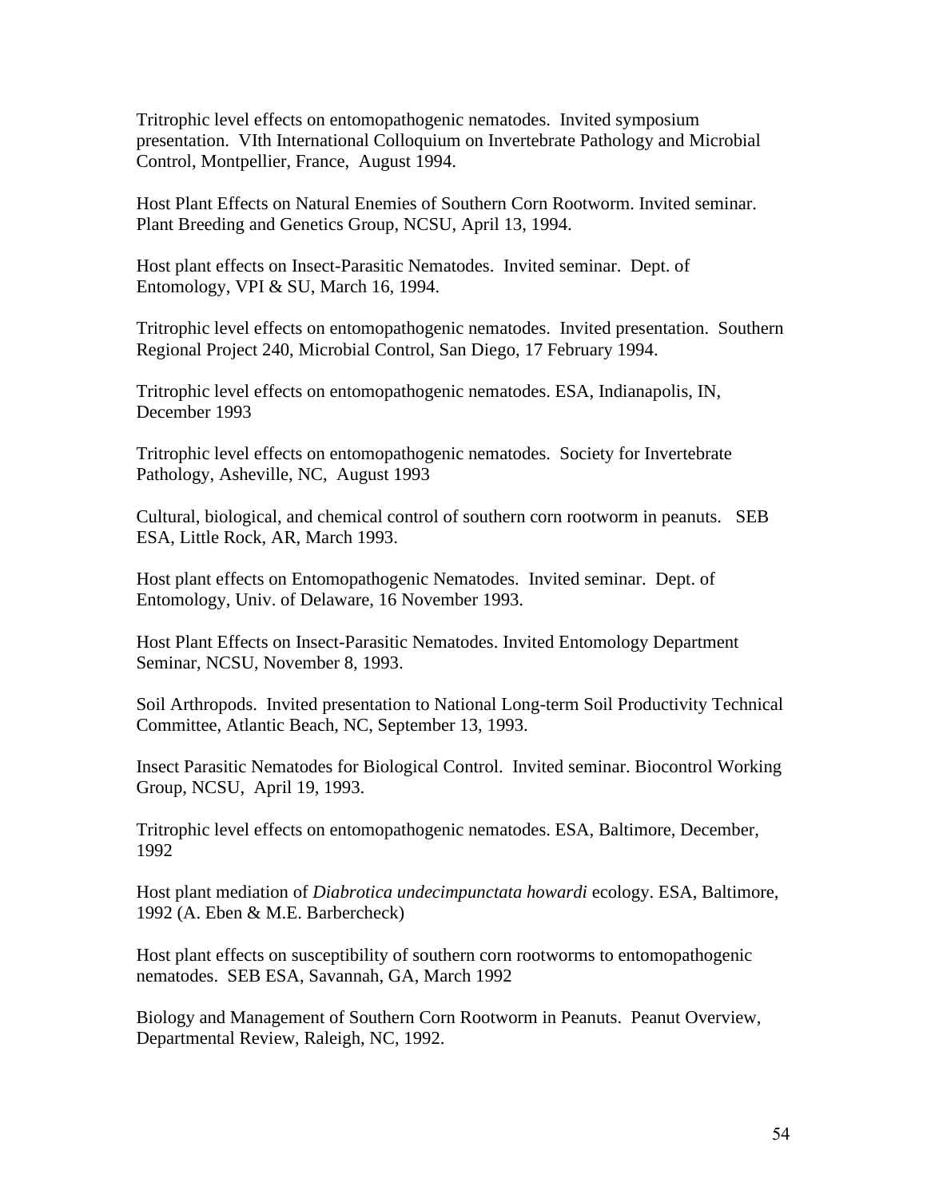Tritrophic level effects on entomopathogenic nematodes. Invited symposium presentation. VIth International Colloquium on Invertebrate Pathology and Microbial Control, Montpellier, France, August 1994.

Host Plant Effects on Natural Enemies of Southern Corn Rootworm. Invited seminar. Plant Breeding and Genetics Group, NCSU, April 13, 1994.

Host plant effects on Insect-Parasitic Nematodes. Invited seminar. Dept. of Entomology, VPI & SU, March 16, 1994.

Tritrophic level effects on entomopathogenic nematodes. Invited presentation. Southern Regional Project 240, Microbial Control, San Diego, 17 February 1994.

Tritrophic level effects on entomopathogenic nematodes. ESA, Indianapolis, IN, December 1993

Tritrophic level effects on entomopathogenic nematodes. Society for Invertebrate Pathology, Asheville, NC, August 1993

Cultural, biological, and chemical control of southern corn rootworm in peanuts. SEB ESA, Little Rock, AR, March 1993.

Host plant effects on Entomopathogenic Nematodes. Invited seminar. Dept. of Entomology, Univ. of Delaware, 16 November 1993.

Host Plant Effects on Insect-Parasitic Nematodes. Invited Entomology Department Seminar, NCSU, November 8, 1993.

Soil Arthropods. Invited presentation to National Long-term Soil Productivity Technical Committee, Atlantic Beach, NC, September 13, 1993.

Insect Parasitic Nematodes for Biological Control. Invited seminar. Biocontrol Working Group, NCSU, April 19, 1993.

Tritrophic level effects on entomopathogenic nematodes. ESA, Baltimore, December, 1992

Host plant mediation of *Diabrotica undecimpunctata howardi* ecology. ESA, Baltimore, 1992 (A. Eben & M.E. Barbercheck)

Host plant effects on susceptibility of southern corn rootworms to entomopathogenic nematodes. SEB ESA, Savannah, GA, March 1992

Biology and Management of Southern Corn Rootworm in Peanuts. Peanut Overview, Departmental Review, Raleigh, NC, 1992.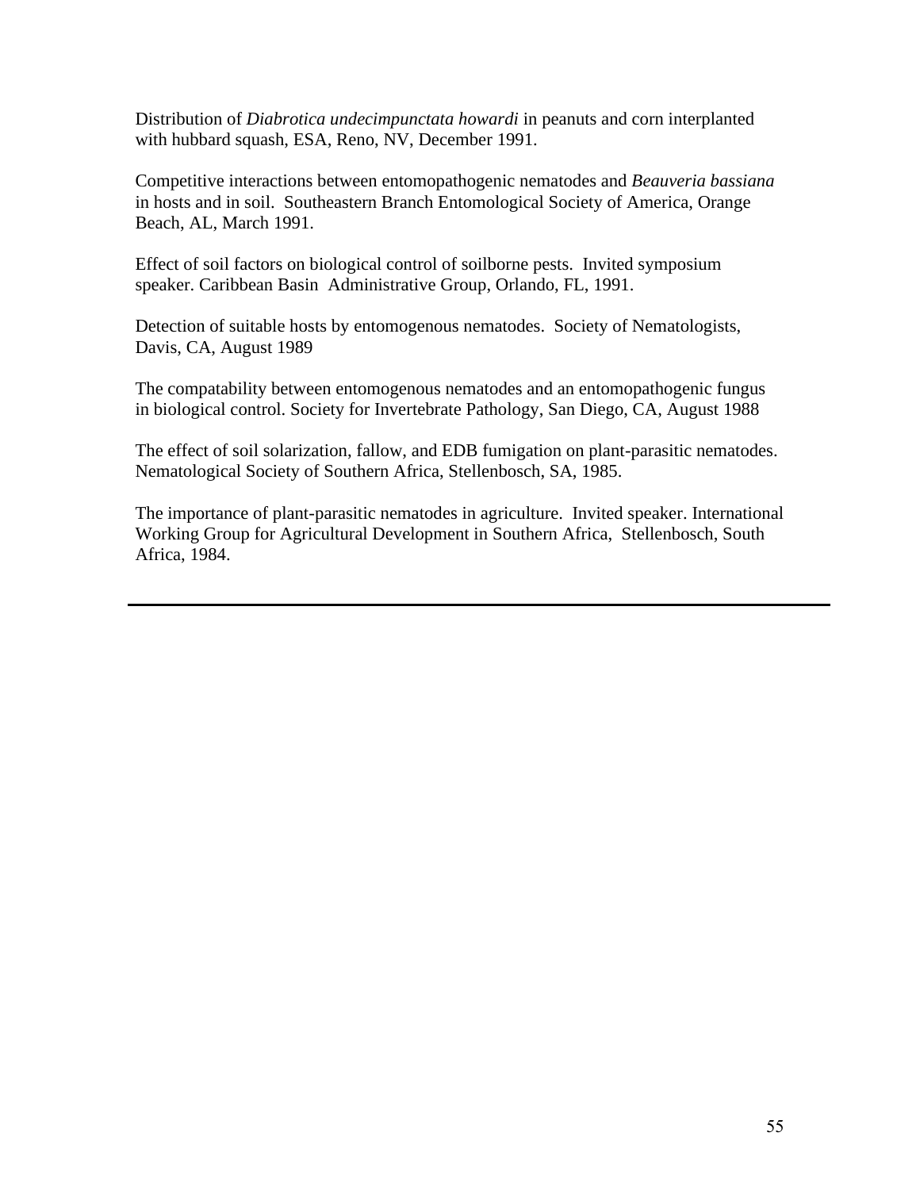Distribution of *Diabrotica undecimpunctata howardi* in peanuts and corn interplanted with hubbard squash, ESA, Reno, NV, December 1991.

Competitive interactions between entomopathogenic nematodes and *Beauveria bassiana* in hosts and in soil. Southeastern Branch Entomological Society of America, Orange Beach, AL, March 1991.

Effect of soil factors on biological control of soilborne pests. Invited symposium speaker. Caribbean Basin Administrative Group, Orlando, FL, 1991.

Detection of suitable hosts by entomogenous nematodes. Society of Nematologists, Davis, CA, August 1989

The compatability between entomogenous nematodes and an entomopathogenic fungus in biological control. Society for Invertebrate Pathology, San Diego, CA, August 1988

The effect of soil solarization, fallow, and EDB fumigation on plant-parasitic nematodes. Nematological Society of Southern Africa, Stellenbosch, SA, 1985.

The importance of plant-parasitic nematodes in agriculture. Invited speaker. International Working Group for Agricultural Development in Southern Africa, Stellenbosch, South Africa, 1984.

---